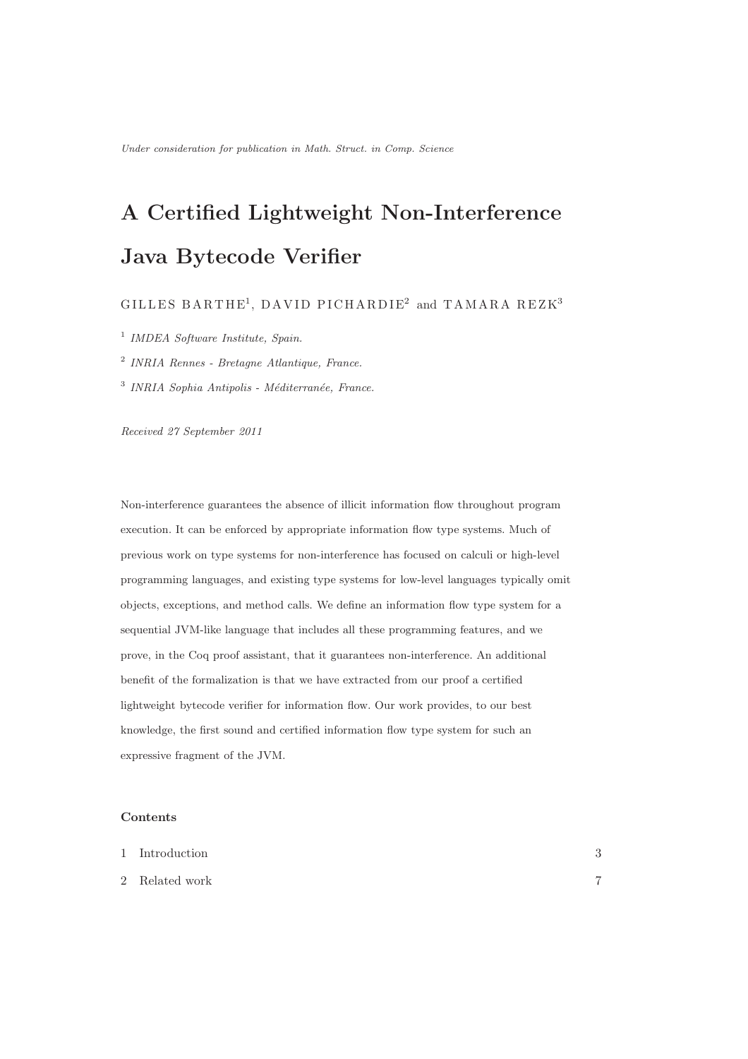*Under consideration for publication in Math. Struct. in Comp. Science*

# A Certified Lightweight Non-Interference Java Bytecode Verifier

GILLES BARTHE[1], DAVID PICHARDIE[2] and TAMARA REZK[3]

[1] *IMDEA Software Institute, Spain.*

[2] *INRIA Rennes - Bretagne Atlantique, France.*

[3] *INRIA Sophia Antipolis - Méditerranée, France.*

*Received 27 September 2011*

Non-interference guarantees the absence of illicit information flow throughout program execution. It can be enforced by appropriate information flow type systems. Much of previous work on type systems for non-interference has focused on calculi or high-level programming languages, and existing type systems for low-level languages typically omit objects, exceptions, and method calls. We define an information flow type system for a sequential JVM-like language that includes all these programming features, and we prove, in the Coq proof assistant, that it guarantees non-interference. An additional benefit of the formalization is that we have extracted from our proof a certified lightweight bytecode verifier for information flow. Our work provides, to our best knowledge, the first sound and certified information flow type system for such an expressive fragment of the JVM.

**Contents**

| | | |
|---|---|---|
| 1 | Introduction | 3 |
| 2 | Related work | 7 |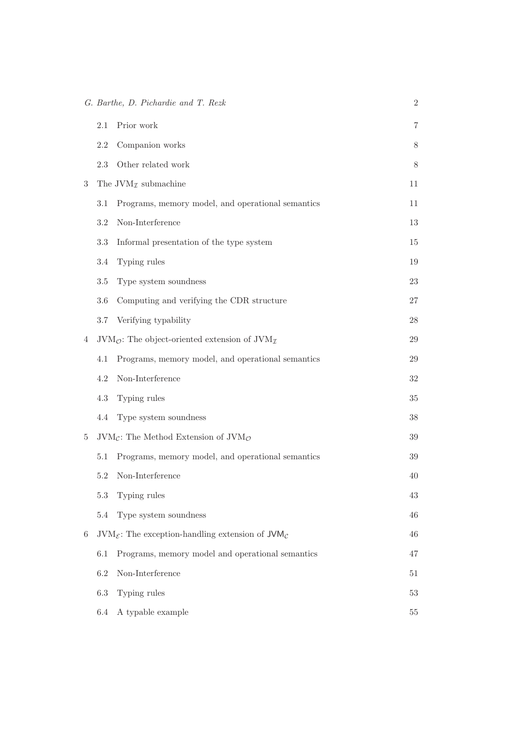| | | |
|---|---|---|
| 2.1 | Prior work | 7 |
| 2.2 | Companion works | 8 |
| 2.3 | Other related work | 8 |
| 3 | The $\text{JVM}_{\mathcal{I}}$ submachine | 11 |
| 3.1 | Programs, memory model, and operational semantics | 11 |
| 3.2 | Non-Interference | 13 |
| 3.3 | Informal presentation of the type system | 15 |
| 3.4 | Typing rules | 19 |
| 3.5 | Type system soundness | 23 |
| 3.6 | Computing and verifying the CDR structure | 27 |
| 3.7 | Verifying typability | 28 |
| 4 | $\text{JVM}_{\mathcal{O}}$: The object-oriented extension of $\text{JVM}_{\mathcal{I}}$ | 29 |
| 4.1 | Programs, memory model, and operational semantics | 29 |
| 4.2 | Non-Interference | 32 |
| 4.3 | Typing rules | 35 |
| 4.4 | Type system soundness | 38 |
| 5 | $\text{JVM}_{\mathcal{C}}$: The Method Extension of $\text{JVM}_{\mathcal{O}}$ | 39 |
| 5.1 | Programs, memory model, and operational semantics | 39 |
| 5.2 | Non-Interference | 40 |
| 5.3 | Typing rules | 43 |
| 5.4 | Type system soundness | 46 |
| 6 | $\text{JVM}_{\mathcal{E}}$: The exception-handling extension of $\mathsf{JVM}_{\mathcal{C}}$ | 46 |
| 6.1 | Programs, memory model and operational semantics | 47 |
| 6.2 | Non-Interference | 51 |
| 6.3 | Typing rules | 53 |
| 6.4 | A typable example | 55 |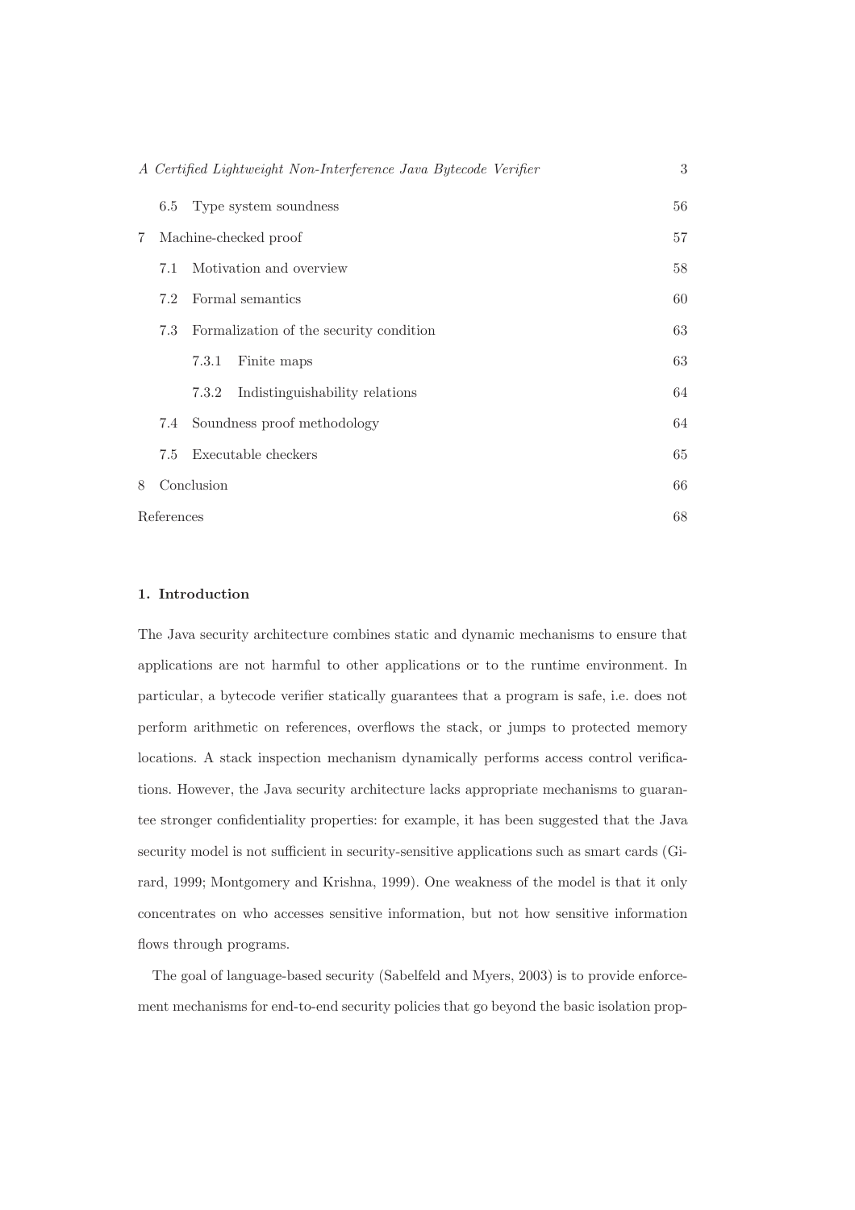| | | |
|---|---|---|
| 6.5 | Type system soundness | 56 |
| 7 | Machine-checked proof | 57 |
| 7.1 | Motivation and overview | 58 |
| 7.2 | Formal semantics | 60 |
| 7.3 | Formalization of the security condition | 63 |
| 7.3.1 | Finite maps | 63 |
| 7.3.2 | Indistinguishability relations | 64 |
| 7.4 | Soundness proof methodology | 64 |
| 7.5 | Executable checkers | 65 |
| 8 | Conclusion | 66 |
| | References | 68 |

## 1. Introduction

The Java security architecture combines static and dynamic mechanisms to ensure that applications are not harmful to other applications or to the runtime environment. In particular, a bytecode verifier statically guarantees that a program is safe, i.e. does not perform arithmetic on references, overflows the stack, or jumps to protected memory locations. A stack inspection mechanism dynamically performs access control verifications. However, the Java security architecture lacks appropriate mechanisms to guarantee stronger confidentiality properties: for example, it has been suggested that the Java security model is not sufficient in security-sensitive applications such as smart cards (Girard, 1999; Montgomery and Krishna, 1999). One weakness of the model is that it only concentrates on who accesses sensitive information, but not how sensitive information flows through programs.

The goal of language-based security (Sabelfeld and Myers, 2003) is to provide enforcement mechanisms for end-to-end security policies that go beyond the basic isolation prop-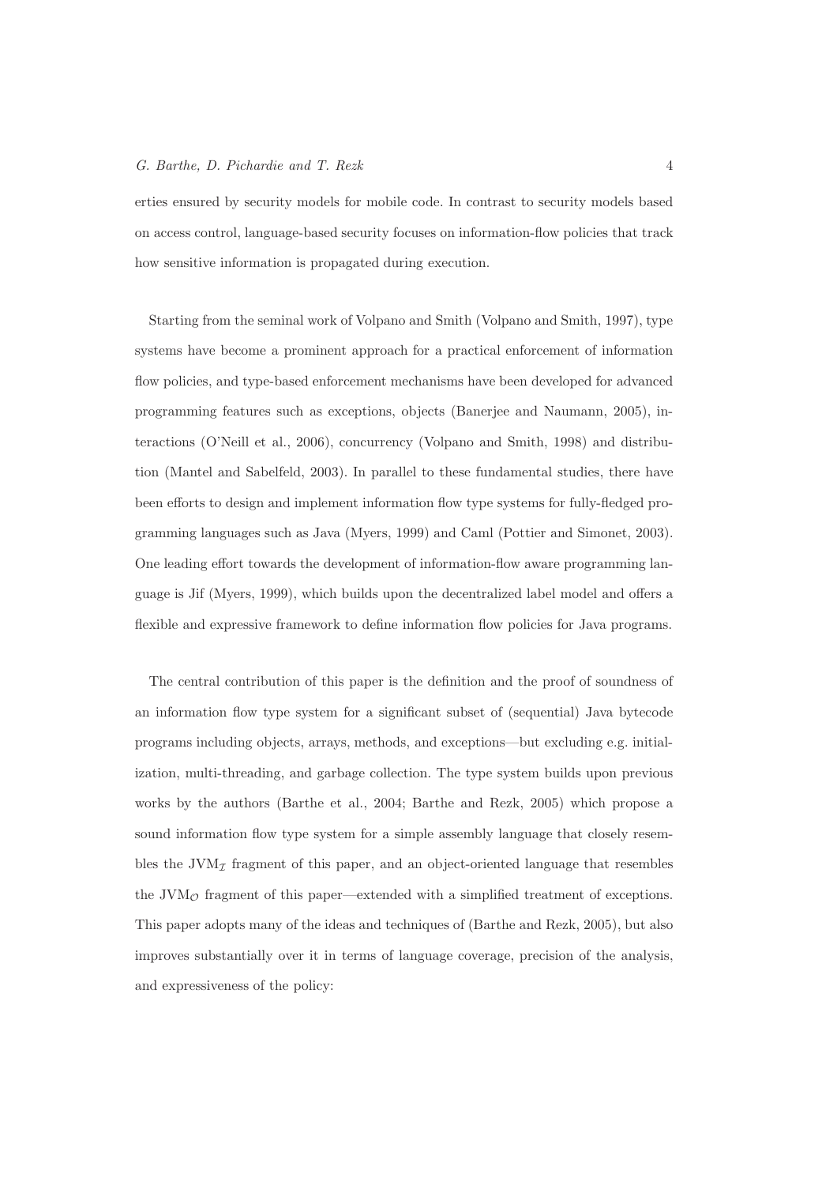erties ensured by security models for mobile code. In contrast to security models based on access control, language-based security focuses on information-flow policies that track how sensitive information is propagated during execution.

Starting from the seminal work of Volpano and Smith (Volpano and Smith, 1997), type systems have become a prominent approach for a practical enforcement of information flow policies, and type-based enforcement mechanisms have been developed for advanced programming features such as exceptions, objects (Banerjee and Naumann, 2005), interactions (O'Neill et al., 2006), concurrency (Volpano and Smith, 1998) and distribution (Mantel and Sabelfeld, 2003). In parallel to these fundamental studies, there have been efforts to design and implement information flow type systems for fully-fledged programming languages such as Java (Myers, 1999) and Caml (Pottier and Simonet, 2003). One leading effort towards the development of information-flow aware programming language is Jif (Myers, 1999), which builds upon the decentralized label model and offers a flexible and expressive framework to define information flow policies for Java programs.

The central contribution of this paper is the definition and the proof of soundness of an information flow type system for a significant subset of (sequential) Java bytecode programs including objects, arrays, methods, and exceptions—but excluding e.g. initialization, multi-threading, and garbage collection. The type system builds upon previous works by the authors (Barthe et al., 2004; Barthe and Rezk, 2005) which propose a sound information flow type system for a simple assembly language that closely resembles the $\mathrm{JVM}_{\mathcal{I}}$ fragment of this paper, and an object-oriented language that resembles the $\mathrm{JVM}_{\mathcal{O}}$ fragment of this paper—extended with a simplified treatment of exceptions. This paper adopts many of the ideas and techniques of (Barthe and Rezk, 2005), but also improves substantially over it in terms of language coverage, precision of the analysis, and expressiveness of the policy: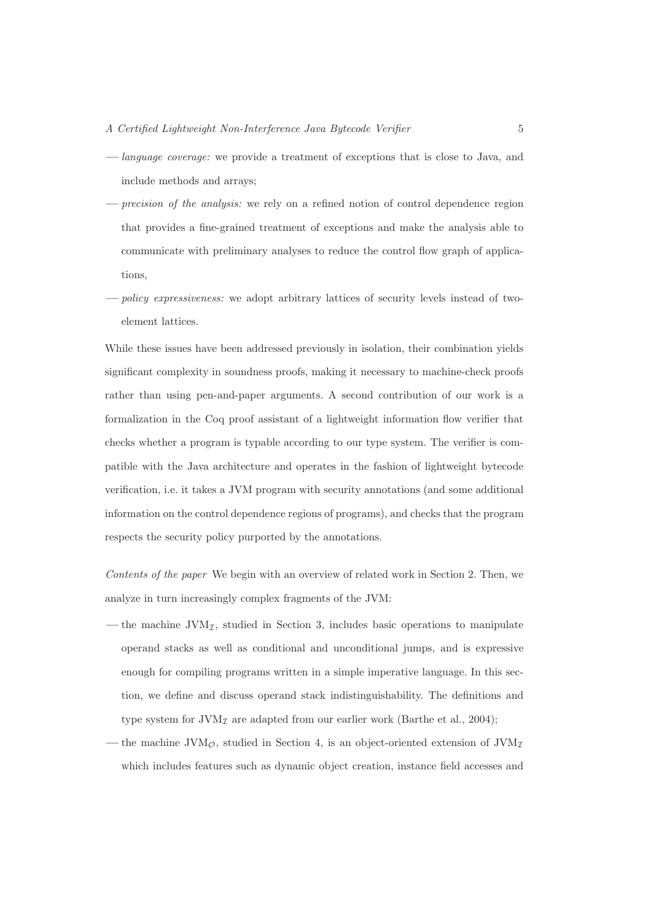— *language coverage:* we provide a treatment of exceptions that is close to Java, and include methods and arrays;

— *precision of the analysis:* we rely on a refined notion of control dependence region that provides a fine-grained treatment of exceptions and make the analysis able to communicate with preliminary analyses to reduce the control flow graph of applications,

— *policy expressiveness:* we adopt arbitrary lattices of security levels instead of two-element lattices.

While these issues have been addressed previously in isolation, their combination yields significant complexity in soundness proofs, making it necessary to machine-check proofs rather than using pen-and-paper arguments. A second contribution of our work is a formalization in the Coq proof assistant of a lightweight information flow verifier that checks whether a program is typable according to our type system. The verifier is compatible with the Java architecture and operates in the fashion of lightweight bytecode verification, i.e. it takes a JVM program with security annotations (and some additional information on the control dependence regions of programs), and checks that the program respects the security policy purported by the annotations.

*Contents of the paper* We begin with an overview of related work in Section 2. Then, we analyze in turn increasingly complex fragments of the JVM:

— the machine $\mathrm{JVM}_{\mathcal{I}}$, studied in Section 3, includes basic operations to manipulate operand stacks as well as conditional and unconditional jumps, and is expressive enough for compiling programs written in a simple imperative language. In this section, we define and discuss operand stack indistinguishability. The definitions and type system for $\mathrm{JVM}_{\mathcal{I}}$ are adapted from our earlier work (Barthe et al., 2004);

— the machine $\mathrm{JVM}_{\mathcal{O}}$, studied in Section 4, is an object-oriented extension of $\mathrm{JVM}_{\mathcal{I}}$ which includes features such as dynamic object creation, instance field accesses and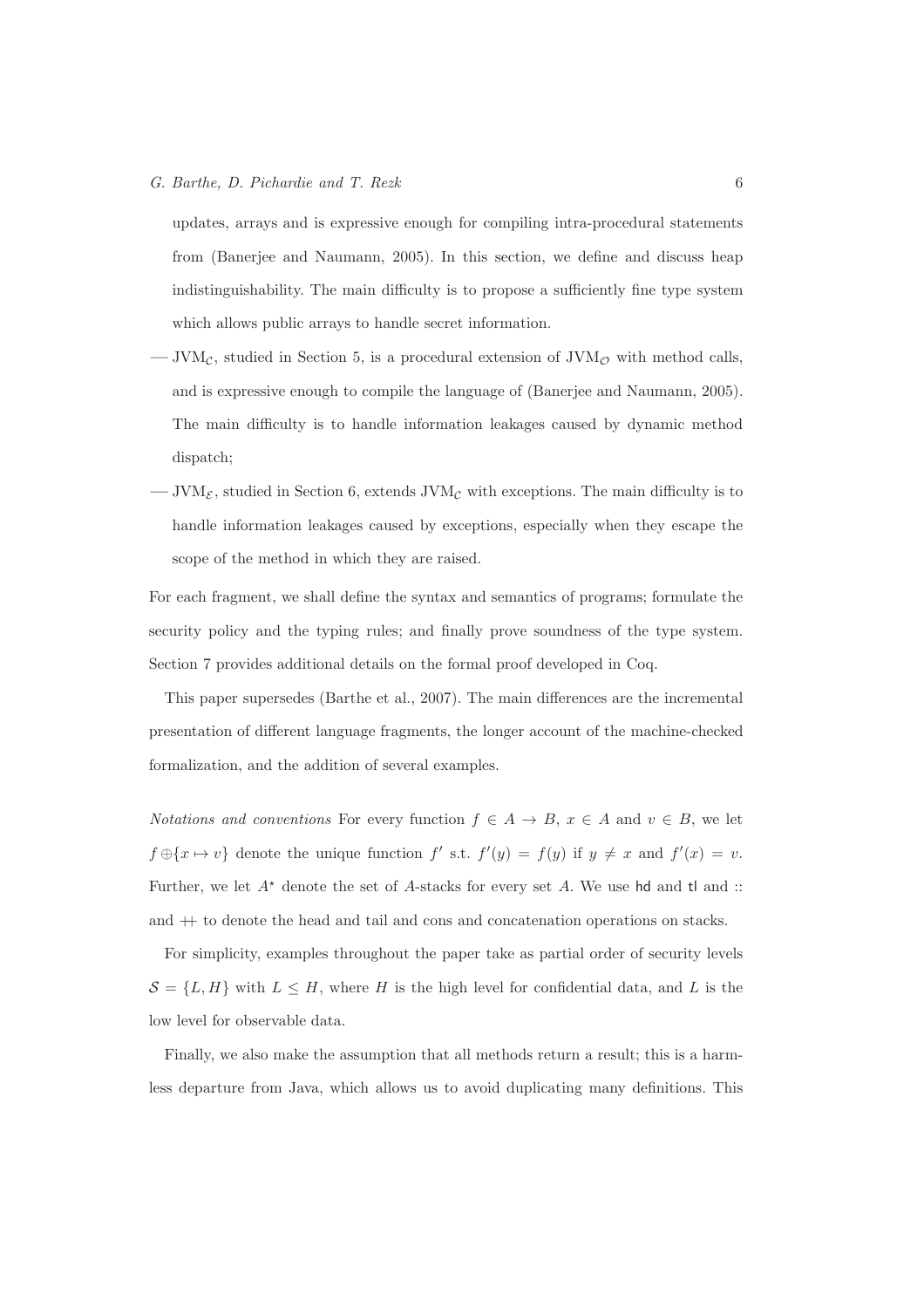updates, arrays and is expressive enough for compiling intra-procedural statements from (Banerjee and Naumann, 2005). In this section, we define and discuss heap indistinguishability. The main difficulty is to propose a sufficiently fine type system which allows public arrays to handle secret information.

— $\mathrm{JVM}_{\mathcal{C}}$, studied in Section 5, is a procedural extension of $\mathrm{JVM}_{\mathcal{O}}$ with method calls, and is expressive enough to compile the language of (Banerjee and Naumann, 2005). The main difficulty is to handle information leakages caused by dynamic method dispatch;

— $\mathrm{JVM}_{\mathcal{E}}$, studied in Section 6, extends $\mathrm{JVM}_{\mathcal{C}}$ with exceptions. The main difficulty is to handle information leakages caused by exceptions, especially when they escape the scope of the method in which they are raised.

For each fragment, we shall define the syntax and semantics of programs; formulate the security policy and the typing rules; and finally prove soundness of the type system. Section 7 provides additional details on the formal proof developed in Coq.

This paper supersedes (Barthe et al., 2007). The main differences are the incremental presentation of different language fragments, the longer account of the machine-checked formalization, and the addition of several examples.

*Notations and conventions* For every function $f \in A \to B$, $x \in A$ and $v \in B$, we let $f \oplus \{x \mapsto v\}$ denote the unique function $f'$ s.t. $f'(y) = f(y)$ if $y \neq x$ and $f'(x) = v$. Further, we let $A^\star$ denote the set of $A$-stacks for every set $A$. We use $\mathsf{hd}$ and $\mathsf{tl}$ and $::$ and $++$ to denote the head and tail and cons and concatenation operations on stacks.

For simplicity, examples throughout the paper take as partial order of security levels $\mathcal{S} = \{L, H\}$ with $L \leq H$, where $H$ is the high level for confidential data, and $L$ is the low level for observable data.

Finally, we also make the assumption that all methods return a result; this is a harmless departure from Java, which allows us to avoid duplicating many definitions. This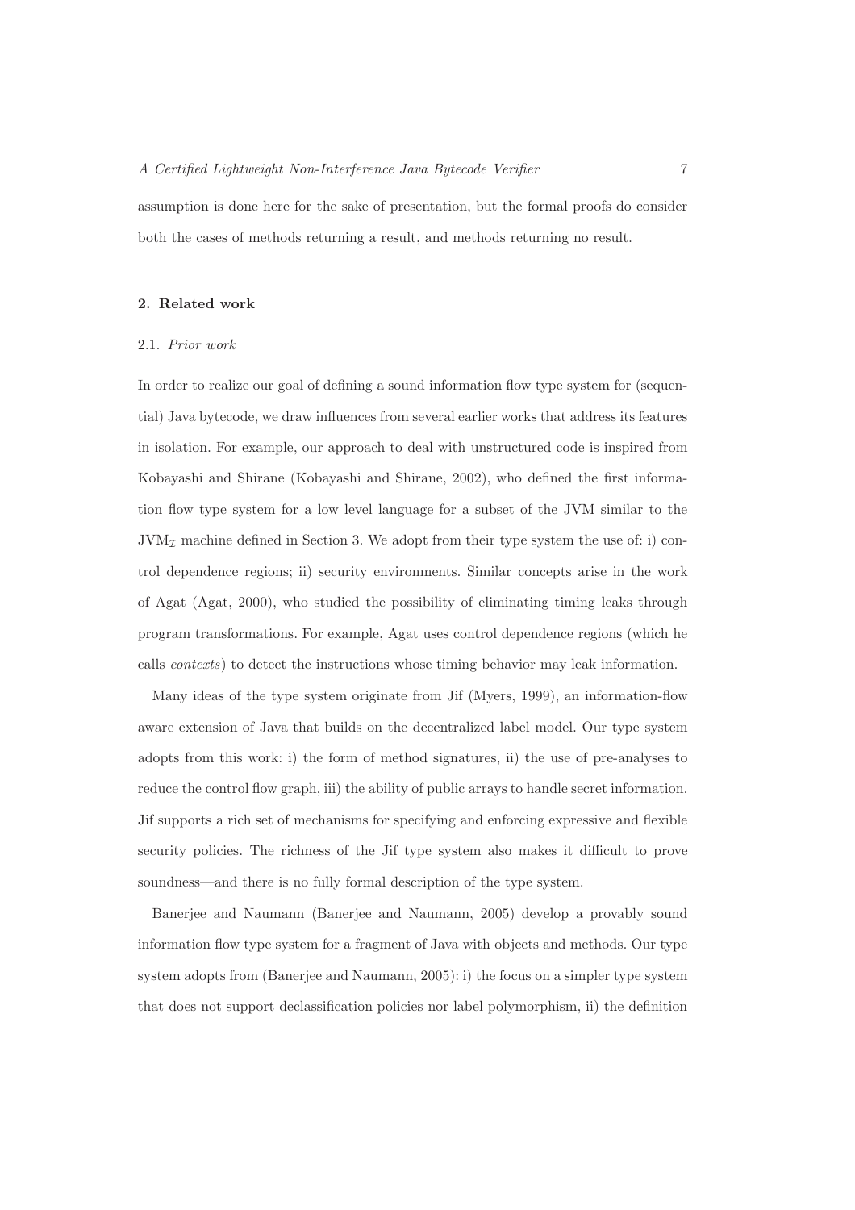assumption is done here for the sake of presentation, but the formal proofs do consider both the cases of methods returning a result, and methods returning no result.

## 2. Related work

### 2.1. *Prior work*

In order to realize our goal of defining a sound information flow type system for (sequential) Java bytecode, we draw influences from several earlier works that address its features in isolation. For example, our approach to deal with unstructured code is inspired from Kobayashi and Shirane (Kobayashi and Shirane, 2002), who defined the first information flow type system for a low level language for a subset of the JVM similar to the $\mathrm{JVM}_{\mathcal{I}}$ machine defined in Section 3. We adopt from their type system the use of: i) control dependence regions; ii) security environments. Similar concepts arise in the work of Agat (Agat, 2000), who studied the possibility of eliminating timing leaks through program transformations. For example, Agat uses control dependence regions (which he calls *contexts*) to detect the instructions whose timing behavior may leak information.

Many ideas of the type system originate from Jif (Myers, 1999), an information-flow aware extension of Java that builds on the decentralized label model. Our type system adopts from this work: i) the form of method signatures, ii) the use of pre-analyses to reduce the control flow graph, iii) the ability of public arrays to handle secret information. Jif supports a rich set of mechanisms for specifying and enforcing expressive and flexible security policies. The richness of the Jif type system also makes it difficult to prove soundness—and there is no fully formal description of the type system.

Banerjee and Naumann (Banerjee and Naumann, 2005) develop a provably sound information flow type system for a fragment of Java with objects and methods. Our type system adopts from (Banerjee and Naumann, 2005): i) the focus on a simpler type system that does not support declassification policies nor label polymorphism, ii) the definition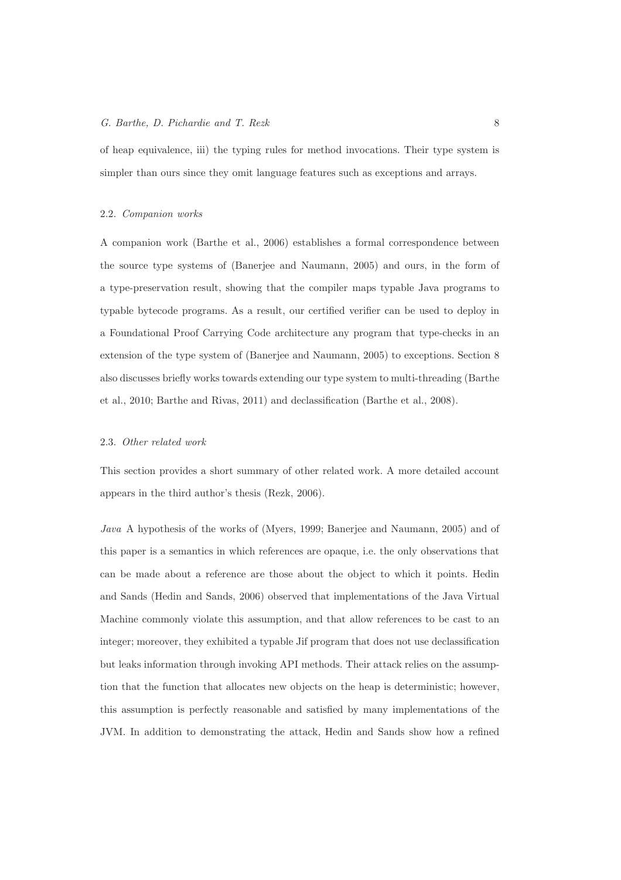of heap equivalence, iii) the typing rules for method invocations. Their type system is simpler than ours since they omit language features such as exceptions and arrays.

### 2.2. *Companion works*

A companion work (Barthe et al., 2006) establishes a formal correspondence between the source type systems of (Banerjee and Naumann, 2005) and ours, in the form of a type-preservation result, showing that the compiler maps typable Java programs to typable bytecode programs. As a result, our certified verifier can be used to deploy in a Foundational Proof Carrying Code architecture any program that type-checks in an extension of the type system of (Banerjee and Naumann, 2005) to exceptions. Section 8 also discusses briefly works towards extending our type system to multi-threading (Barthe et al., 2010; Barthe and Rivas, 2011) and declassification (Barthe et al., 2008).

### 2.3. *Other related work*

This section provides a short summary of other related work. A more detailed account appears in the third author's thesis (Rezk, 2006).

*Java* A hypothesis of the works of (Myers, 1999; Banerjee and Naumann, 2005) and of this paper is a semantics in which references are opaque, i.e. the only observations that can be made about a reference are those about the object to which it points. Hedin and Sands (Hedin and Sands, 2006) observed that implementations of the Java Virtual Machine commonly violate this assumption, and that allow references to be cast to an integer; moreover, they exhibited a typable Jif program that does not use declassification but leaks information through invoking API methods. Their attack relies on the assumption that the function that allocates new objects on the heap is deterministic; however, this assumption is perfectly reasonable and satisfied by many implementations of the JVM. In addition to demonstrating the attack, Hedin and Sands show how a refined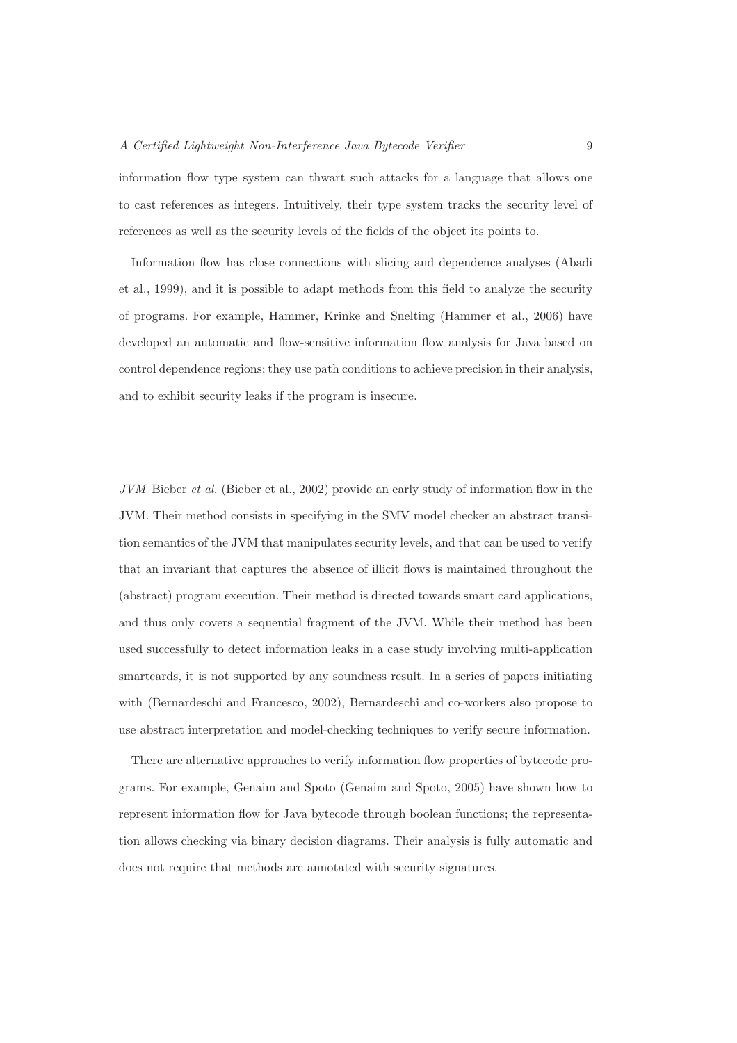information flow type system can thwart such attacks for a language that allows one to cast references as integers. Intuitively, their type system tracks the security level of references as well as the security levels of the fields of the object its points to.

Information flow has close connections with slicing and dependence analyses (Abadi et al., 1999), and it is possible to adapt methods from this field to analyze the security of programs. For example, Hammer, Krinke and Snelting (Hammer et al., 2006) have developed an automatic and flow-sensitive information flow analysis for Java based on control dependence regions; they use path conditions to achieve precision in their analysis, and to exhibit security leaks if the program is insecure.

*JVM* Bieber *et al.* (Bieber et al., 2002) provide an early study of information flow in the JVM. Their method consists in specifying in the SMV model checker an abstract transition semantics of the JVM that manipulates security levels, and that can be used to verify that an invariant that captures the absence of illicit flows is maintained throughout the (abstract) program execution. Their method is directed towards smart card applications, and thus only covers a sequential fragment of the JVM. While their method has been used successfully to detect information leaks in a case study involving multi-application smartcards, it is not supported by any soundness result. In a series of papers initiating with (Bernardeschi and Francesco, 2002), Bernardeschi and co-workers also propose to use abstract interpretation and model-checking techniques to verify secure information.

There are alternative approaches to verify information flow properties of bytecode programs. For example, Genaim and Spoto (Genaim and Spoto, 2005) have shown how to represent information flow for Java bytecode through boolean functions; the representation allows checking via binary decision diagrams. Their analysis is fully automatic and does not require that methods are annotated with security signatures.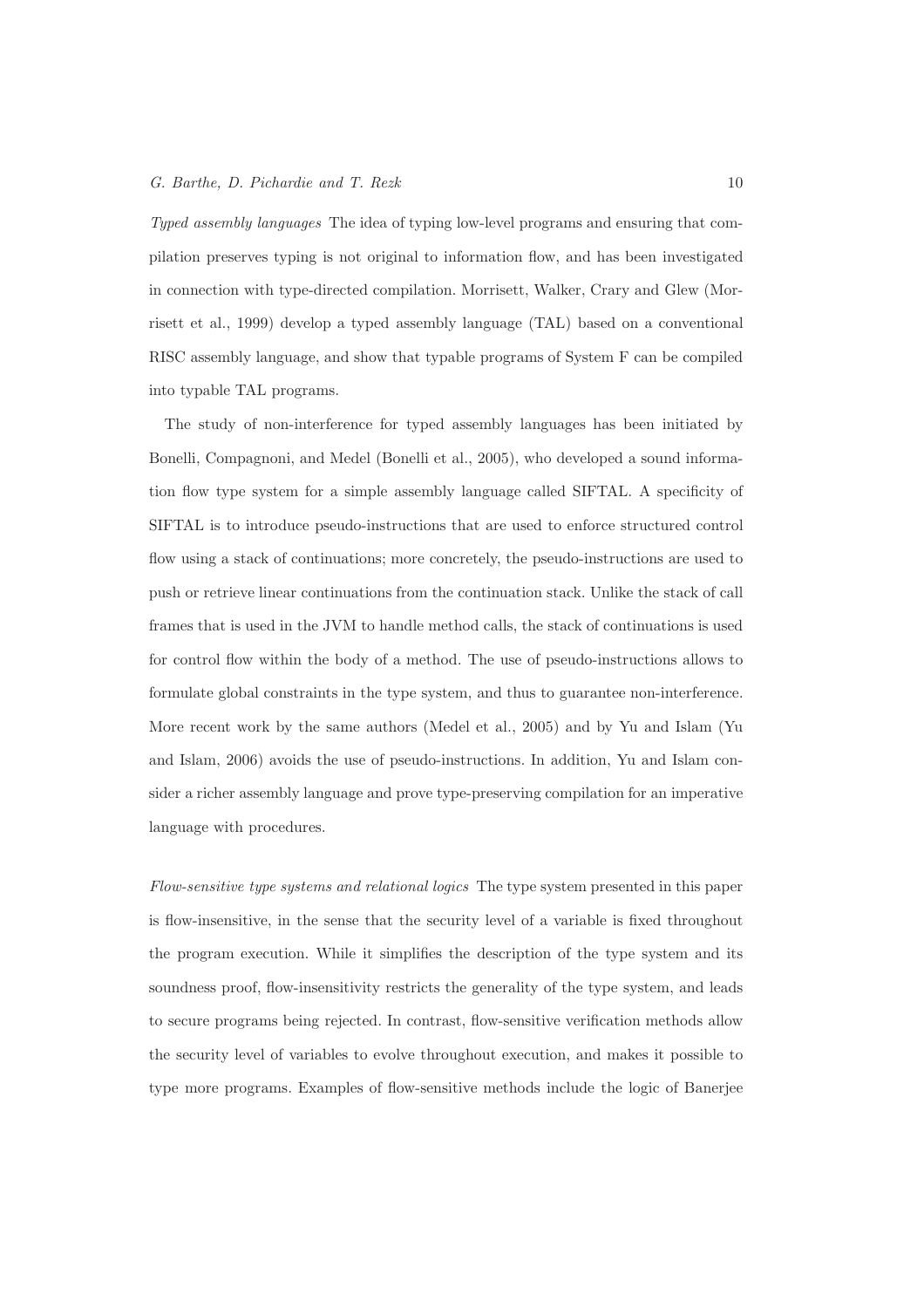*Typed assembly languages* The idea of typing low-level programs and ensuring that compilation preserves typing is not original to information flow, and has been investigated in connection with type-directed compilation. Morrisett, Walker, Crary and Glew (Morrisett et al., 1999) develop a typed assembly language (TAL) based on a conventional RISC assembly language, and show that typable programs of System F can be compiled into typable TAL programs.

The study of non-interference for typed assembly languages has been initiated by Bonelli, Compagnoni, and Medel (Bonelli et al., 2005), who developed a sound information flow type system for a simple assembly language called SIFTAL. A specificity of SIFTAL is to introduce pseudo-instructions that are used to enforce structured control flow using a stack of continuations; more concretely, the pseudo-instructions are used to push or retrieve linear continuations from the continuation stack. Unlike the stack of call frames that is used in the JVM to handle method calls, the stack of continuations is used for control flow within the body of a method. The use of pseudo-instructions allows to formulate global constraints in the type system, and thus to guarantee non-interference. More recent work by the same authors (Medel et al., 2005) and by Yu and Islam (Yu and Islam, 2006) avoids the use of pseudo-instructions. In addition, Yu and Islam consider a richer assembly language and prove type-preserving compilation for an imperative language with procedures.

*Flow-sensitive type systems and relational logics* The type system presented in this paper is flow-insensitive, in the sense that the security level of a variable is fixed throughout the program execution. While it simplifies the description of the type system and its soundness proof, flow-insensitivity restricts the generality of the type system, and leads to secure programs being rejected. In contrast, flow-sensitive verification methods allow the security level of variables to evolve throughout execution, and makes it possible to type more programs. Examples of flow-sensitive methods include the logic of Banerjee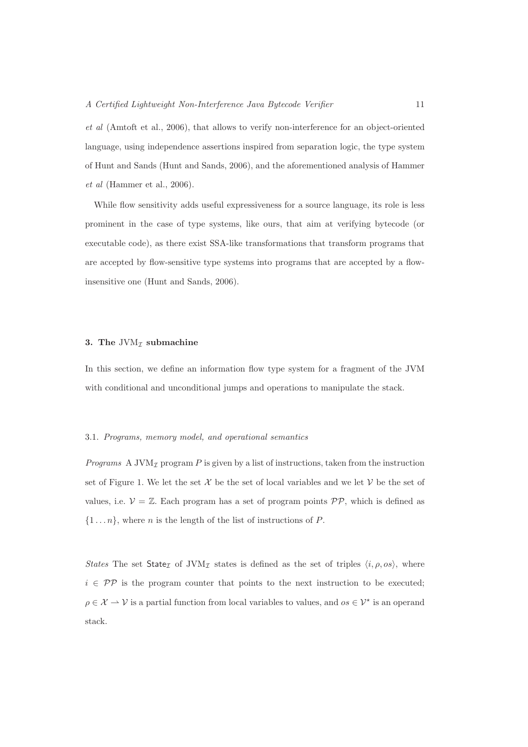*et al* (Amtoft et al., 2006), that allows to verify non-interference for an object-oriented language, using independence assertions inspired from separation logic, the type system of Hunt and Sands (Hunt and Sands, 2006), and the aforementioned analysis of Hammer *et al* (Hammer et al., 2006).

While flow sensitivity adds useful expressiveness for a source language, its role is less prominent in the case of type systems, like ours, that aim at verifying bytecode (or executable code), as there exist SSA-like transformations that transform programs that are accepted by flow-sensitive type systems into programs that are accepted by a flow-insensitive one (Hunt and Sands, 2006).

## 3. The $\mathrm{JVM}_{\mathcal{I}}$ submachine

In this section, we define an information flow type system for a fragment of the JVM with conditional and unconditional jumps and operations to manipulate the stack.

### 3.1. *Programs, memory model, and operational semantics*

*Programs* A $\mathrm{JVM}_{\mathcal{I}}$ program $P$ is given by a list of instructions, taken from the instruction set of Figure 1. We let the set $\mathcal{X}$ be the set of local variables and we let $\mathcal{V}$ be the set of values, i.e. $\mathcal{V} = \mathbb{Z}$. Each program has a set of program points $\mathcal{PP}$, which is defined as $\{1 \ldots n\}$, where $n$ is the length of the list of instructions of $P$.

*States* The set $\mathsf{State}_{\mathcal{I}}$ of $\mathrm{JVM}_{\mathcal{I}}$ states is defined as the set of triples $\langle i, \rho, os \rangle$, where $i \in \mathcal{PP}$ is the program counter that points to the next instruction to be executed; $\rho \in \mathcal{X} \rightharpoonup \mathcal{V}$ is a partial function from local variables to values, and $os \in \mathcal{V}^{\star}$ is an operand stack.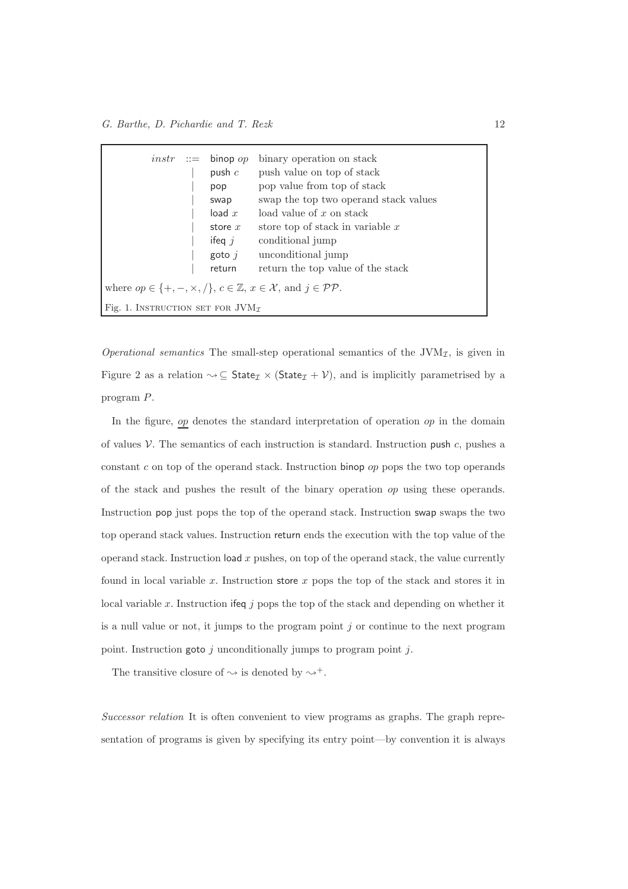| $instr$ | ::= | binop $op$ | binary operation on stack |
|---|---|---|---|
| | \| | push $c$ | push value on top of stack |
| | \| | pop | pop value from top of stack |
| | \| | swap | swap the top two operand stack values |
| | \| | load $x$ | load value of $x$ on stack |
| | \| | store $x$ | store top of stack in variable $x$ |
| | \| | ifeq $j$ | conditional jump |
| | \| | goto $j$ | unconditional jump |
| | \| | return | return the top value of the stack |

where $op \in \{+, -, \times, /\}$, $c \in \mathbb{Z}$, $x \in \mathcal{X}$, and $j \in \mathcal{PP}$.

Fig. 1. Instruction set for $\mathrm{JVM}_\mathcal{I}$

*Operational semantics* The small-step operational semantics of the $\mathrm{JVM}_\mathcal{I}$, is given in Figure 2 as a relation $\leadsto \subseteq \mathsf{State}_\mathcal{I} \times (\mathsf{State}_\mathcal{I} + \mathcal{V})$, and is implicitly parametrised by a program $P$.

In the figure, $\underline{op}$ denotes the standard interpretation of operation $op$ in the domain of values $\mathcal{V}$. The semantics of each instruction is standard. Instruction push $c$, pushes a constant $c$ on top of the operand stack. Instruction binop $op$ pops the two top operands of the stack and pushes the result of the binary operation $op$ using these operands. Instruction pop just pops the top of the operand stack. Instruction swap swaps the two top operand stack values. Instruction return ends the execution with the top value of the operand stack. Instruction load $x$ pushes, on top of the operand stack, the value currently found in local variable $x$. Instruction store $x$ pops the top of the stack and stores it in local variable $x$. Instruction ifeq $j$ pops the top of the stack and depending on whether it is a null value or not, it jumps to the program point $j$ or continue to the next program point. Instruction goto $j$ unconditionally jumps to program point $j$.

The transitive closure of $\leadsto$ is denoted by $\leadsto^+$.

*Successor relation* It is often convenient to view programs as graphs. The graph representation of programs is given by specifying its entry point—by convention it is always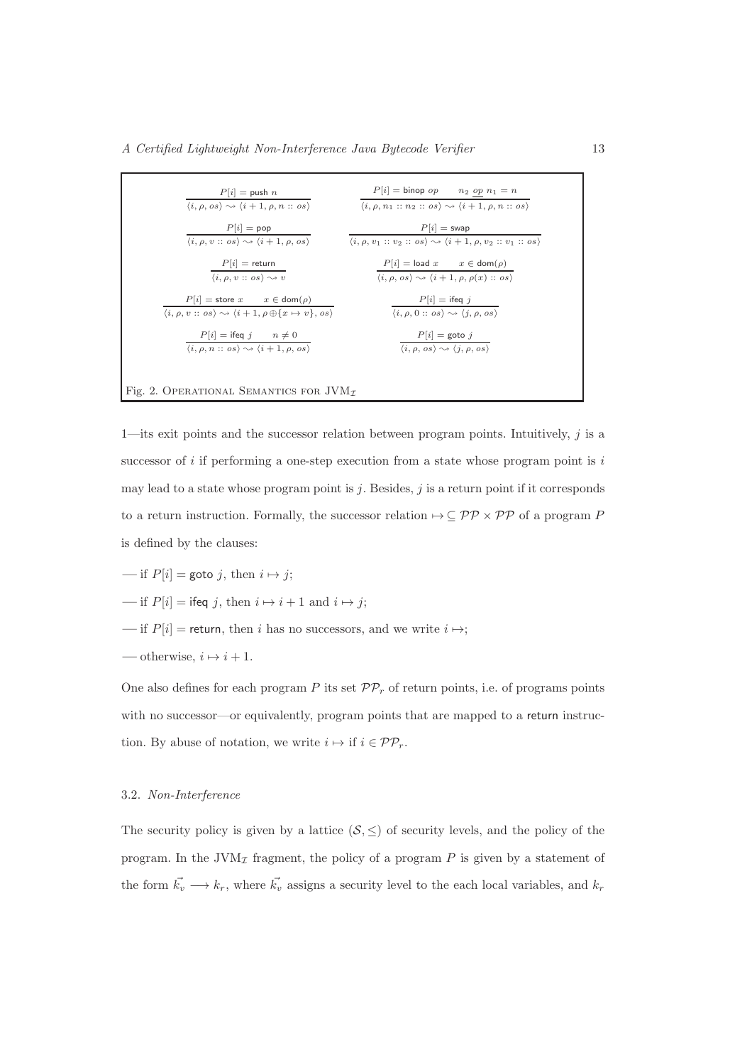$$\frac{P[i] = \mathsf{push}\ n}{\langle i, \rho, os\rangle \rightsquigarrow \langle i+1, \rho, n :: os\rangle} \qquad \frac{P[i] = \mathsf{binop}\ op \qquad n_2\ \underline{op}\ n_1 = n}{\langle i, \rho, n_1 :: n_2 :: os\rangle \rightsquigarrow \langle i+1, \rho, n :: os\rangle}$$

$$\frac{P[i] = \mathsf{pop}}{\langle i, \rho, v :: os\rangle \rightsquigarrow \langle i+1, \rho, os\rangle} \qquad \frac{P[i] = \mathsf{swap}}{\langle i, \rho, v_1 :: v_2 :: os\rangle \rightsquigarrow \langle i+1, \rho, v_2 :: v_1 :: os\rangle}$$

$$\frac{P[i] = \mathsf{return}}{\langle i, \rho, v :: os\rangle \rightsquigarrow v} \qquad \frac{P[i] = \mathsf{load}\ x \qquad x \in \mathsf{dom}(\rho)}{\langle i, \rho, os\rangle \rightsquigarrow \langle i+1, \rho, \rho(x) :: os\rangle}$$

$$\frac{P[i] = \mathsf{store}\ x \qquad x \in \mathsf{dom}(\rho)}{\langle i, \rho, v :: os\rangle \rightsquigarrow \langle i+1, \rho \oplus \{x \mapsto v\}, os\rangle} \qquad \frac{P[i] = \mathsf{ifeq}\ j}{\langle i, \rho, 0 :: os\rangle \rightsquigarrow \langle j, \rho, os\rangle}$$

$$\frac{P[i] = \mathsf{ifeq}\ j \qquad n \neq 0}{\langle i, \rho, n :: os\rangle \rightsquigarrow \langle i+1, \rho, os\rangle} \qquad \frac{P[i] = \mathsf{goto}\ j}{\langle i, \rho, os\rangle \rightsquigarrow \langle j, \rho, os\rangle}$$

Fig. 2. Operational Semantics for $\mathrm{JVM}_{\mathcal{I}}$

1—its exit points and the successor relation between program points. Intuitively, $j$ is a successor of $i$ if performing a one-step execution from a state whose program point is $i$ may lead to a state whose program point is $j$. Besides, $j$ is a return point if it corresponds to a return instruction. Formally, the successor relation $\mapsto \subseteq \mathcal{PP} \times \mathcal{PP}$ of a program $P$ is defined by the clauses:

— if $P[i] = \mathsf{goto}\ j$, then $i \mapsto j$;

— if $P[i] = \mathsf{ifeq}\ j$, then $i \mapsto i+1$ and $i \mapsto j$;

— if $P[i] = \mathsf{return}$, then $i$ has no successors, and we write $i \mapsto$;

— otherwise, $i \mapsto i+1$.

One also defines for each program $P$ its set $\mathcal{PP}_r$ of return points, i.e. of programs points with no successor—or equivalently, program points that are mapped to a return instruction. By abuse of notation, we write $i \mapsto$ if $i \in \mathcal{PP}_r$.

### 3.2. *Non-Interference*

The security policy is given by a lattice $(\mathcal{S}, \leq)$ of security levels, and the policy of the program. In the $\mathrm{JVM}_{\mathcal{I}}$ fragment, the policy of a program $P$ is given by a statement of the form $\vec{k_v} \longrightarrow k_r$, where $\vec{k_v}$ assigns a security level to the each local variables, and $k_r$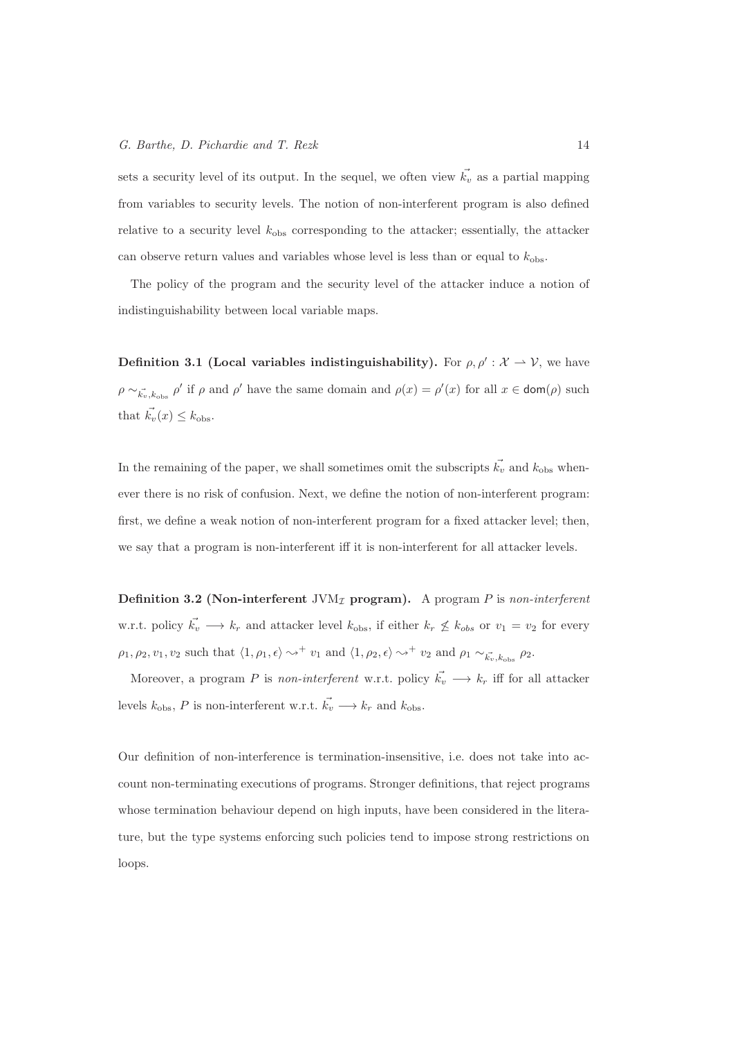sets a security level of its output. In the sequel, we often view $\vec{k_v}$ as a partial mapping from variables to security levels. The notion of non-interferent program is also defined relative to a security level $k_{\mathrm{obs}}$ corresponding to the attacker; essentially, the attacker can observe return values and variables whose level is less than or equal to $k_{\mathrm{obs}}$.

The policy of the program and the security level of the attacker induce a notion of indistinguishability between local variable maps.

**Definition 3.1 (Local variables indistinguishability).** For $\rho, \rho' : \mathcal{X} \rightharpoonup \mathcal{V}$, we have $\rho \sim_{\vec{k_v}, k_{\mathrm{obs}}} \rho'$ if $\rho$ and $\rho'$ have the same domain and $\rho(x) = \rho'(x)$ for all $x \in \mathsf{dom}(\rho)$ such that $\vec{k_v}(x) \leq k_{\mathrm{obs}}$.

In the remaining of the paper, we shall sometimes omit the subscripts $\vec{k_v}$ and $k_{\mathrm{obs}}$ whenever there is no risk of confusion. Next, we define the notion of non-interferent program: first, we define a weak notion of non-interferent program for a fixed attacker level; then, we say that a program is non-interferent iff it is non-interferent for all attacker levels.

**Definition 3.2 (Non-interferent $\mathrm{JVM}_{\mathcal{I}}$ program).** A program $P$ is *non-interferent* w.r.t. policy $\vec{k_v} \longrightarrow k_r$ and attacker level $k_{\mathrm{obs}}$, if either $k_r \not\leq k_{obs}$ or $v_1 = v_2$ for every $\rho_1, \rho_2, v_1, v_2$ such that $\langle 1, \rho_1, \epsilon \rangle \leadsto^+ v_1$ and $\langle 1, \rho_2, \epsilon \rangle \leadsto^+ v_2$ and $\rho_1 \sim_{\vec{k_v}, k_{\mathrm{obs}}} \rho_2$.

Moreover, a program $P$ is *non-interferent* w.r.t. policy $\vec{k_v} \longrightarrow k_r$ iff for all attacker levels $k_{\mathrm{obs}}$, $P$ is non-interferent w.r.t. $\vec{k_v} \longrightarrow k_r$ and $k_{\mathrm{obs}}$.

Our definition of non-interference is termination-insensitive, i.e. does not take into account non-terminating executions of programs. Stronger definitions, that reject programs whose termination behaviour depend on high inputs, have been considered in the literature, but the type systems enforcing such policies tend to impose strong restrictions on loops.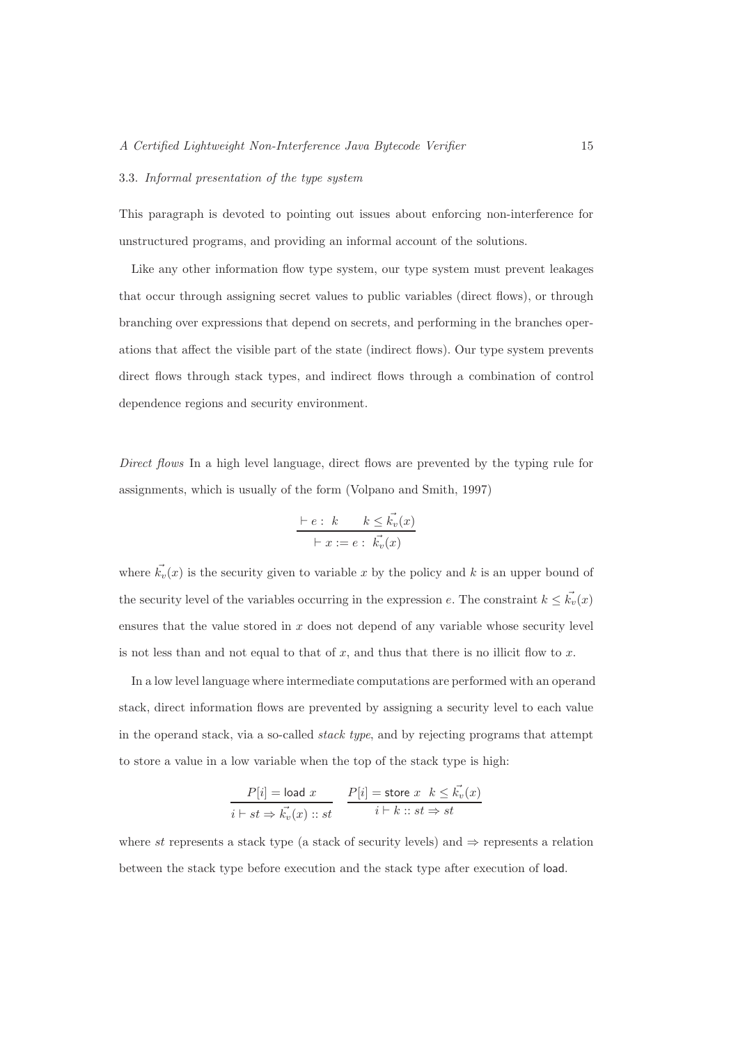### 3.3. *Informal presentation of the type system*

This paragraph is devoted to pointing out issues about enforcing non-interference for unstructured programs, and providing an informal account of the solutions.

Like any other information flow type system, our type system must prevent leakages that occur through assigning secret values to public variables (direct flows), or through branching over expressions that depend on secrets, and performing in the branches operations that affect the visible part of the state (indirect flows). Our type system prevents direct flows through stack types, and indirect flows through a combination of control dependence regions and security environment.

*Direct flows* In a high level language, direct flows are prevented by the typing rule for assignments, which is usually of the form (Volpano and Smith, 1997)

$$\frac{\vdash e : \ k \qquad k \leq \vec{k_v}(x)}{\vdash x := e : \ \vec{k_v}(x)}$$

where $\vec{k_v}(x)$ is the security given to variable $x$ by the policy and $k$ is an upper bound of the security level of the variables occurring in the expression $e$. The constraint $k \leq \vec{k_v}(x)$ ensures that the value stored in $x$ does not depend of any variable whose security level is not less than and not equal to that of $x$, and thus that there is no illicit flow to $x$.

In a low level language where intermediate computations are performed with an operand stack, direct information flows are prevented by assigning a security level to each value in the operand stack, via a so-called *stack type*, and by rejecting programs that attempt to store a value in a low variable when the top of the stack type is high:

$$\frac{P[i] = \mathsf{load}\ x}{i \vdash st \Rightarrow \vec{k_v}(x) :: st} \qquad \frac{P[i] = \mathsf{store}\ x \quad k \leq \vec{k_v}(x)}{i \vdash k :: st \Rightarrow st}$$

where $st$ represents a stack type (a stack of security levels) and $\Rightarrow$ represents a relation between the stack type before execution and the stack type after execution of $\mathsf{load}$.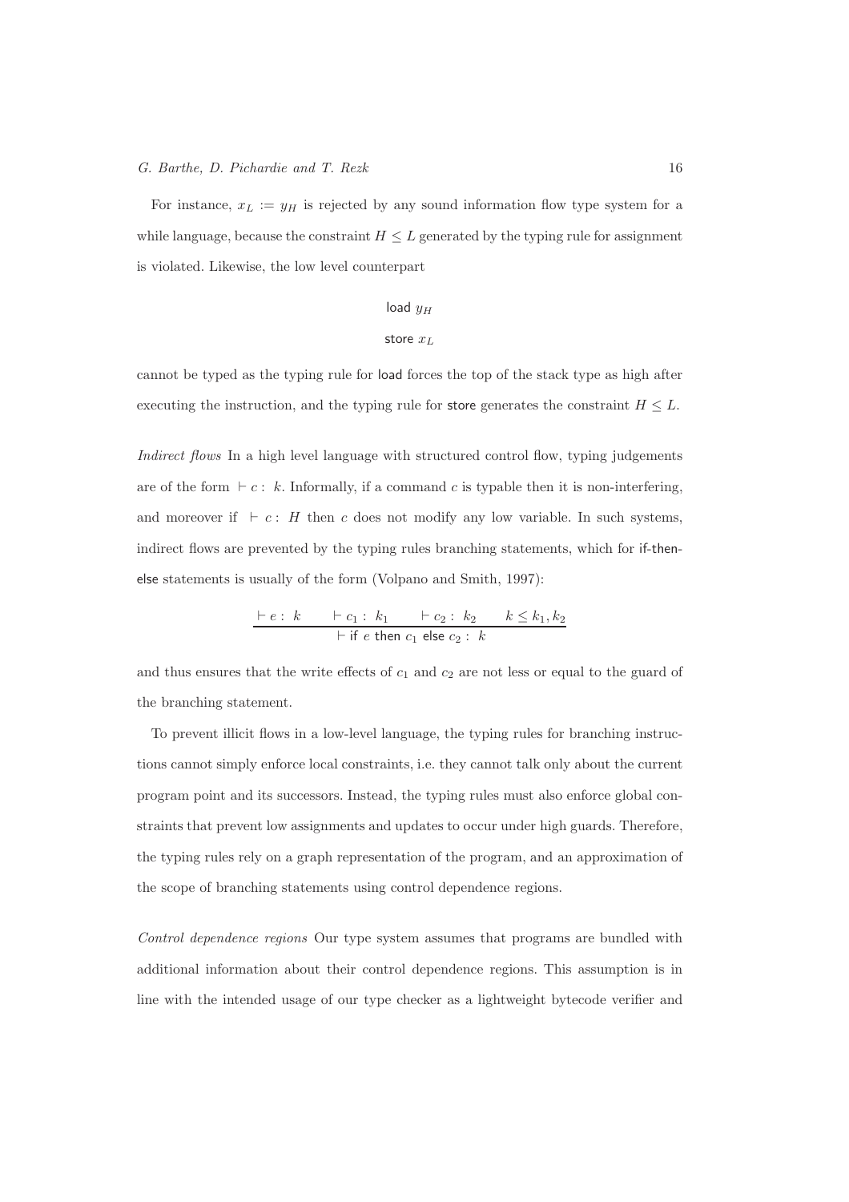For instance, $x_L := y_H$ is rejected by any sound information flow type system for a while language, because the constraint $H \leq L$ generated by the typing rule for assignment is violated. Likewise, the low level counterpart

$$\begin{array}{c}\mathsf{load}\ y_H \\ \mathsf{store}\ x_L\end{array}$$

cannot be typed as the typing rule for load forces the top of the stack type as high after executing the instruction, and the typing rule for store generates the constraint $H \leq L$.

*Indirect flows* In a high level language with structured control flow, typing judgements are of the form $\vdash c : k$. Informally, if a command $c$ is typable then it is non-interfering, and moreover if $\vdash c : H$ then $c$ does not modify any low variable. In such systems, indirect flows are prevented by the typing rules branching statements, which for if-then-else statements is usually of the form (Volpano and Smith, 1997):

$$\frac{\vdash e : k \qquad \vdash c_1 : k_1 \qquad \vdash c_2 : k_2 \qquad k \leq k_1, k_2}{\vdash \mathsf{if}\ e\ \mathsf{then}\ c_1\ \mathsf{else}\ c_2 : k}$$

and thus ensures that the write effects of $c_1$ and $c_2$ are not less or equal to the guard of the branching statement.

To prevent illicit flows in a low-level language, the typing rules for branching instructions cannot simply enforce local constraints, i.e. they cannot talk only about the current program point and its successors. Instead, the typing rules must also enforce global constraints that prevent low assignments and updates to occur under high guards. Therefore, the typing rules rely on a graph representation of the program, and an approximation of the scope of branching statements using control dependence regions.

*Control dependence regions* Our type system assumes that programs are bundled with additional information about their control dependence regions. This assumption is in line with the intended usage of our type checker as a lightweight bytecode verifier and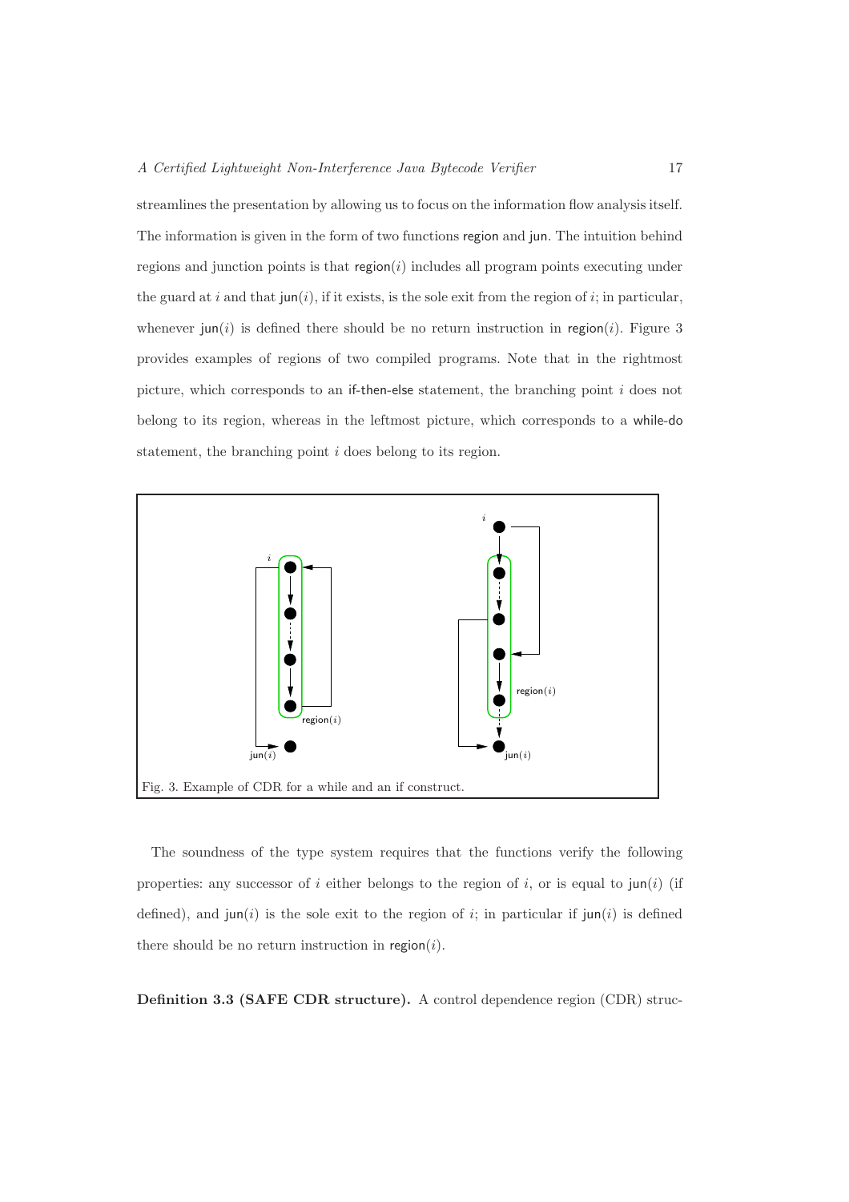streamlines the presentation by allowing us to focus on the information flow analysis itself. The information is given in the form of two functions region and jun. The intuition behind regions and junction points is that region($i$) includes all program points executing under the guard at $i$ and that jun($i$), if it exists, is the sole exit from the region of $i$; in particular, whenever jun($i$) is defined there should be no return instruction in region($i$). Figure 3 provides examples of regions of two compiled programs. Note that in the rightmost picture, which corresponds to an if-then-else statement, the branching point $i$ does not belong to its region, whereas in the leftmost picture, which corresponds to a while-do statement, the branching point $i$ does belong to its region.

Fig. 3. Example of CDR for a while and an if construct.

The soundness of the type system requires that the functions verify the following properties: any successor of $i$ either belongs to the region of $i$, or is equal to jun($i$) (if defined), and jun($i$) is the sole exit to the region of $i$; in particular if jun($i$) is defined there should be no return instruction in region($i$).

**Definition 3.3 (SAFE CDR structure).** A control dependence region (CDR) struc-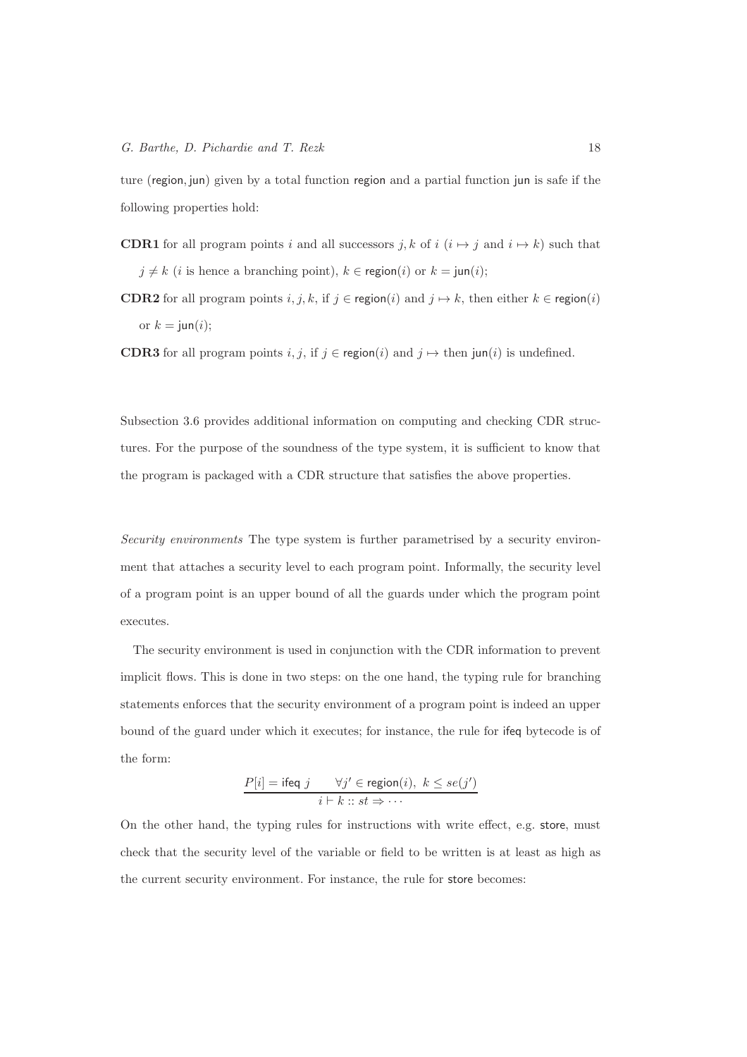ture (region, jun) given by a total function region and a partial function jun is safe if the following properties hold:

**CDR1** for all program points $i$ and all successors $j, k$ of $i$ ($i \mapsto j$ and $i \mapsto k$) such that $j \neq k$ ($i$ is hence a branching point), $k \in \mathsf{region}(i)$ or $k = \mathsf{jun}(i)$;

**CDR2** for all program points $i, j, k$, if $j \in \mathsf{region}(i)$ and $j \mapsto k$, then either $k \in \mathsf{region}(i)$ or $k = \mathsf{jun}(i)$;

**CDR3** for all program points $i, j$, if $j \in \mathsf{region}(i)$ and $j \mapsto$ then $\mathsf{jun}(i)$ is undefined.

Subsection 3.6 provides additional information on computing and checking CDR structures. For the purpose of the soundness of the type system, it is sufficient to know that the program is packaged with a CDR structure that satisfies the above properties.

*Security environments* The type system is further parametrised by a security environment that attaches a security level to each program point. Informally, the security level of a program point is an upper bound of all the guards under which the program point executes.

The security environment is used in conjunction with the CDR information to prevent implicit flows. This is done in two steps: on the one hand, the typing rule for branching statements enforces that the security environment of a program point is indeed an upper bound of the guard under which it executes; for instance, the rule for ifeq bytecode is of the form:

$$\frac{P[i] = \mathsf{ifeq}\ j \qquad \forall j' \in \mathsf{region}(i),\ k \leq se(j')}{i \vdash k :: st \Rightarrow \cdots}$$

On the other hand, the typing rules for instructions with write effect, e.g. store, must check that the security level of the variable or field to be written is at least as high as the current security environment. For instance, the rule for store becomes: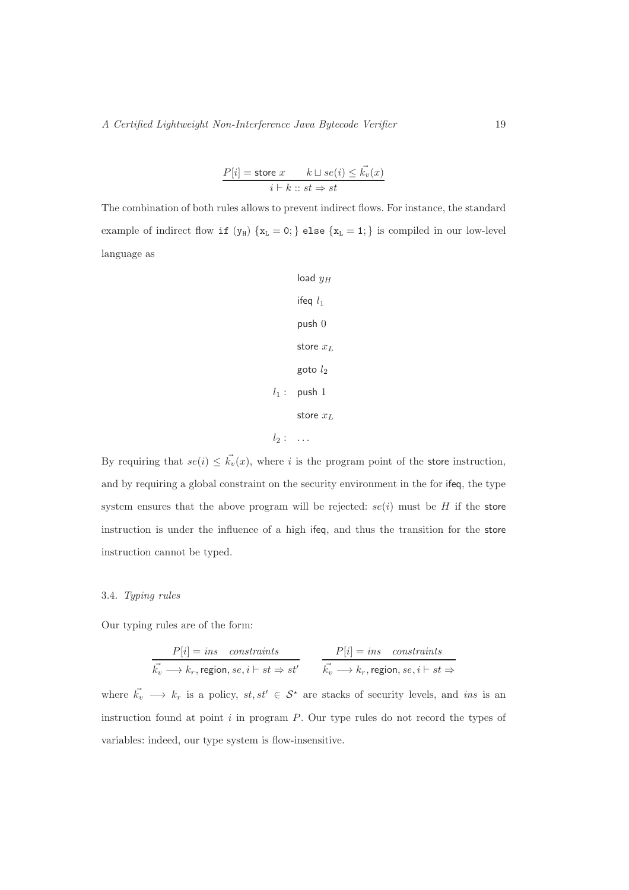$$\frac{P[i] = \mathsf{store}\ x \qquad k \sqcup se(i) \leq \vec{k_v}(x)}{i \vdash k :: st \Rightarrow st}$$

The combination of both rules allows to prevent indirect flows. For instance, the standard example of indirect flow `if` $(\mathtt{y_H})$ $\{\mathtt{x_L} = \mathtt{0};\}$ `else` $\{\mathtt{x_L} = \mathtt{1};\}$ is compiled in our low-level language as

```
      load yH
      ifeq l1
      push 0
      store xL
      goto l2
l1 :  push 1
      store xL
l2 :  ...
```

By requiring that $se(i) \leq \vec{k_v}(x)$, where $i$ is the program point of the store instruction, and by requiring a global constraint on the security environment in the for ifeq, the type system ensures that the above program will be rejected: $se(i)$ must be $H$ if the store instruction is under the influence of a high ifeq, and thus the transition for the store instruction cannot be typed.

### 3.4. *Typing rules*

Our typing rules are of the form:

$$\frac{P[i] = ins \quad constraints}{\vec{k_v} \longrightarrow k_r, \mathsf{region}, se, i \vdash st \Rightarrow st'} \qquad \frac{P[i] = ins \quad constraints}{\vec{k_v} \longrightarrow k_r, \mathsf{region}, se, i \vdash st \Rightarrow}$$

where $\vec{k_v} \longrightarrow k_r$ is a policy, $st, st' \in \mathcal{S}^\star$ are stacks of security levels, and $ins$ is an instruction found at point $i$ in program $P$. Our type rules do not record the types of variables: indeed, our type system is flow-insensitive.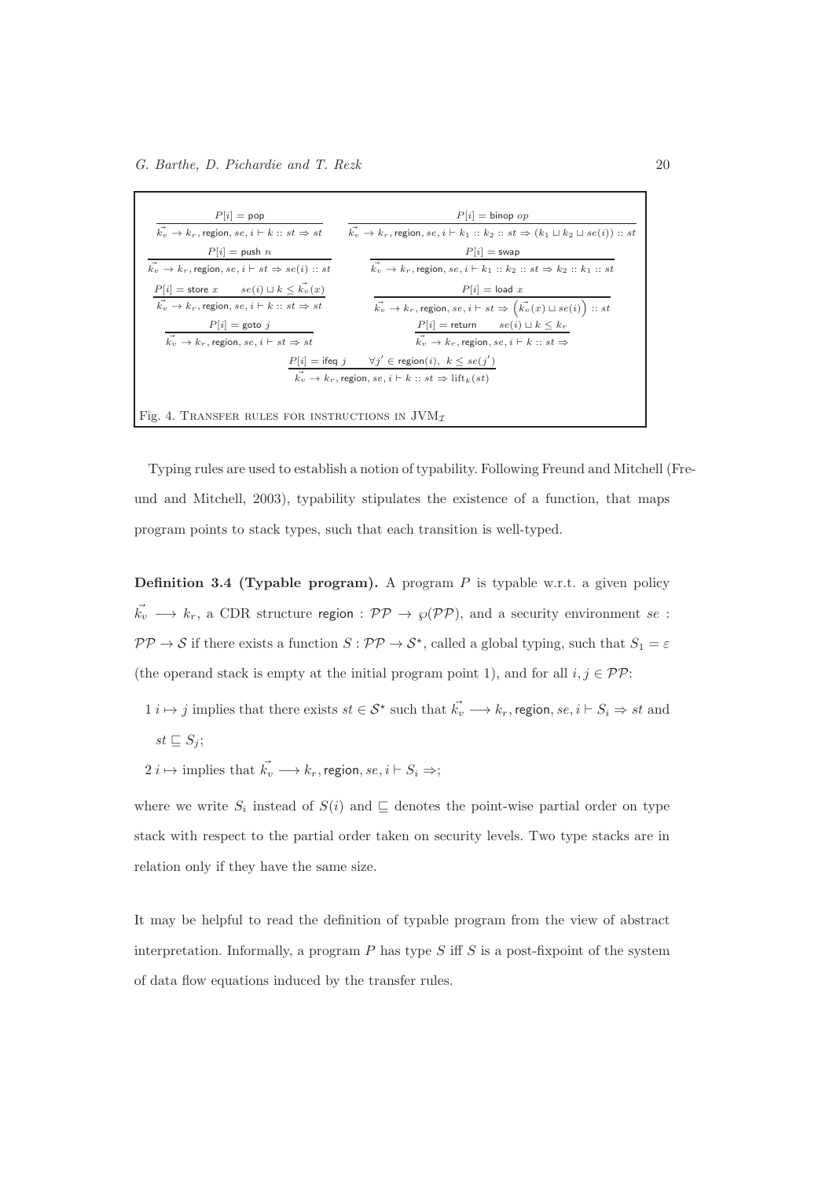$$\frac{P[i] = \mathsf{pop}}{\vec{k_v} \to k_r, \mathsf{region}, se, i \vdash k :: st \Rightarrow st} \qquad \frac{P[i] = \mathsf{binop}\ op}{\vec{k_v} \to k_r, \mathsf{region}, se, i \vdash k_1 :: k_2 :: st \Rightarrow (k_1 \sqcup k_2 \sqcup se(i)) :: st}$$

$$\frac{P[i] = \mathsf{push}\ n}{\vec{k_v} \to k_r, \mathsf{region}, se, i \vdash st \Rightarrow se(i) :: st} \qquad \frac{P[i] = \mathsf{swap}}{\vec{k_v} \to k_r, \mathsf{region}, se, i \vdash k_1 :: k_2 :: st \Rightarrow k_2 :: k_1 :: st}$$

$$\frac{P[i] = \mathsf{store}\ x \qquad se(i) \sqcup k \leq \vec{k_v}(x)}{\vec{k_v} \to k_r, \mathsf{region}, se, i \vdash k :: st \Rightarrow st} \qquad \frac{P[i] = \mathsf{load}\ x}{\vec{k_v} \to k_r, \mathsf{region}, se, i \vdash st \Rightarrow \left(\vec{k_v}(x) \sqcup se(i)\right) :: st}$$

$$\frac{P[i] = \mathsf{goto}\ j}{\vec{k_v} \to k_r, \mathsf{region}, se, i \vdash st \Rightarrow st} \qquad \frac{P[i] = \mathsf{return} \qquad se(i) \sqcup k \leq k_r}{\vec{k_v} \to k_r, \mathsf{region}, se, i \vdash k :: st \Rightarrow}$$

$$\frac{P[i] = \mathsf{ifeq}\ j \qquad \forall j' \in \mathsf{region}(i),\ k \leq se(j')}{\vec{k_v} \to k_r, \mathsf{region}, se, i \vdash k :: st \Rightarrow \mathrm{lift}_k(st)}$$

Fig. 4. Transfer rules for instructions in $\mathrm{JVM}_{\mathcal{I}}$

Typing rules are used to establish a notion of typability. Following Freund and Mitchell (Freund and Mitchell, 2003), typability stipulates the existence of a function, that maps program points to stack types, such that each transition is well-typed.

**Definition 3.4 (Typable program).** A program $P$ is typable w.r.t. a given policy $\vec{k_v} \longrightarrow k_r$, a CDR structure $\mathsf{region} : \mathcal{PP} \to \wp(\mathcal{PP})$, and a security environment $se : \mathcal{PP} \to \mathcal{S}$ if there exists a function $S : \mathcal{PP} \to \mathcal{S}^\star$, called a global typing, such that $S_1 = \varepsilon$ (the operand stack is empty at the initial program point 1), and for all $i, j \in \mathcal{PP}$:

1 $i \mapsto j$ implies that there exists $st \in \mathcal{S}^\star$ such that $\vec{k_v} \longrightarrow k_r, \mathsf{region}, se, i \vdash S_i \Rightarrow st$ and $st \sqsubseteq S_j$;

2 $i \mapsto$ implies that $\vec{k_v} \longrightarrow k_r, \mathsf{region}, se, i \vdash S_i \Rightarrow$;

where we write $S_i$ instead of $S(i)$ and $\sqsubseteq$ denotes the point-wise partial order on type stack with respect to the partial order taken on security levels. Two type stacks are in relation only if they have the same size.

It may be helpful to read the definition of typable program from the view of abstract interpretation. Informally, a program $P$ has type $S$ iff $S$ is a post-fixpoint of the system of data flow equations induced by the transfer rules.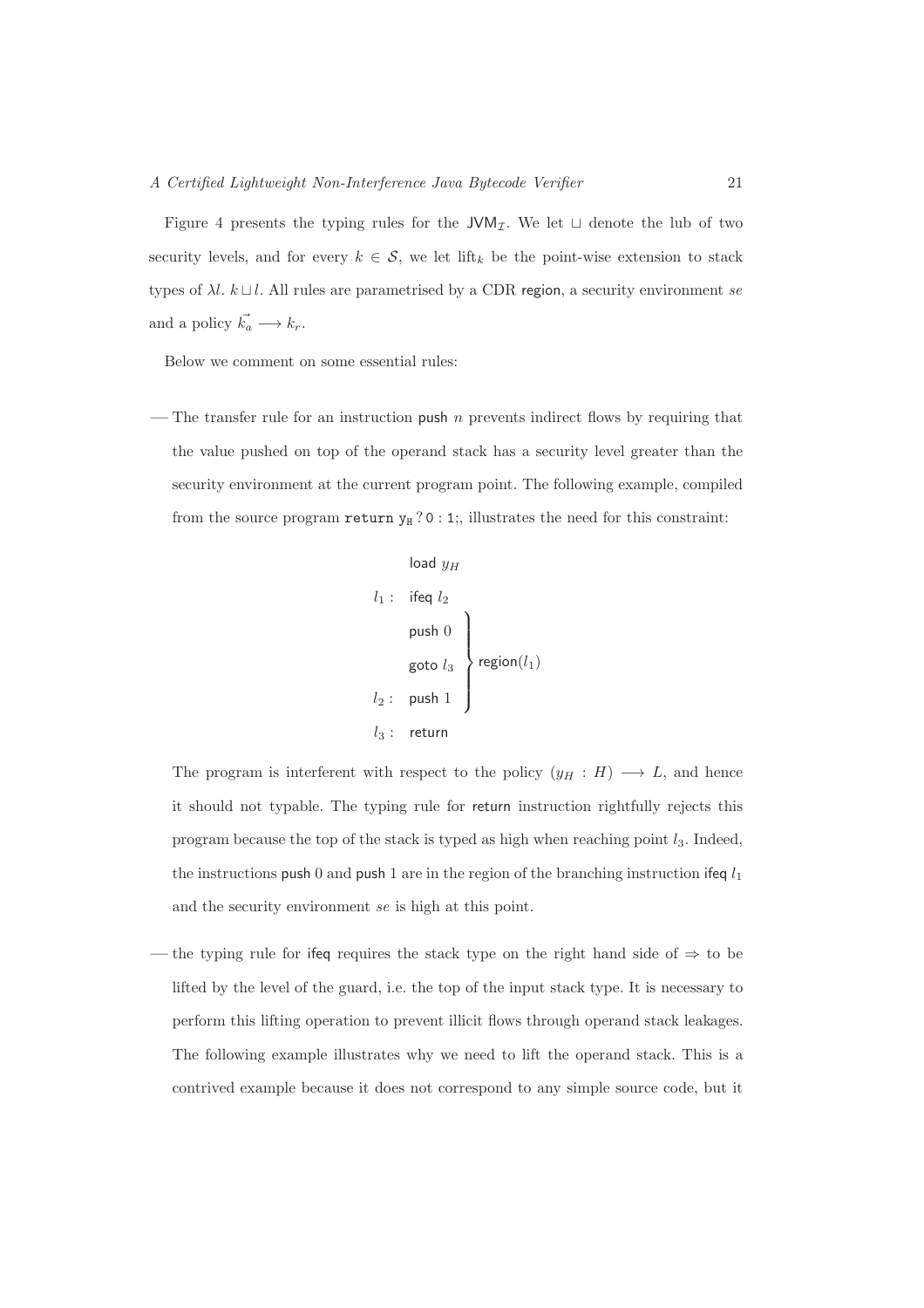Figure 4 presents the typing rules for the $\mathsf{JVM}_\mathcal{I}$. We let $\sqcup$ denote the lub of two security levels, and for every $k \in \mathcal{S}$, we let $\mathrm{lift}_k$ be the point-wise extension to stack types of $\lambda l.\ k \sqcup l$. All rules are parametrised by a CDR region, a security environment $se$ and a policy $\vec{k_a} \longrightarrow k_r$.

Below we comment on some essential rules:

— The transfer rule for an instruction push $n$ prevents indirect flows by requiring that the value pushed on top of the operand stack has a security level greater than the security environment at the current program point. The following example, compiled from the source program `return y_H ? 0 : 1;`, illustrates the need for this constraint:

```
      load y_H
l1 :  ifeq l2
      push 0     }
      goto l3    } region(l1)
l2 :  push 1     }
l3 :  return
```

The program is interferent with respect to the policy $(y_H : H) \longrightarrow L$, and hence it should not typable. The typing rule for return instruction rightfully rejects this program because the top of the stack is typed as high when reaching point $l_3$. Indeed, the instructions push 0 and push 1 are in the region of the branching instruction ifeq $l_1$ and the security environment $se$ is high at this point.

— the typing rule for ifeq requires the stack type on the right hand side of $\Rightarrow$ to be lifted by the level of the guard, i.e. the top of the input stack type. It is necessary to perform this lifting operation to prevent illicit flows through operand stack leakages. The following example illustrates why we need to lift the operand stack. This is a contrived example because it does not correspond to any simple source code, but it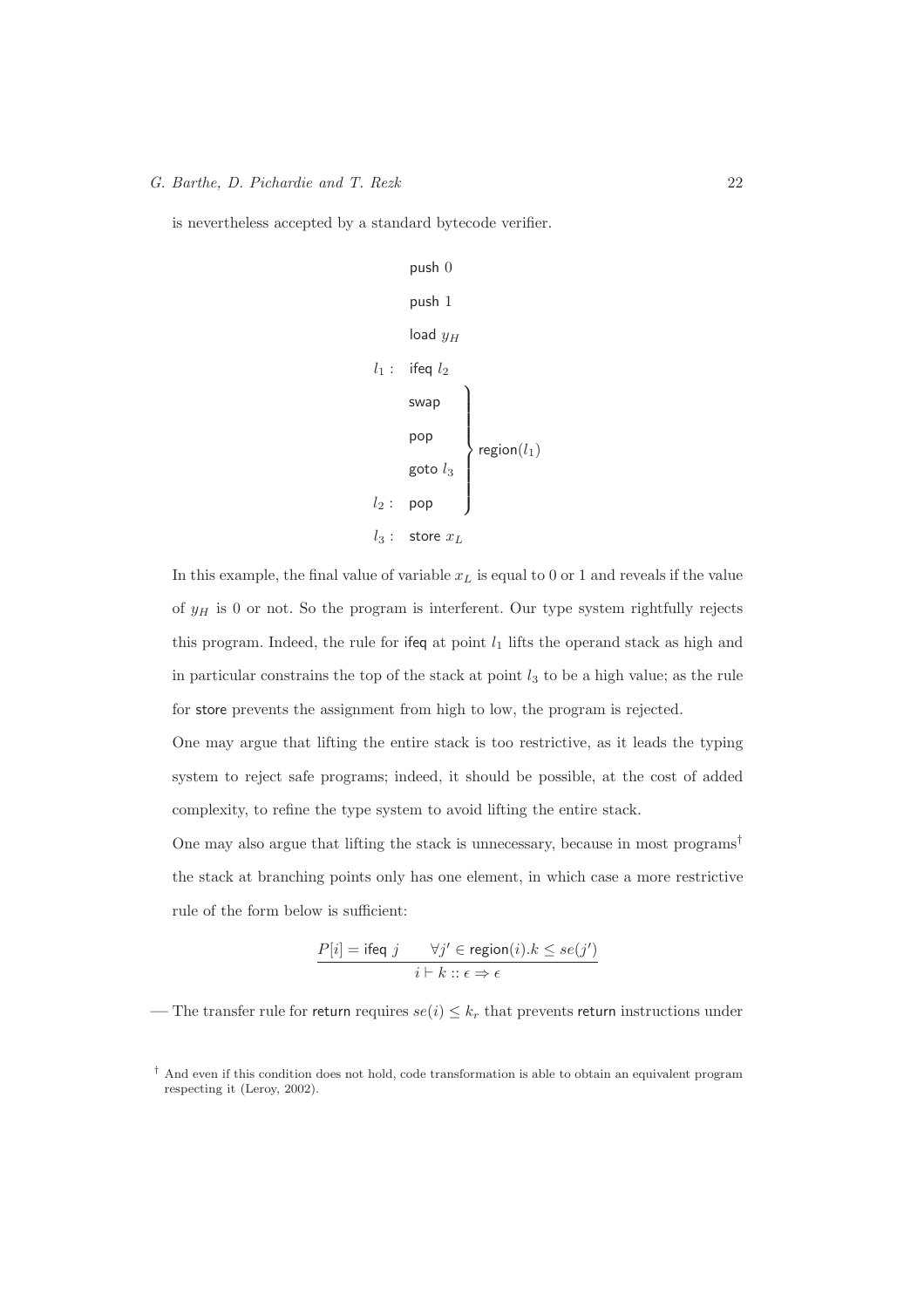is nevertheless accepted by a standard bytecode verifier.

```
      push 0
      push 1
      load y_H
l1 :  ifeq l2
      swap      ⎫
      pop       ⎪
      goto l3   ⎬ region(l1)
l2 :  pop       ⎭
l3 :  store x_L
```

In this example, the final value of variable $x_L$ is equal to 0 or 1 and reveals if the value of $y_H$ is 0 or not. So the program is interferent. Our type system rightfully rejects this program. Indeed, the rule for ifeq at point $l_1$ lifts the operand stack as high and in particular constrains the top of the stack at point $l_3$ to be a high value; as the rule for store prevents the assignment from high to low, the program is rejected.

One may argue that lifting the entire stack is too restrictive, as it leads the typing system to reject safe programs; indeed, it should be possible, at the cost of added complexity, to refine the type system to avoid lifting the entire stack.

One may also argue that lifting the stack is unnecessary, because in most programs[†] the stack at branching points only has one element, in which case a more restrictive rule of the form below is sufficient:

$$\frac{P[i] = \mathsf{ifeq}\ j \qquad \forall j' \in \mathsf{region}(i).k \leq se(j')}{i \vdash k :: \epsilon \Rightarrow \epsilon}$$

— The transfer rule for return requires $se(i) \leq k_r$ that prevents return instructions under

[†] And even if this condition does not hold, code transformation is able to obtain an equivalent program respecting it (Leroy, 2002).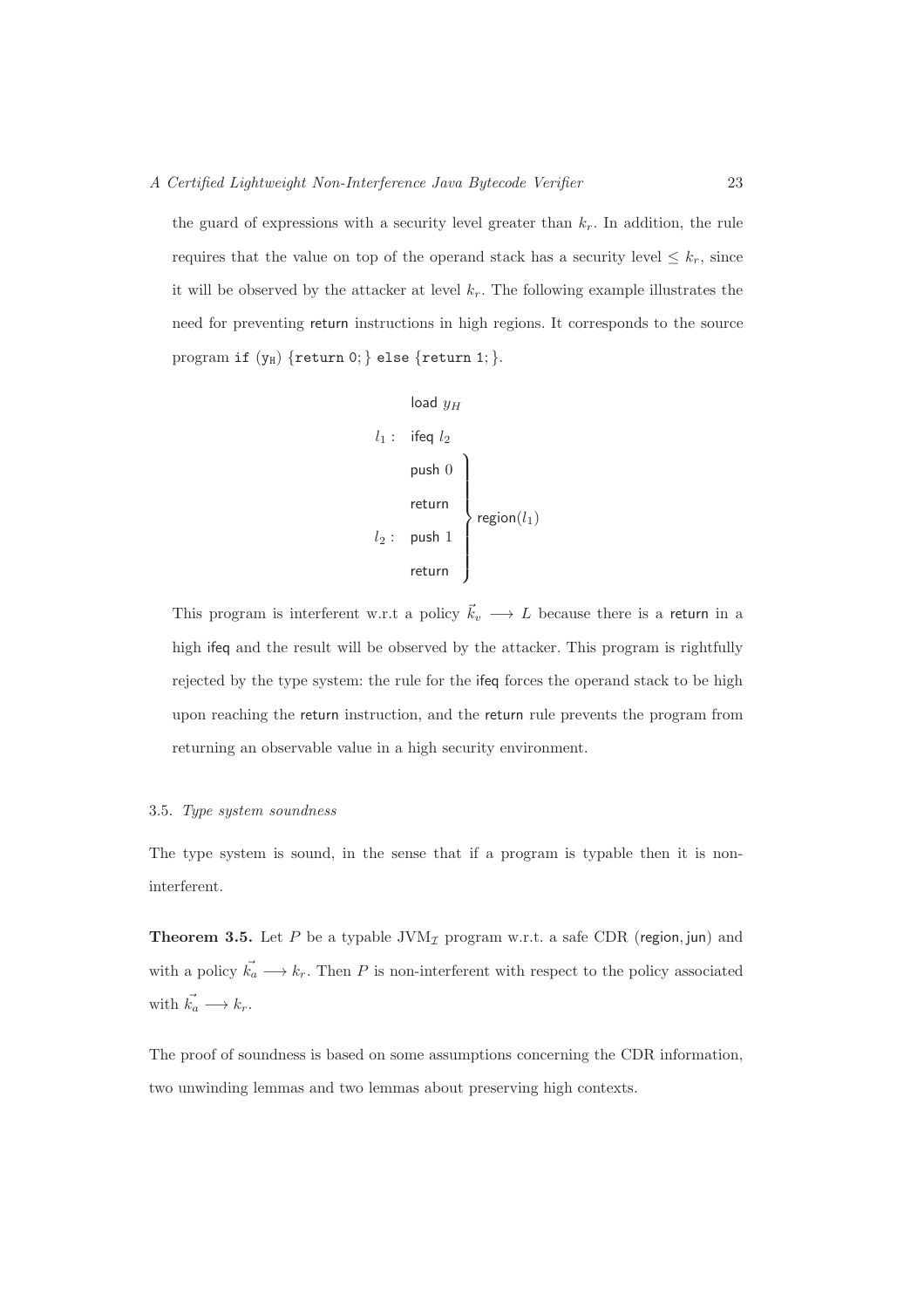the guard of expressions with a security level greater than $k_r$. In addition, the rule requires that the value on top of the operand stack has a security level $\leq k_r$, since it will be observed by the attacker at level $k_r$. The following example illustrates the need for preventing return instructions in high regions. It corresponds to the source program `if (yH) {return 0;} else {return 1;}`.

$$
\begin{array}{rl}
 & \mathsf{load}\ y_H \\
l_1: & \mathsf{ifeq}\ l_2 \\
 & \left.\begin{array}{l}
\mathsf{push}\ 0 \\
\mathsf{return} \\
l_2: \ \mathsf{push}\ 1 \\
\mathsf{return}
\end{array}\right\} \mathsf{region}(l_1)
\end{array}
$$

This program is interferent w.r.t a policy $\vec{k_v} \longrightarrow L$ because there is a return in a high ifeq and the result will be observed by the attacker. This program is rightfully rejected by the type system: the rule for the ifeq forces the operand stack to be high upon reaching the return instruction, and the return rule prevents the program from returning an observable value in a high security environment.

### 3.5. *Type system soundness*

The type system is sound, in the sense that if a program is typable then it is non-interferent.

**Theorem 3.5.** Let $P$ be a typable $\mathrm{JVM}_{\mathcal{I}}$ program w.r.t. a safe CDR (region, jun) and with a policy $\vec{k_a} \longrightarrow k_r$. Then $P$ is non-interferent with respect to the policy associated with $\vec{k_a} \longrightarrow k_r$.

The proof of soundness is based on some assumptions concerning the CDR information, two unwinding lemmas and two lemmas about preserving high contexts.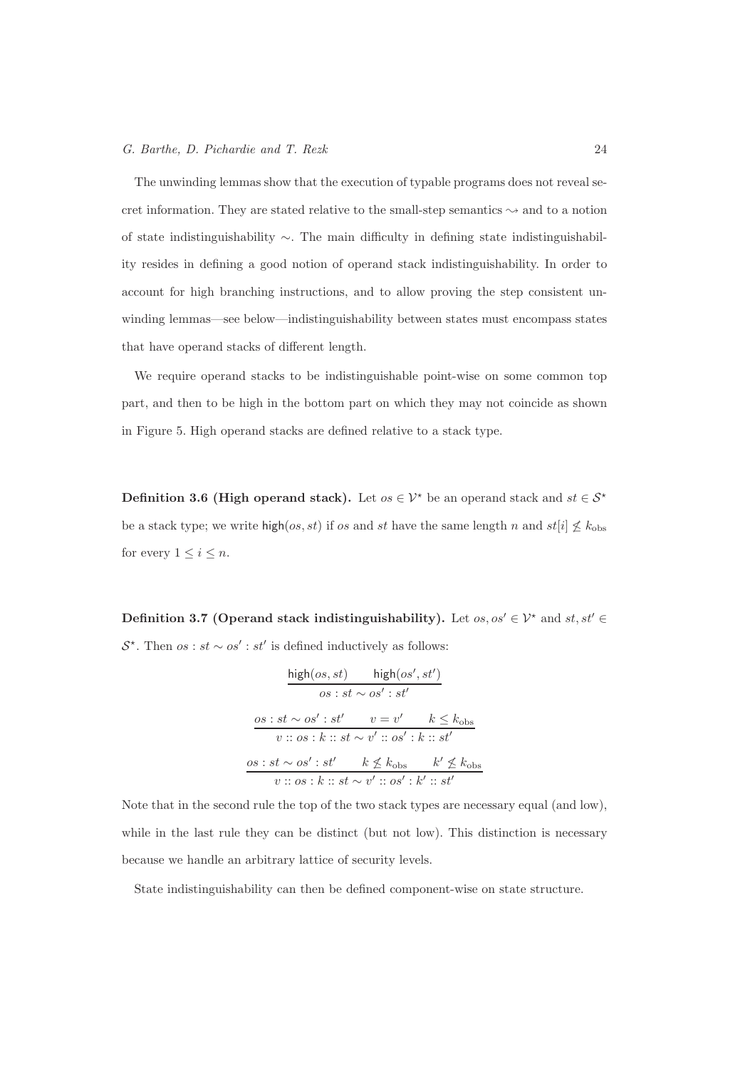The unwinding lemmas show that the execution of typable programs does not reveal secret information. They are stated relative to the small-step semantics $\leadsto$ and to a notion of state indistinguishability $\sim$. The main difficulty in defining state indistinguishability resides in defining a good notion of operand stack indistinguishability. In order to account for high branching instructions, and to allow proving the step consistent unwinding lemmas—see below—indistinguishability between states must encompass states that have operand stacks of different length.

We require operand stacks to be indistinguishable point-wise on some common top part, and then to be high in the bottom part on which they may not coincide as shown in Figure 5. High operand stacks are defined relative to a stack type.

**Definition 3.6 (High operand stack).** Let $os \in \mathcal{V}^\star$ be an operand stack and $st \in \mathcal{S}^\star$ be a stack type; we write $\mathsf{high}(os, st)$ if $os$ and $st$ have the same length $n$ and $st[i] \not\leq k_{\text{obs}}$ for every $1 \leq i \leq n$.

**Definition 3.7 (Operand stack indistinguishability).** Let $os, os' \in \mathcal{V}^\star$ and $st, st' \in \mathcal{S}^\star$. Then $os : st \sim os' : st'$ is defined inductively as follows:

$$\frac{\mathsf{high}(os, st) \qquad \mathsf{high}(os', st')}{os : st \sim os' : st'}$$

$$\frac{os : st \sim os' : st' \qquad v = v' \qquad k \leq k_{\text{obs}}}{v :: os : k :: st \sim v' :: os' : k :: st'}$$

$$\frac{os : st \sim os' : st' \qquad k \not\leq k_{\text{obs}} \qquad k' \not\leq k_{\text{obs}}}{v :: os : k :: st \sim v' :: os' : k' :: st'}$$

Note that in the second rule the top of the two stack types are necessary equal (and low), while in the last rule they can be distinct (but not low). This distinction is necessary because we handle an arbitrary lattice of security levels.

State indistinguishability can then be defined component-wise on state structure.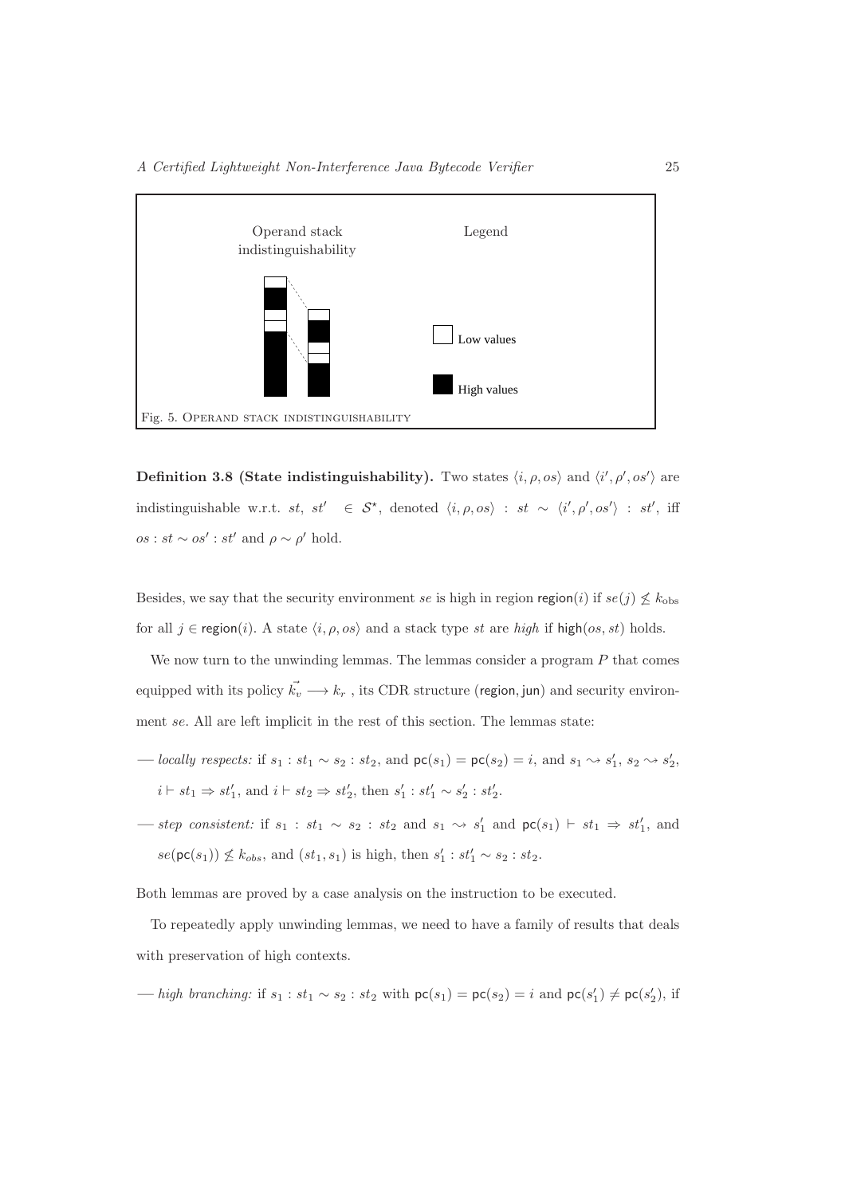Operand stack indistinguishability

Legend

Low values

High values

Fig. 5. OPERAND STACK INDISTINGUISHABILITY

**Definition 3.8 (State indistinguishability).** Two states $\langle i, \rho, os \rangle$ and $\langle i', \rho', os' \rangle$ are indistinguishable w.r.t. $st$, $st' \in \mathcal{S}^\star$, denoted $\langle i, \rho, os \rangle : st \sim \langle i', \rho', os' \rangle : st'$, iff $os : st \sim os' : st'$ and $\rho \sim \rho'$ hold.

Besides, we say that the security environment $se$ is high in region $\mathsf{region}(i)$ if $se(j) \not\leq k_{\rm obs}$ for all $j \in \mathsf{region}(i)$. A state $\langle i, \rho, os \rangle$ and a stack type $st$ are *high* if $\mathsf{high}(os, st)$ holds.

We now turn to the unwinding lemmas. The lemmas consider a program $P$ that comes equipped with its policy $\vec{k_v} \longrightarrow k_r$ , its CDR structure $(\mathsf{region}, \mathsf{jun})$ and security environment $se$. All are left implicit in the rest of this section. The lemmas state:

— *locally respects:* if $s_1 : st_1 \sim s_2 : st_2$, and $\mathsf{pc}(s_1) = \mathsf{pc}(s_2) = i$, and $s_1 \leadsto s'_1$, $s_2 \leadsto s'_2$, $i \vdash st_1 \Rightarrow st'_1$, and $i \vdash st_2 \Rightarrow st'_2$, then $s'_1 : st'_1 \sim s'_2 : st'_2$.

— *step consistent:* if $s_1 : st_1 \sim s_2 : st_2$ and $s_1 \leadsto s'_1$ and $\mathsf{pc}(s_1) \vdash st_1 \Rightarrow st'_1$, and $se(\mathsf{pc}(s_1)) \not\leq k_{obs}$, and $(st_1, s_1)$ is high, then $s'_1 : st'_1 \sim s_2 : st_2$.

Both lemmas are proved by a case analysis on the instruction to be executed.

To repeatedly apply unwinding lemmas, we need to have a family of results that deals with preservation of high contexts.

— *high branching:* if $s_1 : st_1 \sim s_2 : st_2$ with $\mathsf{pc}(s_1) = \mathsf{pc}(s_2) = i$ and $\mathsf{pc}(s'_1) \neq \mathsf{pc}(s'_2)$, if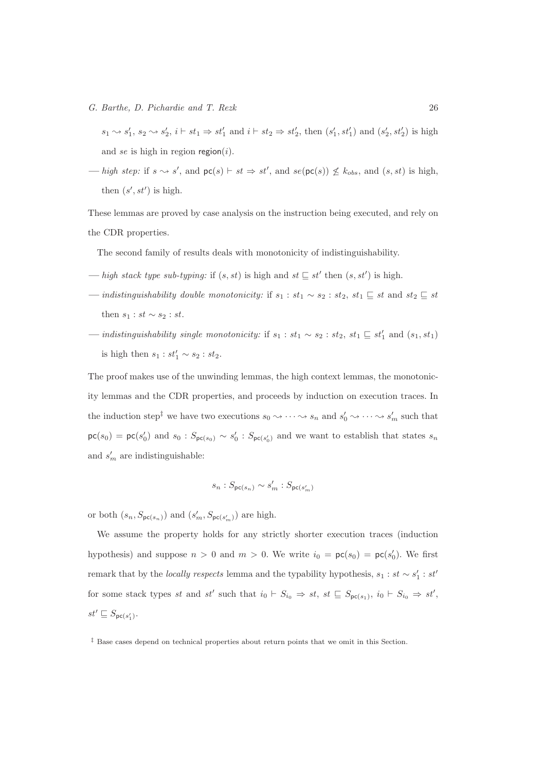$s_1 \leadsto s_1'$, $s_2 \leadsto s_2'$, $i \vdash st_1 \Rightarrow st_1'$ and $i \vdash st_2 \Rightarrow st_2'$, then $(s_1', st_1')$ and $(s_2', st_2')$ is high and $se$ is high in region $\mathsf{region}(i)$.

— *high step:* if $s \leadsto s'$, and $\mathsf{pc}(s) \vdash st \Rightarrow st'$, and $se(\mathsf{pc}(s)) \not\leq k_{obs}$, and $(s, st)$ is high, then $(s', st')$ is high.

These lemmas are proved by case analysis on the instruction being executed, and rely on the CDR properties.

The second family of results deals with monotonicity of indistinguishability.

— *high stack type sub-typing:* if $(s, st)$ is high and $st \sqsubseteq st'$ then $(s, st')$ is high.

— *indistinguishability double monotonicity:* if $s_1 : st_1 \sim s_2 : st_2$, $st_1 \sqsubseteq st$ and $st_2 \sqsubseteq st$ then $s_1 : st \sim s_2 : st$.

— *indistinguishability single monotonicity:* if $s_1 : st_1 \sim s_2 : st_2$, $st_1 \sqsubseteq st_1'$ and $(s_1, st_1)$ is high then $s_1 : st_1' \sim s_2 : st_2$.

The proof makes use of the unwinding lemmas, the high context lemmas, the monotonicity lemmas and the CDR properties, and proceeds by induction on execution traces. In the induction step[‡] we have two executions $s_0 \leadsto \cdots \leadsto s_n$ and $s_0' \leadsto \cdots \leadsto s_m'$ such that $\mathsf{pc}(s_0) = \mathsf{pc}(s_0')$ and $s_0 : S_{\mathsf{pc}(s_0)} \sim s_0' : S_{\mathsf{pc}(s_0')}$ and we want to establish that states $s_n$ and $s_m'$ are indistinguishable:

$$s_n : S_{\mathsf{pc}(s_n)} \sim s_m' : S_{\mathsf{pc}(s_m')}$$

or both $(s_n, S_{\mathsf{pc}(s_n)})$ and $(s_m', S_{\mathsf{pc}(s_m')})$ are high.

We assume the property holds for any strictly shorter execution traces (induction hypothesis) and suppose $n > 0$ and $m > 0$. We write $i_0 = \mathsf{pc}(s_0) = \mathsf{pc}(s_0')$. We first remark that by the *locally respects* lemma and the typability hypothesis, $s_1 : st \sim s_1' : st'$ for some stack types $st$ and $st'$ such that $i_0 \vdash S_{i_0} \Rightarrow st$, $st \sqsubseteq S_{\mathsf{pc}(s_1)}$, $i_0 \vdash S_{i_0} \Rightarrow st'$, $st' \sqsubseteq S_{\mathsf{pc}(s_1')}$.

[‡] Base cases depend on technical properties about return points that we omit in this Section.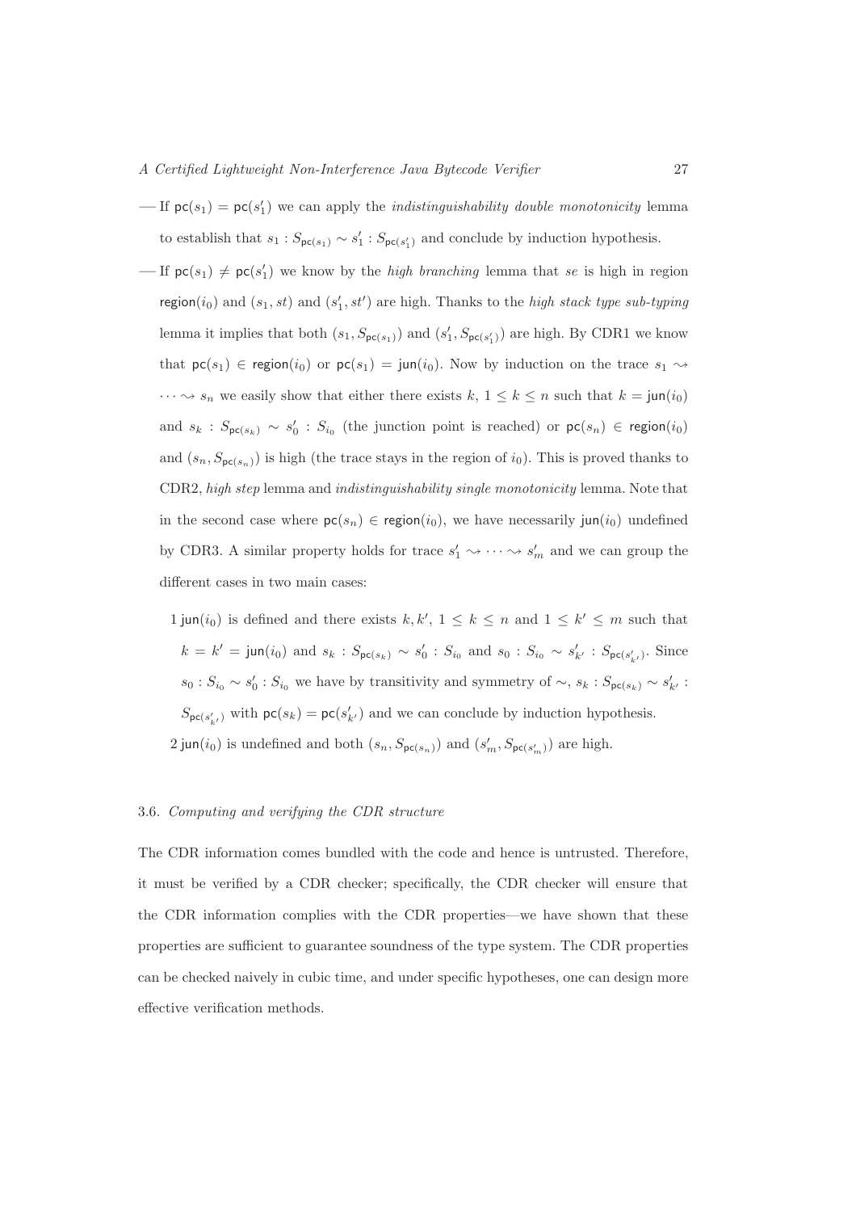- If $\mathsf{pc}(s_1) = \mathsf{pc}(s'_1)$ we can apply the *indistinguishability double monotonicity* lemma to establish that $s_1 : S_{\mathsf{pc}(s_1)} \sim s'_1 : S_{\mathsf{pc}(s'_1)}$ and conclude by induction hypothesis.
- If $\mathsf{pc}(s_1) \neq \mathsf{pc}(s'_1)$ we know by the *high branching* lemma that $se$ is high in region $\mathsf{region}(i_0)$ and $(s_1, st)$ and $(s'_1, st')$ are high. Thanks to the *high stack type sub-typing* lemma it implies that both $(s_1, S_{\mathsf{pc}(s_1)})$ and $(s'_1, S_{\mathsf{pc}(s'_1)})$ are high. By CDR1 we know that $\mathsf{pc}(s_1) \in \mathsf{region}(i_0)$ or $\mathsf{pc}(s_1) = \mathsf{jun}(i_0)$. Now by induction on the trace $s_1 \rightsquigarrow \cdots \rightsquigarrow s_n$ we easily show that either there exists $k$, $1 \leq k \leq n$ such that $k = \mathsf{jun}(i_0)$ and $s_k : S_{\mathsf{pc}(s_k)} \sim s'_0 : S_{i_0}$ (the junction point is reached) or $\mathsf{pc}(s_n) \in \mathsf{region}(i_0)$ and $(s_n, S_{\mathsf{pc}(s_n)})$ is high (the trace stays in the region of $i_0$). This is proved thanks to CDR2, *high step* lemma and *indistinguishability single monotonicity* lemma. Note that in the second case where $\mathsf{pc}(s_n) \in \mathsf{region}(i_0)$, we have necessarily $\mathsf{jun}(i_0)$ undefined by CDR3. A similar property holds for trace $s'_1 \rightsquigarrow \cdots \rightsquigarrow s'_m$ and we can group the different cases in two main cases:

  1 $\mathsf{jun}(i_0)$ is defined and there exists $k, k'$, $1 \leq k \leq n$ and $1 \leq k' \leq m$ such that $k = k' = \mathsf{jun}(i_0)$ and $s_k : S_{\mathsf{pc}(s_k)} \sim s'_0 : S_{i_0}$ and $s_0 : S_{i_0} \sim s'_{k'} : S_{\mathsf{pc}(s'_{k'})}$. Since $s_0 : S_{i_0} \sim s'_0 : S_{i_0}$ we have by transitivity and symmetry of $\sim$, $s_k : S_{\mathsf{pc}(s_k)} \sim s'_{k'} : S_{\mathsf{pc}(s'_{k'})}$ with $\mathsf{pc}(s_k) = \mathsf{pc}(s'_{k'})$ and we can conclude by induction hypothesis.

  2 $\mathsf{jun}(i_0)$ is undefined and both $(s_n, S_{\mathsf{pc}(s_n)})$ and $(s'_m, S_{\mathsf{pc}(s'_m)})$ are high.

### 3.6. *Computing and verifying the CDR structure*

The CDR information comes bundled with the code and hence is untrusted. Therefore, it must be verified by a CDR checker; specifically, the CDR checker will ensure that the CDR information complies with the CDR properties—we have shown that these properties are sufficient to guarantee soundness of the type system. The CDR properties can be checked naively in cubic time, and under specific hypotheses, one can design more effective verification methods.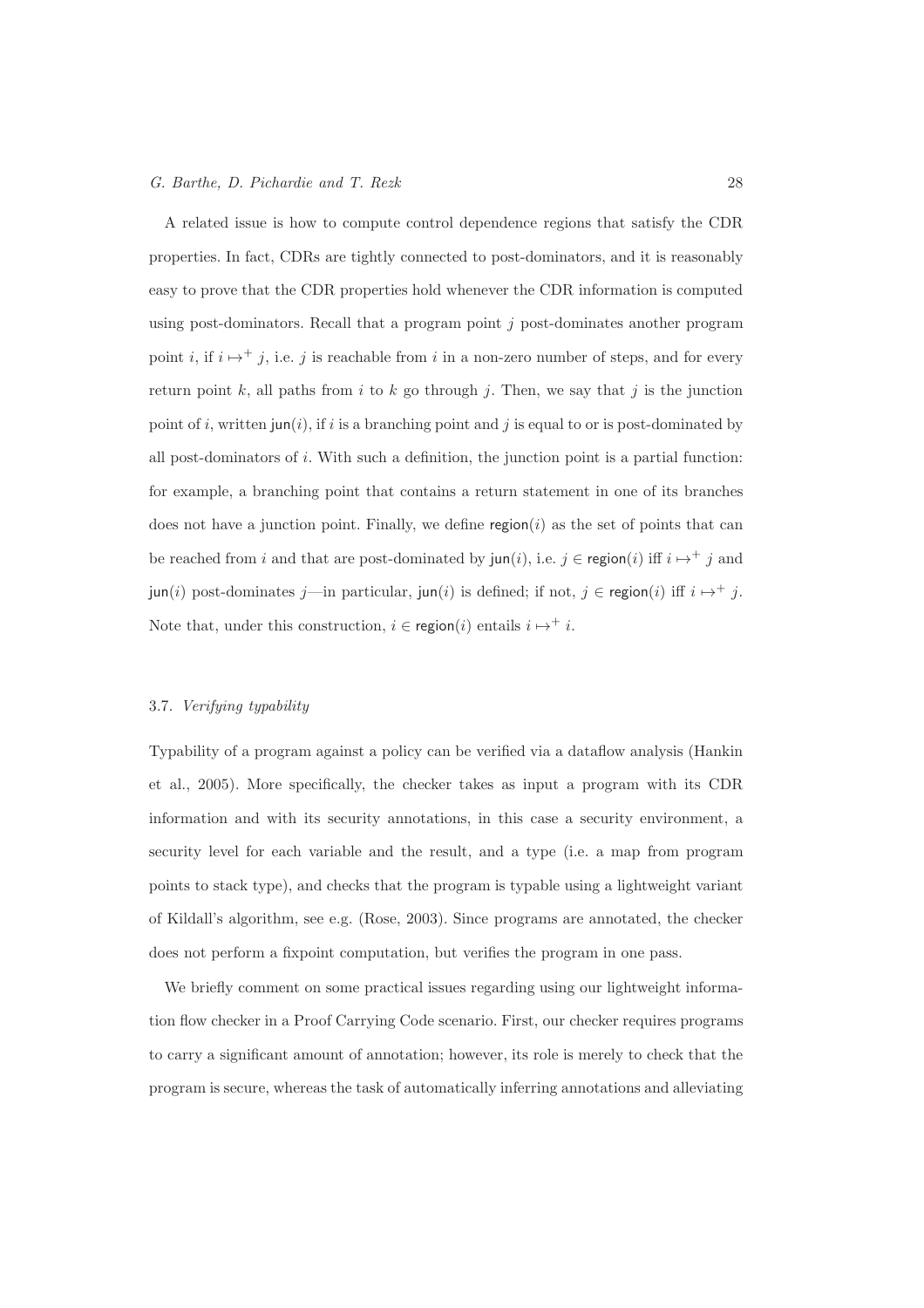A related issue is how to compute control dependence regions that satisfy the CDR properties. In fact, CDRs are tightly connected to post-dominators, and it is reasonably easy to prove that the CDR properties hold whenever the CDR information is computed using post-dominators. Recall that a program point $j$ post-dominates another program point $i$, if $i \mapsto^+ j$, i.e. $j$ is reachable from $i$ in a non-zero number of steps, and for every return point $k$, all paths from $i$ to $k$ go through $j$. Then, we say that $j$ is the junction point of $i$, written $\mathsf{jun}(i)$, if $i$ is a branching point and $j$ is equal to or is post-dominated by all post-dominators of $i$. With such a definition, the junction point is a partial function: for example, a branching point that contains a return statement in one of its branches does not have a junction point. Finally, we define $\mathsf{region}(i)$ as the set of points that can be reached from $i$ and that are post-dominated by $\mathsf{jun}(i)$, i.e. $j \in \mathsf{region}(i)$ iff $i \mapsto^+ j$ and $\mathsf{jun}(i)$ post-dominates $j$—in particular, $\mathsf{jun}(i)$ is defined; if not, $j \in \mathsf{region}(i)$ iff $i \mapsto^+ j$. Note that, under this construction, $i \in \mathsf{region}(i)$ entails $i \mapsto^+ i$.

### 3.7. *Verifying typability*

Typability of a program against a policy can be verified via a dataflow analysis (Hankin et al., 2005). More specifically, the checker takes as input a program with its CDR information and with its security annotations, in this case a security environment, a security level for each variable and the result, and a type (i.e. a map from program points to stack type), and checks that the program is typable using a lightweight variant of Kildall's algorithm, see e.g. (Rose, 2003). Since programs are annotated, the checker does not perform a fixpoint computation, but verifies the program in one pass.

We briefly comment on some practical issues regarding using our lightweight information flow checker in a Proof Carrying Code scenario. First, our checker requires programs to carry a significant amount of annotation; however, its role is merely to check that the program is secure, whereas the task of automatically inferring annotations and alleviating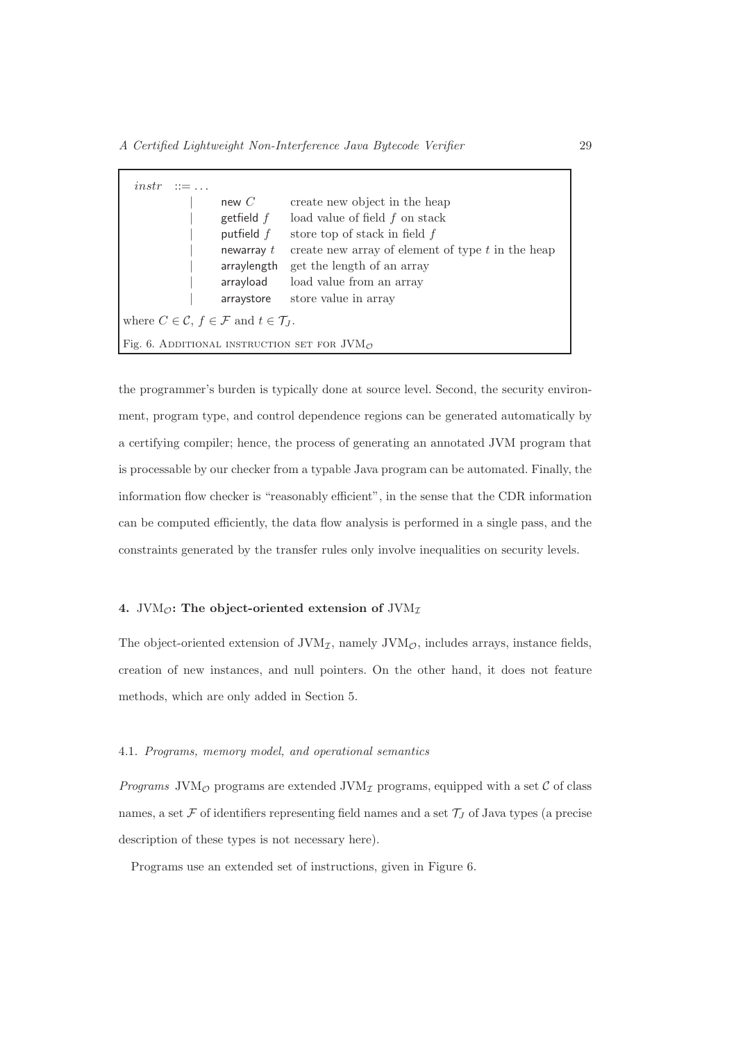| $instr$ | $::= \ldots$ | | |
|---|---|---|---|
| | $\mid$ | new $C$ | create new object in the heap |
| | $\mid$ | getfield $f$ | load value of field $f$ on stack |
| | $\mid$ | putfield $f$ | store top of stack in field $f$ |
| | $\mid$ | newarray $t$ | create new array of element of type $t$ in the heap |
| | $\mid$ | arraylength | get the length of an array |
| | $\mid$ | arrayload | load value from an array |
| | $\mid$ | arraystore | store value in array |

where $C \in \mathcal{C}$, $f \in \mathcal{F}$ and $t \in \mathcal{T}_J$.

Fig. 6. Additional instruction set for $\mathrm{JVM}_{\mathcal{O}}$

the programmer's burden is typically done at source level. Second, the security environment, program type, and control dependence regions can be generated automatically by a certifying compiler; hence, the process of generating an annotated JVM program that is processable by our checker from a typable Java program can be automated. Finally, the information flow checker is "reasonably efficient", in the sense that the CDR information can be computed efficiently, the data flow analysis is performed in a single pass, and the constraints generated by the transfer rules only involve inequalities on security levels.

## 4. $\mathrm{JVM}_{\mathcal{O}}$: The object-oriented extension of $\mathrm{JVM}_{\mathcal{I}}$

The object-oriented extension of $\mathrm{JVM}_{\mathcal{I}}$, namely $\mathrm{JVM}_{\mathcal{O}}$, includes arrays, instance fields, creation of new instances, and null pointers. On the other hand, it does not feature methods, which are only added in Section 5.

### 4.1. *Programs, memory model, and operational semantics*

*Programs* $\mathrm{JVM}_{\mathcal{O}}$ programs are extended $\mathrm{JVM}_{\mathcal{I}}$ programs, equipped with a set $\mathcal{C}$ of class names, a set $\mathcal{F}$ of identifiers representing field names and a set $\mathcal{T}_J$ of Java types (a precise description of these types is not necessary here).

Programs use an extended set of instructions, given in Figure 6.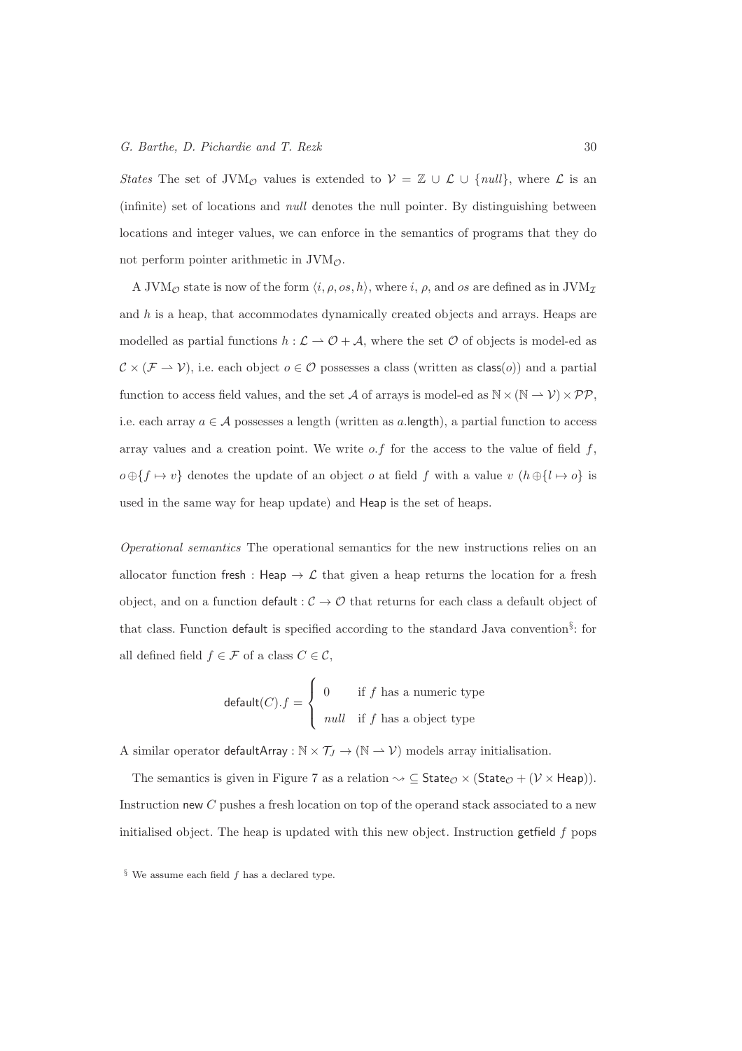*States* The set of $\text{JVM}_\mathcal{O}$ values is extended to $\mathcal{V} = \mathbb{Z} \cup \mathcal{L} \cup \{null\}$, where $\mathcal{L}$ is an (infinite) set of locations and *null* denotes the null pointer. By distinguishing between locations and integer values, we can enforce in the semantics of programs that they do not perform pointer arithmetic in $\text{JVM}_\mathcal{O}$.

A $\text{JVM}_\mathcal{O}$ state is now of the form $\langle i, \rho, os, h\rangle$, where $i$, $\rho$, and $os$ are defined as in $\text{JVM}_\mathcal{I}$ and $h$ is a heap, that accommodates dynamically created objects and arrays. Heaps are modelled as partial functions $h : \mathcal{L} \rightharpoonup \mathcal{O} + \mathcal{A}$, where the set $\mathcal{O}$ of objects is model-ed as $\mathcal{C} \times (\mathcal{F} \rightharpoonup \mathcal{V})$, i.e. each object $o \in \mathcal{O}$ possesses a class (written as $\mathsf{class}(o)$) and a partial function to access field values, and the set $\mathcal{A}$ of arrays is model-ed as $\mathbb{N} \times (\mathbb{N} \rightharpoonup \mathcal{V}) \times \mathcal{PP}$, i.e. each array $a \in \mathcal{A}$ possesses a length (written as $a.\mathsf{length}$), a partial function to access array values and a creation point. We write $o.f$ for the access to the value of field $f$, $o \oplus \{f \mapsto v\}$ denotes the update of an object $o$ at field $f$ with a value $v$ ($h \oplus \{l \mapsto o\}$ is used in the same way for heap update) and $\mathsf{Heap}$ is the set of heaps.

*Operational semantics* The operational semantics for the new instructions relies on an allocator function $\mathsf{fresh} : \mathsf{Heap} \to \mathcal{L}$ that given a heap returns the location for a fresh object, and on a function $\mathsf{default} : \mathcal{C} \to \mathcal{O}$ that returns for each class a default object of that class. Function $\mathsf{default}$ is specified according to the standard Java convention[§]: for all defined field $f \in \mathcal{F}$ of a class $C \in \mathcal{C}$,

$$\mathsf{default}(C).f = \begin{cases} 0 & \text{if } f \text{ has a numeric type} \\ null & \text{if } f \text{ has a object type} \end{cases}$$

A similar operator $\mathsf{defaultArray} : \mathbb{N} \times \mathcal{T}_J \to (\mathbb{N} \rightharpoonup \mathcal{V})$ models array initialisation.

The semantics is given in Figure 7 as a relation $\leadsto \subseteq \mathsf{State}_\mathcal{O} \times (\mathsf{State}_\mathcal{O} + (\mathcal{V} \times \mathsf{Heap}))$. Instruction $\mathsf{new}\ C$ pushes a fresh location on top of the operand stack associated to a new initialised object. The heap is updated with this new object. Instruction $\mathsf{getfield}\ f$ pops

[§] We assume each field $f$ has a declared type.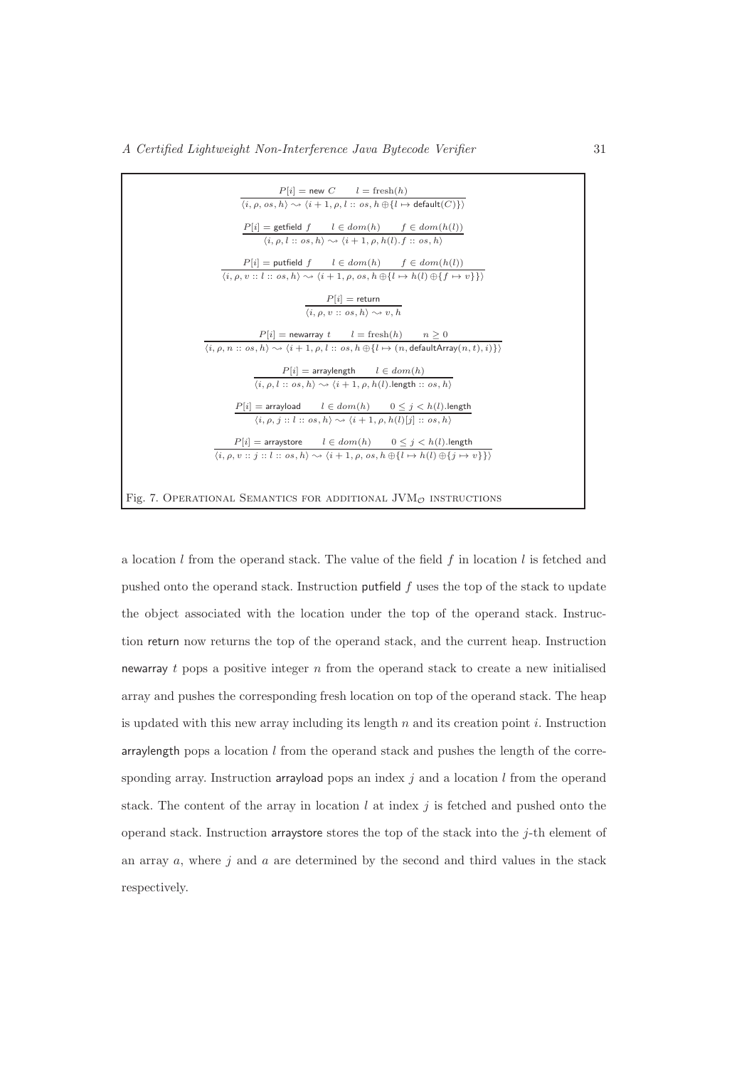$$\frac{P[i] = \mathsf{new}\ C \qquad l = \mathrm{fresh}(h)}{\langle i, \rho, os, h\rangle \leadsto \langle i+1, \rho, l :: os, h \oplus \{l \mapsto \mathsf{default}(C)\}\rangle}$$

$$\frac{P[i] = \mathsf{getfield}\ f \qquad l \in dom(h) \qquad f \in dom(h(l))}{\langle i, \rho, l :: os, h\rangle \leadsto \langle i+1, \rho, h(l).f :: os, h\rangle}$$

$$\frac{P[i] = \mathsf{putfield}\ f \qquad l \in dom(h) \qquad f \in dom(h(l))}{\langle i, \rho, v :: l :: os, h\rangle \leadsto \langle i+1, \rho, os, h \oplus \{l \mapsto h(l) \oplus \{f \mapsto v\}\}\rangle}$$

$$\frac{P[i] = \mathsf{return}}{\langle i, \rho, v :: os, h\rangle \leadsto v, h}$$

$$\frac{P[i] = \mathsf{newarray}\ t \qquad l = \mathrm{fresh}(h) \qquad n \geq 0}{\langle i, \rho, n :: os, h\rangle \leadsto \langle i+1, \rho, l :: os, h \oplus \{l \mapsto (n, \mathsf{defaultArray}(n, t), i)\}\rangle}$$

$$\frac{P[i] = \mathsf{arraylength} \qquad l \in dom(h)}{\langle i, \rho, l :: os, h\rangle \leadsto \langle i+1, \rho, h(l).\mathsf{length} :: os, h\rangle}$$

$$\frac{P[i] = \mathsf{arrayload} \qquad l \in dom(h) \qquad 0 \leq j < h(l).\mathsf{length}}{\langle i, \rho, j :: l :: os, h\rangle \leadsto \langle i+1, \rho, h(l)[j] :: os, h\rangle}$$

$$\frac{P[i] = \mathsf{arraystore} \qquad l \in dom(h) \qquad 0 \leq j < h(l).\mathsf{length}}{\langle i, \rho, v :: j :: l :: os, h\rangle \leadsto \langle i+1, \rho, os, h \oplus \{l \mapsto h(l) \oplus \{j \mapsto v\}\}\rangle}$$

Fig. 7. Operational Semantics for additional $\mathrm{JVM}_{\mathcal{O}}$ instructions

a location $l$ from the operand stack. The value of the field $f$ in location $l$ is fetched and pushed onto the operand stack. Instruction putfield $f$ uses the top of the stack to update the object associated with the location under the top of the operand stack. Instruction return now returns the top of the operand stack, and the current heap. Instruction newarray $t$ pops a positive integer $n$ from the operand stack to create a new initialised array and pushes the corresponding fresh location on top of the operand stack. The heap is updated with this new array including its length $n$ and its creation point $i$. Instruction arraylength pops a location $l$ from the operand stack and pushes the length of the corresponding array. Instruction arrayload pops an index $j$ and a location $l$ from the operand stack. The content of the array in location $l$ at index $j$ is fetched and pushed onto the operand stack. Instruction arraystore stores the top of the stack into the $j$-th element of an array $a$, where $j$ and $a$ are determined by the second and third values in the stack respectively.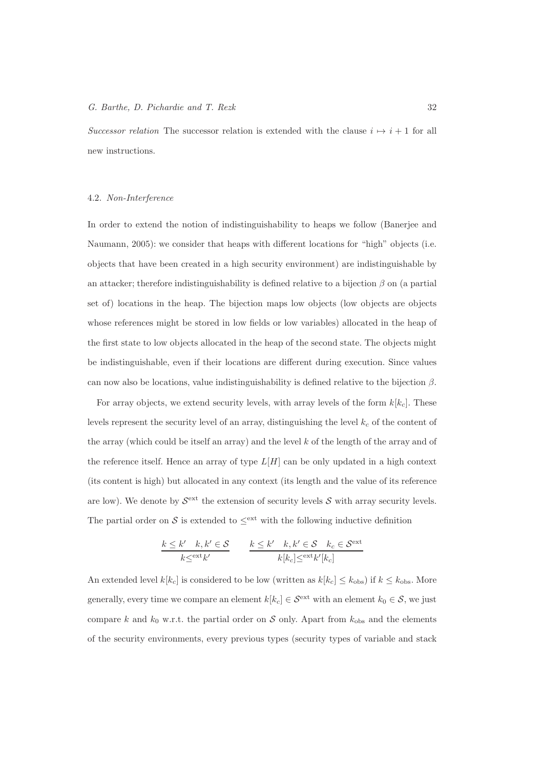*Successor relation* The successor relation is extended with the clause $i \mapsto i+1$ for all new instructions.

### 4.2. *Non-Interference*

In order to extend the notion of indistinguishability to heaps we follow (Banerjee and Naumann, 2005): we consider that heaps with different locations for "high" objects (i.e. objects that have been created in a high security environment) are indistinguishable by an attacker; therefore indistinguishability is defined relative to a bijection $\beta$ on (a partial set of) locations in the heap. The bijection maps low objects (low objects are objects whose references might be stored in low fields or low variables) allocated in the heap of the first state to low objects allocated in the heap of the second state. The objects might be indistinguishable, even if their locations are different during execution. Since values can now also be locations, value indistinguishability is defined relative to the bijection $\beta$.

For array objects, we extend security levels, with array levels of the form $k[k_c]$. These levels represent the security level of an array, distinguishing the level $k_c$ of the content of the array (which could be itself an array) and the level $k$ of the length of the array and of the reference itself. Hence an array of type $L[H]$ can be only updated in a high context (its content is high) but allocated in any context (its length and the value of its reference are low). We denote by $\mathcal{S}^{\text{ext}}$ the extension of security levels $\mathcal{S}$ with array security levels. The partial order on $\mathcal{S}$ is extended to $\leq^{\text{ext}}$ with the following inductive definition

$$\frac{k \leq k' \quad k, k' \in \mathcal{S}}{k \leq^{\text{ext}} k'} \qquad \frac{k \leq k' \quad k, k' \in \mathcal{S} \quad k_c \in \mathcal{S}^{\text{ext}}}{k[k_c] \leq^{\text{ext}} k'[k_c]}$$

An extended level $k[k_c]$ is considered to be low (written as $k[k_c] \leq k_{\text{obs}}$) if $k \leq k_{\text{obs}}$. More generally, every time we compare an element $k[k_c] \in \mathcal{S}^{\text{ext}}$ with an element $k_0 \in \mathcal{S}$, we just compare $k$ and $k_0$ w.r.t. the partial order on $\mathcal{S}$ only. Apart from $k_{\text{obs}}$ and the elements of the security environments, every previous types (security types of variable and stack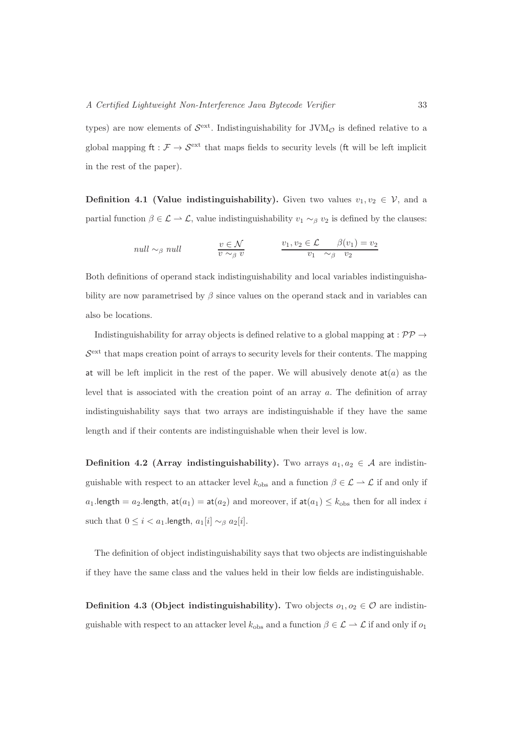types) are now elements of $\mathcal{S}^{\text{ext}}$. Indistinguishability for $\text{JVM}_{\mathcal{O}}$ is defined relative to a global mapping $\mathsf{ft} : \mathcal{F} \to \mathcal{S}^{\text{ext}}$ that maps fields to security levels ($\mathsf{ft}$ will be left implicit in the rest of the paper).

**Definition 4.1 (Value indistinguishability).** Given two values $v_1, v_2 \in \mathcal{V}$, and a partial function $\beta \in \mathcal{L} \rightharpoonup \mathcal{L}$, value indistinguishability $v_1 \sim_\beta v_2$ is defined by the clauses:

$$\mathit{null} \sim_\beta \mathit{null} \qquad \frac{v \in \mathcal{N}}{v \sim_\beta v} \qquad \frac{v_1, v_2 \in \mathcal{L} \qquad \beta(v_1) = v_2}{v_1 \sim_\beta v_2}$$

Both definitions of operand stack indistinguishability and local variables indistinguishability are now parametrised by $\beta$ since values on the operand stack and in variables can also be locations.

Indistinguishability for array objects is defined relative to a global mapping $\mathsf{at} : \mathcal{PP} \to \mathcal{S}^{\text{ext}}$ that maps creation point of arrays to security levels for their contents. The mapping $\mathsf{at}$ will be left implicit in the rest of the paper. We will abusively denote $\mathsf{at}(a)$ as the level that is associated with the creation point of an array $a$. The definition of array indistinguishability says that two arrays are indistinguishable if they have the same length and if their contents are indistinguishable when their level is low.

**Definition 4.2 (Array indistinguishability).** Two arrays $a_1, a_2 \in \mathcal{A}$ are indistinguishable with respect to an attacker level $k_{\text{obs}}$ and a function $\beta \in \mathcal{L} \rightharpoonup \mathcal{L}$ if and only if $a_1.\mathsf{length} = a_2.\mathsf{length}$, $\mathsf{at}(a_1) = \mathsf{at}(a_2)$ and moreover, if $\mathsf{at}(a_1) \leq k_{\text{obs}}$ then for all index $i$ such that $0 \leq i < a_1.\mathsf{length}$, $a_1[i] \sim_\beta a_2[i]$.

The definition of object indistinguishability says that two objects are indistinguishable if they have the same class and the values held in their low fields are indistinguishable.

**Definition 4.3 (Object indistinguishability).** Two objects $o_1, o_2 \in \mathcal{O}$ are indistinguishable with respect to an attacker level $k_{\text{obs}}$ and a function $\beta \in \mathcal{L} \rightharpoonup \mathcal{L}$ if and only if $o_1$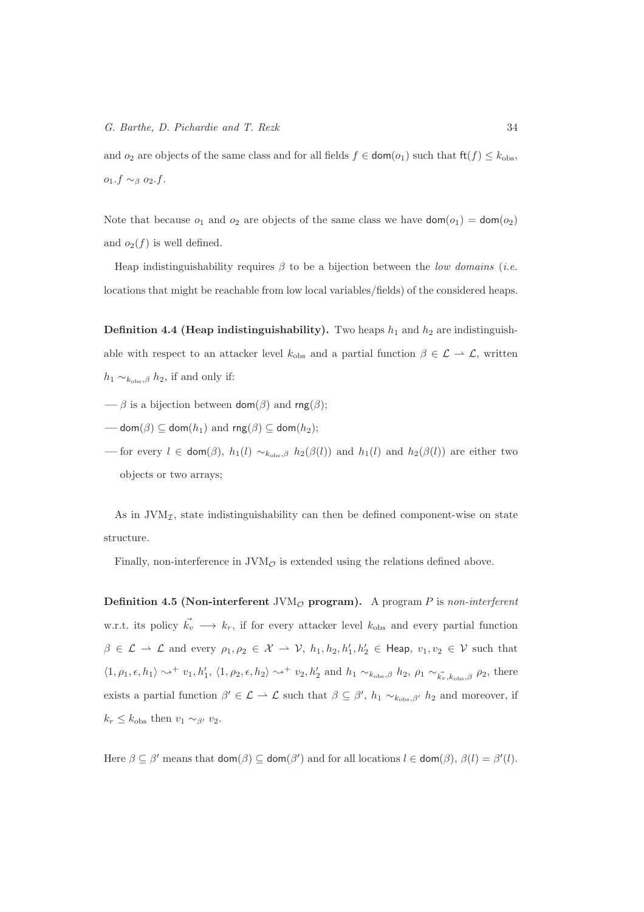and $o_2$ are objects of the same class and for all fields $f \in \mathsf{dom}(o_1)$ such that $\mathsf{ft}(f) \leq k_{\mathrm{obs}}$, $o_1.f \sim_\beta o_2.f$.

Note that because $o_1$ and $o_2$ are objects of the same class we have $\mathsf{dom}(o_1) = \mathsf{dom}(o_2)$ and $o_2(f)$ is well defined.

Heap indistinguishability requires $\beta$ to be a bijection between the *low domains* (*i.e.* locations that might be reachable from low local variables/fields) of the considered heaps.

**Definition 4.4 (Heap indistinguishability).** Two heaps $h_1$ and $h_2$ are indistinguishable with respect to an attacker level $k_{\mathrm{obs}}$ and a partial function $\beta \in \mathcal{L} \rightharpoonup \mathcal{L}$, written $h_1 \sim_{k_{\mathrm{obs}},\beta} h_2$, if and only if:

— $\beta$ is a bijection between $\mathsf{dom}(\beta)$ and $\mathsf{rng}(\beta)$;

— $\mathsf{dom}(\beta) \subseteq \mathsf{dom}(h_1)$ and $\mathsf{rng}(\beta) \subseteq \mathsf{dom}(h_2)$;

— for every $l \in \mathsf{dom}(\beta)$, $h_1(l) \sim_{k_{\mathrm{obs}},\beta} h_2(\beta(l))$ and $h_1(l)$ and $h_2(\beta(l))$ are either two objects or two arrays;

As in $\mathrm{JVM}_{\mathcal{I}}$, state indistinguishability can then be defined component-wise on state structure.

Finally, non-interference in $\mathrm{JVM}_{\mathcal{O}}$ is extended using the relations defined above.

**Definition 4.5 (Non-interferent $\mathrm{JVM}_{\mathcal{O}}$ program).** A program $P$ is *non-interferent* w.r.t. its policy $\vec{k_v} \longrightarrow k_r$, if for every attacker level $k_{\mathrm{obs}}$ and every partial function $\beta \in \mathcal{L} \rightharpoonup \mathcal{L}$ and every $\rho_1, \rho_2 \in \mathcal{X} \rightharpoonup \mathcal{V}$, $h_1, h_2, h_1', h_2' \in \mathsf{Heap}$, $v_1, v_2 \in \mathcal{V}$ such that $\langle 1, \rho_1, \epsilon, h_1 \rangle \leadsto^+ v_1, h_1'$, $\langle 1, \rho_2, \epsilon, h_2 \rangle \leadsto^+ v_2, h_2'$ and $h_1 \sim_{k_{\mathrm{obs}},\beta} h_2$, $\rho_1 \sim_{\vec{k_v},k_{\mathrm{obs}},\beta} \rho_2$, there exists a partial function $\beta' \in \mathcal{L} \rightharpoonup \mathcal{L}$ such that $\beta \subseteq \beta'$, $h_1 \sim_{k_{\mathrm{obs}},\beta'} h_2$ and moreover, if $k_r \leq k_{\mathrm{obs}}$ then $v_1 \sim_{\beta'} v_2$.

Here $\beta \subseteq \beta'$ means that $\mathsf{dom}(\beta) \subseteq \mathsf{dom}(\beta')$ and for all locations $l \in \mathsf{dom}(\beta)$, $\beta(l) = \beta'(l)$.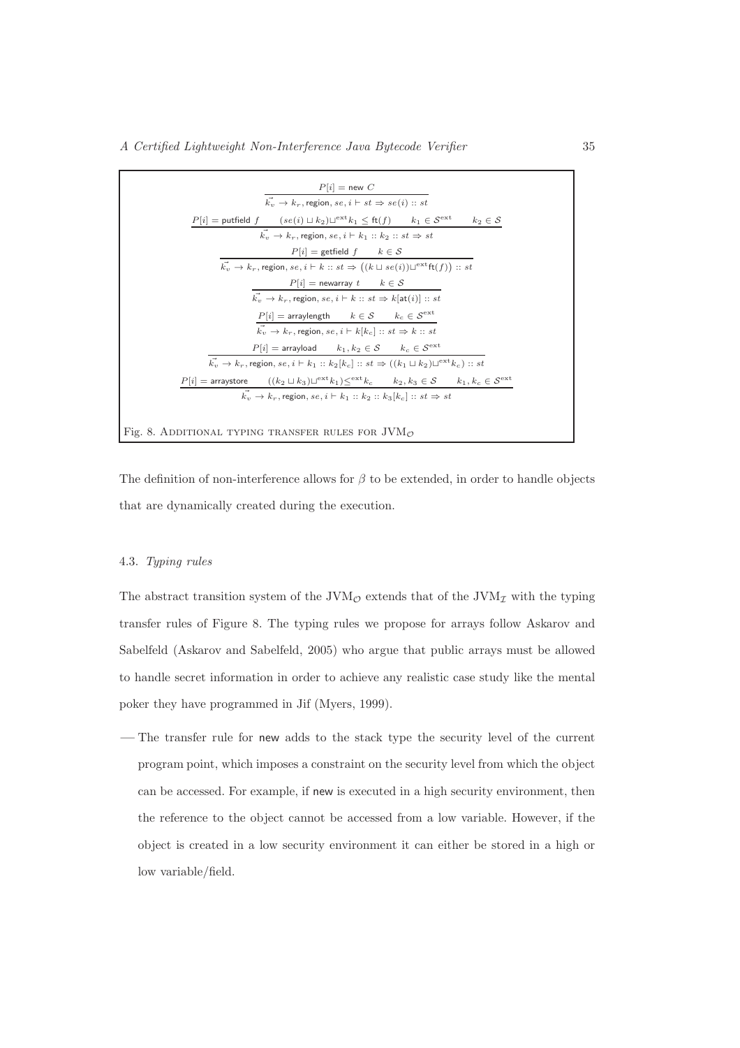$$\frac{P[i] = \mathsf{new}\ C}{\vec{k_v} \rightarrow k_r, \mathsf{region}, se, i \vdash st \Rightarrow se(i) :: st}$$

$$\frac{P[i] = \mathsf{putfield}\ f \qquad (se(i) \sqcup k_2) \sqcup^{\mathrm{ext}} k_1 \leq \mathsf{ft}(f) \qquad k_1 \in \mathcal{S}^{\mathrm{ext}} \qquad k_2 \in \mathcal{S}}{\vec{k_v} \rightarrow k_r, \mathsf{region}, se, i \vdash k_1 :: k_2 :: st \Rightarrow st}$$

$$\frac{P[i] = \mathsf{getfield}\ f \qquad k \in \mathcal{S}}{\vec{k_v} \rightarrow k_r, \mathsf{region}, se, i \vdash k :: st \Rightarrow \big((k \sqcup se(i)) \sqcup^{\mathrm{ext}} \mathsf{ft}(f)\big) :: st}$$

$$\frac{P[i] = \mathsf{newarray}\ t \qquad k \in \mathcal{S}}{\vec{k_v} \rightarrow k_r, \mathsf{region}, se, i \vdash k :: st \Rightarrow k[\mathsf{at}(i)] :: st}$$

$$\frac{P[i] = \mathsf{arraylength} \qquad k \in \mathcal{S} \qquad k_c \in \mathcal{S}^{\mathrm{ext}}}{\vec{k_v} \rightarrow k_r, \mathsf{region}, se, i \vdash k[k_c] :: st \Rightarrow k :: st}$$

$$\frac{P[i] = \mathsf{arrayload} \qquad k_1, k_2 \in \mathcal{S} \qquad k_c \in \mathcal{S}^{\mathrm{ext}}}{\vec{k_v} \rightarrow k_r, \mathsf{region}, se, i \vdash k_1 :: k_2[k_c] :: st \Rightarrow ((k_1 \sqcup k_2) \sqcup^{\mathrm{ext}} k_c) :: st}$$

$$\frac{P[i] = \mathsf{arraystore} \qquad ((k_2 \sqcup k_3) \sqcup^{\mathrm{ext}} k_1) \leq^{\mathrm{ext}} k_c \qquad k_2, k_3 \in \mathcal{S} \qquad k_1, k_c \in \mathcal{S}^{\mathrm{ext}}}{\vec{k_v} \rightarrow k_r, \mathsf{region}, se, i \vdash k_1 :: k_2 :: k_3[k_c] :: st \Rightarrow st}$$

Fig. 8. Additional typing transfer rules for $\mathrm{JVM}_{\mathcal{O}}$

The definition of non-interference allows for $\beta$ to be extended, in order to handle objects that are dynamically created during the execution.

### 4.3. *Typing rules*

The abstract transition system of the $\mathrm{JVM}_{\mathcal{O}}$ extends that of the $\mathrm{JVM}_{\mathcal{I}}$ with the typing transfer rules of Figure 8. The typing rules we propose for arrays follow Askarov and Sabelfeld (Askarov and Sabelfeld, 2005) who argue that public arrays must be allowed to handle secret information in order to achieve any realistic case study like the mental poker they have programmed in Jif (Myers, 1999).

— The transfer rule for new adds to the stack type the security level of the current program point, which imposes a constraint on the security level from which the object can be accessed. For example, if new is executed in a high security environment, then the reference to the object cannot be accessed from a low variable. However, if the object is created in a low security environment it can either be stored in a high or low variable/field.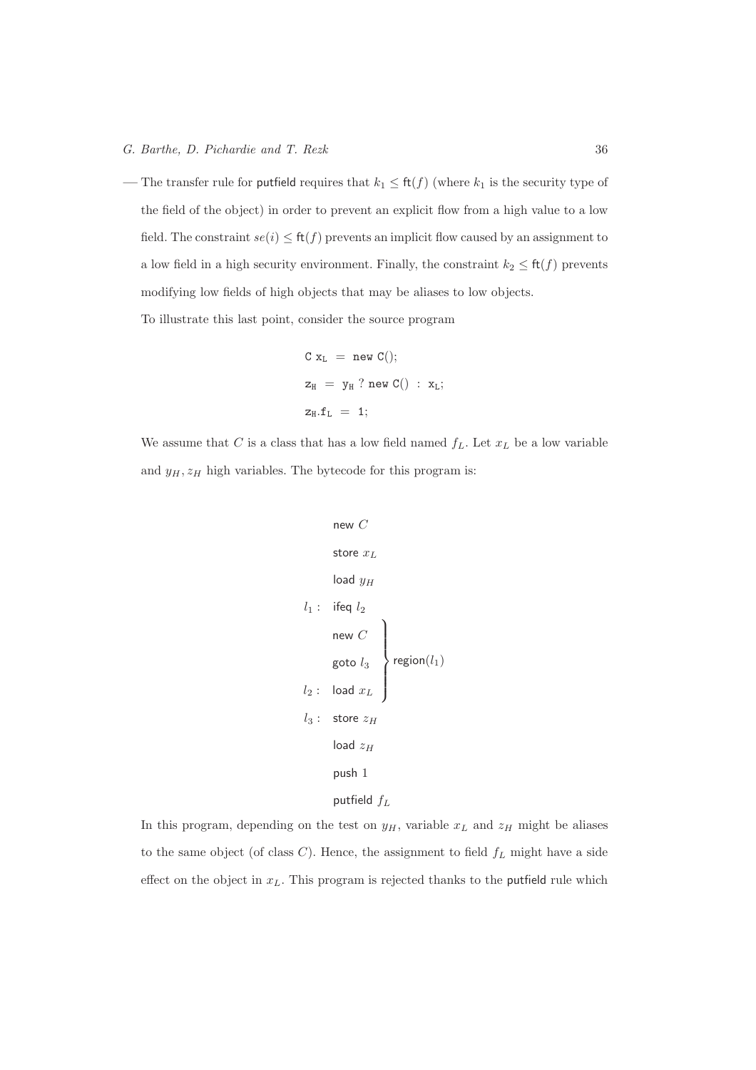— The transfer rule for putfield requires that $k_1 \leq \mathsf{ft}(f)$ (where $k_1$ is the security type of the field of the object) in order to prevent an explicit flow from a high value to a low field. The constraint $se(i) \leq \mathsf{ft}(f)$ prevents an implicit flow caused by an assignment to a low field in a high security environment. Finally, the constraint $k_2 \leq \mathsf{ft}(f)$ prevents modifying low fields of high objects that may be aliases to low objects.

To illustrate this last point, consider the source program

```
C x_L = new C();
z_H = y_H ? new C() : x_L;
z_H.f_L = 1;
```

We assume that $C$ is a class that has a low field named $f_L$. Let $x_L$ be a low variable and $y_H, z_H$ high variables. The bytecode for this program is:

```
      new C
      store x_L
      load y_H
l1 :  ifeq l2
      new C      }
      goto l3    } region(l1)
l2 :  load x_L   }
l3 :  store z_H
      load z_H
      push 1
      putfield f_L
```

In this program, depending on the test on $y_H$, variable $x_L$ and $z_H$ might be aliases to the same object (of class $C$). Hence, the assignment to field $f_L$ might have a side effect on the object in $x_L$. This program is rejected thanks to the putfield rule which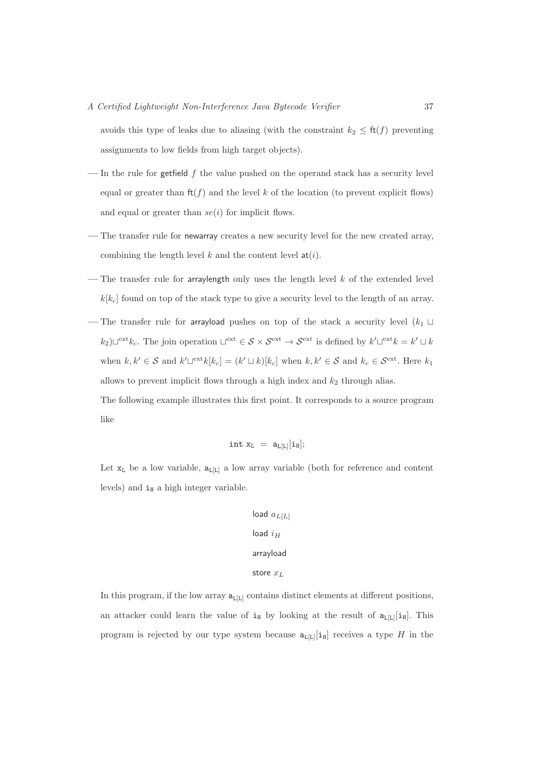avoids this type of leaks due to aliasing (with the constraint $k_2 \leq \mathsf{ft}(f)$ preventing assignments to low fields from high target objects).

— In the rule for getfield $f$ the value pushed on the operand stack has a security level equal or greater than $\mathsf{ft}(f)$ and the level $k$ of the location (to prevent explicit flows) and equal or greater than $se(i)$ for implicit flows.

— The transfer rule for newarray creates a new security level for the new created array, combining the length level $k$ and the content level $\mathsf{at}(i)$.

— The transfer rule for arraylength only uses the length level $k$ of the extended level $k[k_c]$ found on top of the stack type to give a security level to the length of an array.

— The transfer rule for arrayload pushes on top of the stack a security level $(k_1 \sqcup k_2) \sqcup^{\text{ext}} k_c$. The join operation $\sqcup^{\text{ext}} \in \mathcal{S} \times \mathcal{S}^{\text{ext}} \rightarrow \mathcal{S}^{\text{ext}}$ is defined by $k' \sqcup^{\text{ext}} k = k' \sqcup k$ when $k, k' \in \mathcal{S}$ and $k' \sqcup^{\text{ext}} k[k_c] = (k' \sqcup k)[k_c]$ when $k, k' \in \mathcal{S}$ and $k_c \in \mathcal{S}^{\text{ext}}$. Here $k_1$ allows to prevent implicit flows through a high index and $k_2$ through alias.

The following example illustrates this first point. It corresponds to a source program like

$$\texttt{int } \mathtt{x_L} \ = \ \mathtt{a_{L[L]}}[\mathtt{i_H}];$$

Let $\mathtt{x_L}$ be a low variable, $\mathtt{a_{L[L]}}$ a low array variable (both for reference and content levels) and $\mathtt{i_H}$ a high integer variable.

$$\begin{array}{l}\mathsf{load}\ a_{L[L]} \\ \mathsf{load}\ i_H \\ \mathsf{arrayload} \\ \mathsf{store}\ x_L\end{array}$$

In this program, if the low array $\mathtt{a_{L[L]}}$ contains distinct elements at different positions, an attacker could learn the value of $\mathtt{i_H}$ by looking at the result of $\mathtt{a_{L[L]}}[\mathtt{i_H}]$. This program is rejected by our type system because $\mathtt{a_{L[L]}}[\mathtt{i_H}]$ receives a type $H$ in the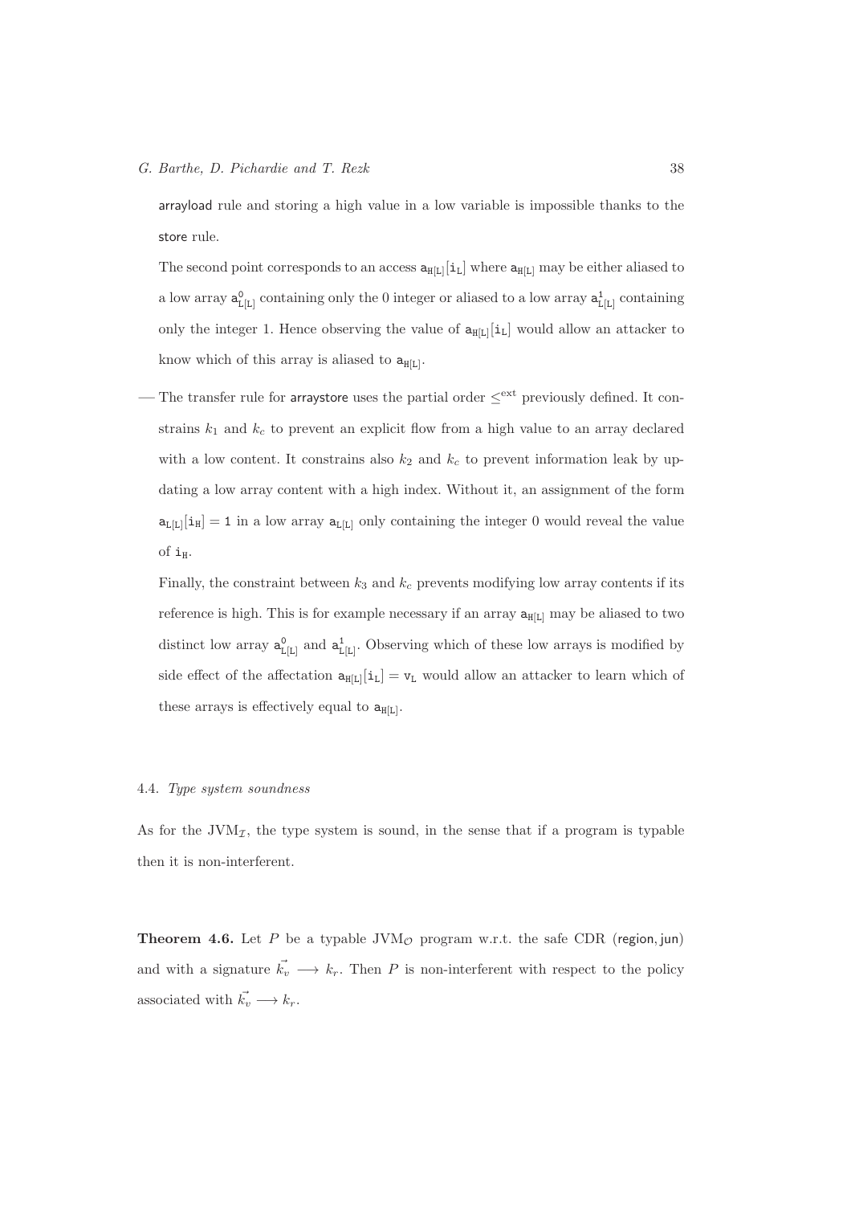arrayload rule and storing a high value in a low variable is impossible thanks to the store rule.

The second point corresponds to an access $\mathtt{a}_{\mathtt{H[L]}}[\mathtt{i}_{\mathtt{L}}]$ where $\mathtt{a}_{\mathtt{H[L]}}$ may be either aliased to a low array $\mathtt{a}^{0}_{\mathtt{L[L]}}$ containing only the 0 integer or aliased to a low array $\mathtt{a}^{1}_{\mathtt{L[L]}}$ containing only the integer 1. Hence observing the value of $\mathtt{a}_{\mathtt{H[L]}}[\mathtt{i}_{\mathtt{L}}]$ would allow an attacker to know which of this array is aliased to $\mathtt{a}_{\mathtt{H[L]}}$.

— The transfer rule for arraystore uses the partial order $\leq^{\mathrm{ext}}$ previously defined. It constrains $k_1$ and $k_c$ to prevent an explicit flow from a high value to an array declared with a low content. It constrains also $k_2$ and $k_c$ to prevent information leak by updating a low array content with a high index. Without it, an assignment of the form $\mathtt{a}_{\mathtt{L[L]}}[\mathtt{i}_{\mathtt{H}}] = \mathtt{1}$ in a low array $\mathtt{a}_{\mathtt{L[L]}}$ only containing the integer 0 would reveal the value of $\mathtt{i}_{\mathtt{H}}$.

Finally, the constraint between $k_3$ and $k_c$ prevents modifying low array contents if its reference is high. This is for example necessary if an array $\mathtt{a}_{\mathtt{H[L]}}$ may be aliased to two distinct low array $\mathtt{a}^{0}_{\mathtt{L[L]}}$ and $\mathtt{a}^{1}_{\mathtt{L[L]}}$. Observing which of these low arrays is modified by side effect of the affectation $\mathtt{a}_{\mathtt{H[L]}}[\mathtt{i}_{\mathtt{L}}] = \mathtt{v}_{\mathtt{L}}$ would allow an attacker to learn which of these arrays is effectively equal to $\mathtt{a}_{\mathtt{H[L]}}$.

### 4.4. *Type system soundness*

As for the $\mathrm{JVM}_{\mathcal{I}}$, the type system is sound, in the sense that if a program is typable then it is non-interferent.

**Theorem 4.6.** Let $P$ be a typable $\mathrm{JVM}_{\mathcal{O}}$ program w.r.t. the safe CDR $(\mathsf{region}, \mathsf{jun})$ and with a signature $\vec{k_v} \longrightarrow k_r$. Then $P$ is non-interferent with respect to the policy associated with $\vec{k_v} \longrightarrow k_r$.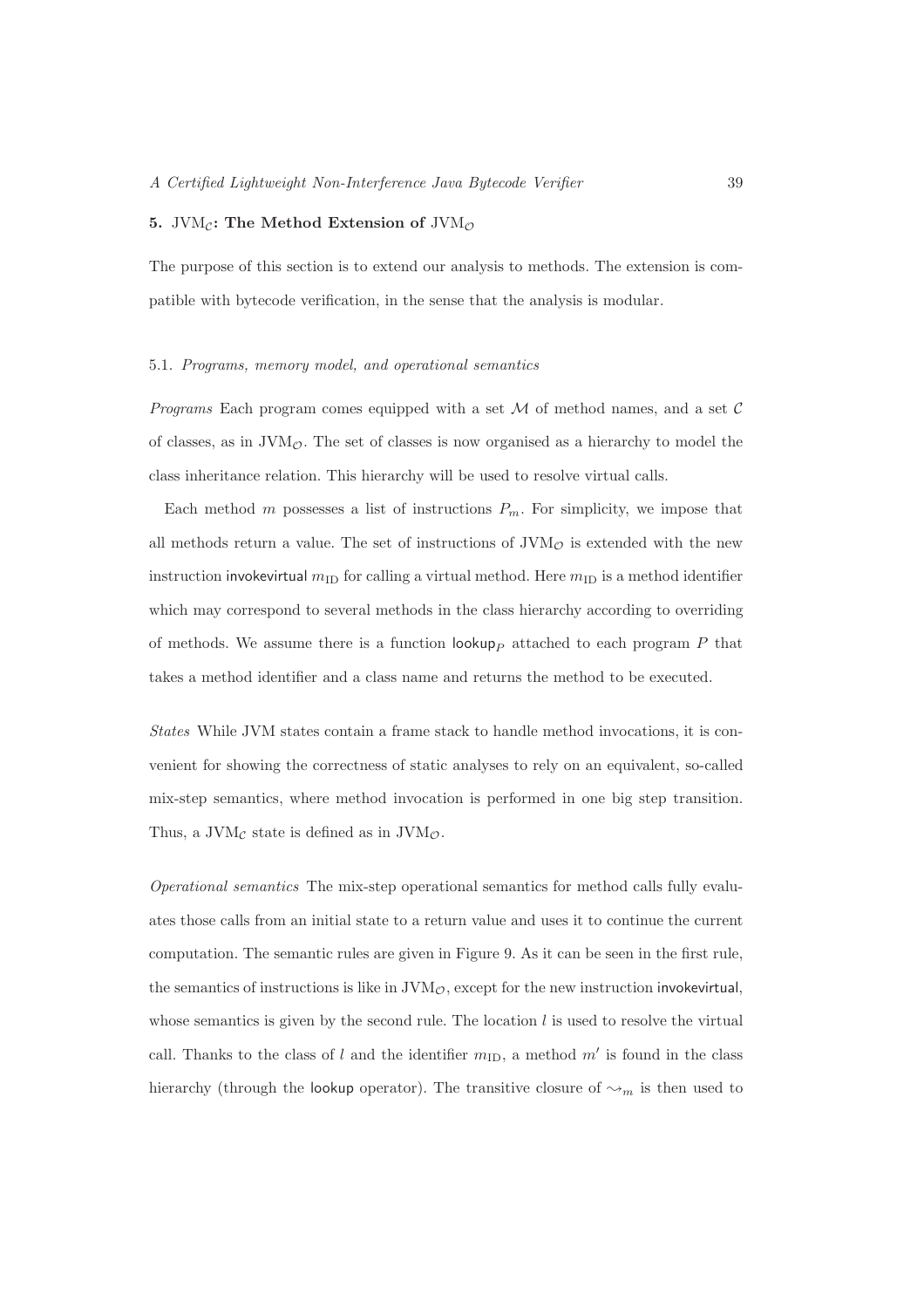## 5. $\mathrm{JVM}_{\mathcal{C}}$: The Method Extension of $\mathrm{JVM}_{\mathcal{O}}$

The purpose of this section is to extend our analysis to methods. The extension is compatible with bytecode verification, in the sense that the analysis is modular.

### 5.1. *Programs, memory model, and operational semantics*

*Programs* Each program comes equipped with a set $\mathcal{M}$ of method names, and a set $\mathcal{C}$ of classes, as in $\mathrm{JVM}_{\mathcal{O}}$. The set of classes is now organised as a hierarchy to model the class inheritance relation. This hierarchy will be used to resolve virtual calls.

Each method $m$ possesses a list of instructions $P_m$. For simplicity, we impose that all methods return a value. The set of instructions of $\mathrm{JVM}_{\mathcal{O}}$ is extended with the new instruction $\mathsf{invokevirtual}\ m_{\mathrm{ID}}$ for calling a virtual method. Here $m_{\mathrm{ID}}$ is a method identifier which may correspond to several methods in the class hierarchy according to overriding of methods. We assume there is a function $\mathsf{lookup}_P$ attached to each program $P$ that takes a method identifier and a class name and returns the method to be executed.

*States* While JVM states contain a frame stack to handle method invocations, it is convenient for showing the correctness of static analyses to rely on an equivalent, so-called mix-step semantics, where method invocation is performed in one big step transition. Thus, a $\mathrm{JVM}_{\mathcal{C}}$ state is defined as in $\mathrm{JVM}_{\mathcal{O}}$.

*Operational semantics* The mix-step operational semantics for method calls fully evaluates those calls from an initial state to a return value and uses it to continue the current computation. The semantic rules are given in Figure 9. As it can be seen in the first rule, the semantics of instructions is like in $\mathrm{JVM}_{\mathcal{O}}$, except for the new instruction $\mathsf{invokevirtual}$, whose semantics is given by the second rule. The location $l$ is used to resolve the virtual call. Thanks to the class of $l$ and the identifier $m_{\mathrm{ID}}$, a method $m'$ is found in the class hierarchy (through the $\mathsf{lookup}$ operator). The transitive closure of $\leadsto_m$ is then used to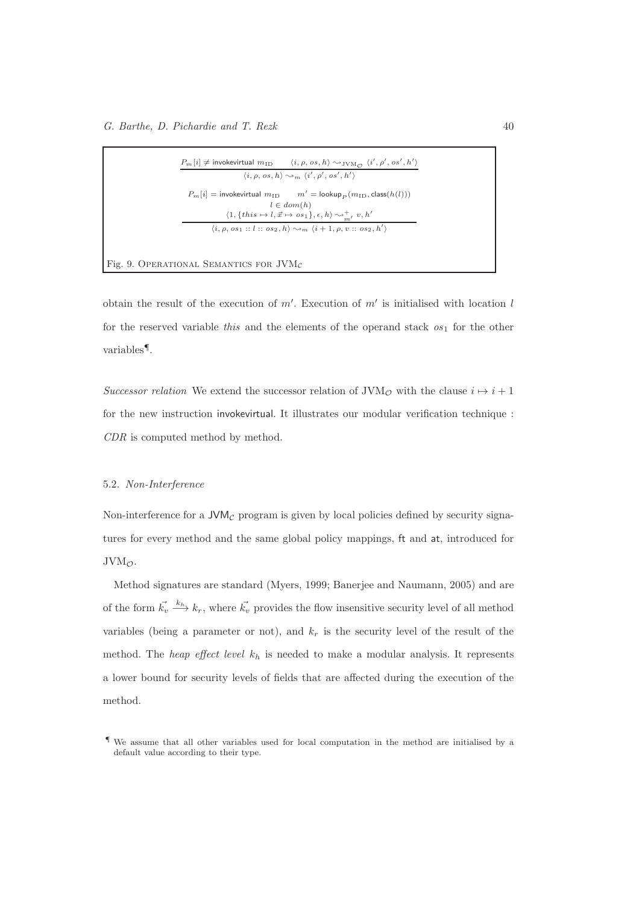$$\frac{P_m[i] \neq \mathsf{invokevirtual}\ m_{\mathrm{ID}} \qquad \langle i, \rho, os, h\rangle \leadsto_{\mathrm{JVM}_{\mathcal{O}}} \langle i', \rho', os', h'\rangle}{\langle i, \rho, os, h\rangle \leadsto_m \langle i', \rho', os', h'\rangle}$$

$$\frac{\begin{array}{c} P_m[i] = \mathsf{invokevirtual}\ m_{\mathrm{ID}} \qquad m' = \mathsf{lookup}_P(m_{\mathrm{ID}}, \mathsf{class}(h(l))) \\ l \in dom(h) \\ \langle 1, \{this \mapsto l, \vec{x} \mapsto os_1\}, \epsilon, h\rangle \leadsto^{+}_{m'} v, h' \end{array}}{\langle i, \rho, os_1 :: l :: os_2, h\rangle \leadsto_m \langle i+1, \rho, v :: os_2, h'\rangle}$$

Fig. 9. Operational Semantics for $\mathrm{JVM}_{\mathcal{C}}$

obtain the result of the execution of $m'$. Execution of $m'$ is initialised with location $l$ for the reserved variable *this* and the elements of the operand stack $os_1$ for the other variables[¶].

*Successor relation* We extend the successor relation of $\mathrm{JVM}_{\mathcal{O}}$ with the clause $i \mapsto i+1$ for the new instruction invokevirtual. It illustrates our modular verification technique : *CDR* is computed method by method.

### 5.2. *Non-Interference*

Non-interference for a $\mathsf{JVM}_{\mathcal{C}}$ program is given by local policies defined by security signatures for every method and the same global policy mappings, ft and at, introduced for $\mathrm{JVM}_{\mathcal{O}}$.

Method signatures are standard (Myers, 1999; Banerjee and Naumann, 2005) and are of the form $\vec{k_v} \xrightarrow{k_h} k_r$, where $\vec{k_v}$ provides the flow insensitive security level of all method variables (being a parameter or not), and $k_r$ is the security level of the result of the method. The *heap effect level* $k_h$ is needed to make a modular analysis. It represents a lower bound for security levels of fields that are affected during the execution of the method.

[¶] We assume that all other variables used for local computation in the method are initialised by a default value according to their type.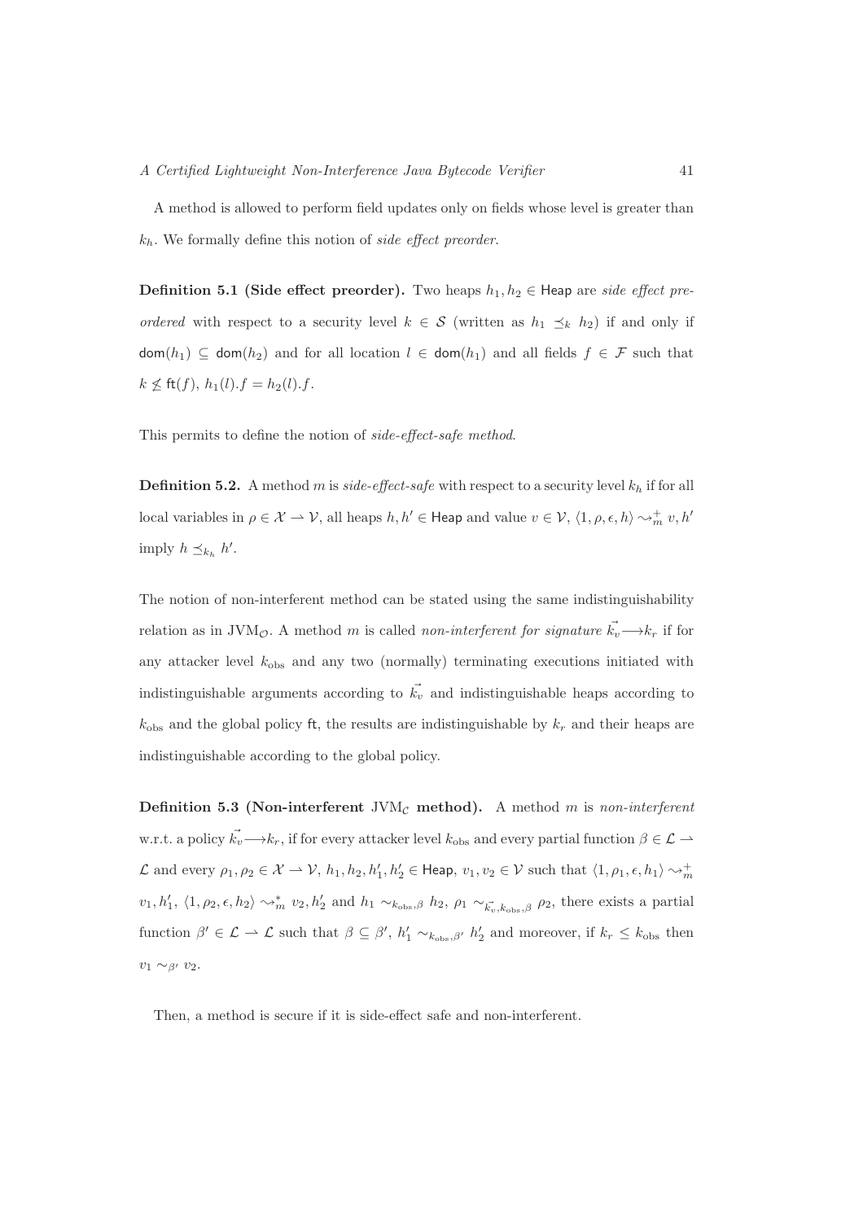A method is allowed to perform field updates only on fields whose level is greater than $k_h$. We formally define this notion of *side effect preorder*.

**Definition 5.1 (Side effect preorder).** Two heaps $h_1, h_2 \in \mathsf{Heap}$ are *side effect preordered* with respect to a security level $k \in \mathcal{S}$ (written as $h_1 \preceq_k h_2$) if and only if $\mathsf{dom}(h_1) \subseteq \mathsf{dom}(h_2)$ and for all location $l \in \mathsf{dom}(h_1)$ and all fields $f \in \mathcal{F}$ such that $k \not\leq \mathsf{ft}(f)$, $h_1(l).f = h_2(l).f$.

This permits to define the notion of *side-effect-safe method*.

**Definition 5.2.** A method $m$ is *side-effect-safe* with respect to a security level $k_h$ if for all local variables in $\rho \in \mathcal{X} \rightharpoonup \mathcal{V}$, all heaps $h, h' \in \mathsf{Heap}$ and value $v \in \mathcal{V}$, $\langle 1, \rho, \epsilon, h\rangle \leadsto_m^+ v, h'$ imply $h \preceq_{k_h} h'$.

The notion of non-interferent method can be stated using the same indistinguishability relation as in $\mathrm{JVM}_{\mathcal{O}}$. A method $m$ is called *non-interferent for signature* $\vec{k_v} \longrightarrow k_r$ if for any attacker level $k_{\mathrm{obs}}$ and any two (normally) terminating executions initiated with indistinguishable arguments according to $\vec{k_v}$ and indistinguishable heaps according to $k_{\mathrm{obs}}$ and the global policy $\mathsf{ft}$, the results are indistinguishable by $k_r$ and their heaps are indistinguishable according to the global policy.

**Definition 5.3 (Non-interferent $\mathrm{JVM}_{\mathcal{C}}$ method).** A method $m$ is *non-interferent* w.r.t. a policy $\vec{k_v} \longrightarrow k_r$, if for every attacker level $k_{\mathrm{obs}}$ and every partial function $\beta \in \mathcal{L} \rightharpoonup \mathcal{L}$ and every $\rho_1, \rho_2 \in \mathcal{X} \rightharpoonup \mathcal{V}$, $h_1, h_2, h_1', h_2' \in \mathsf{Heap}$, $v_1, v_2 \in \mathcal{V}$ such that $\langle 1, \rho_1, \epsilon, h_1\rangle \leadsto_m^+ v_1, h_1'$, $\langle 1, \rho_2, \epsilon, h_2\rangle \leadsto_m^* v_2, h_2'$ and $h_1 \sim_{k_{\mathrm{obs}},\beta} h_2$, $\rho_1 \sim_{\vec{k_v},k_{\mathrm{obs}},\beta} \rho_2$, there exists a partial function $\beta' \in \mathcal{L} \rightharpoonup \mathcal{L}$ such that $\beta \subseteq \beta'$, $h_1' \sim_{k_{\mathrm{obs}},\beta'} h_2'$ and moreover, if $k_r \leq k_{\mathrm{obs}}$ then $v_1 \sim_{\beta'} v_2$.

Then, a method is secure if it is side-effect safe and non-interferent.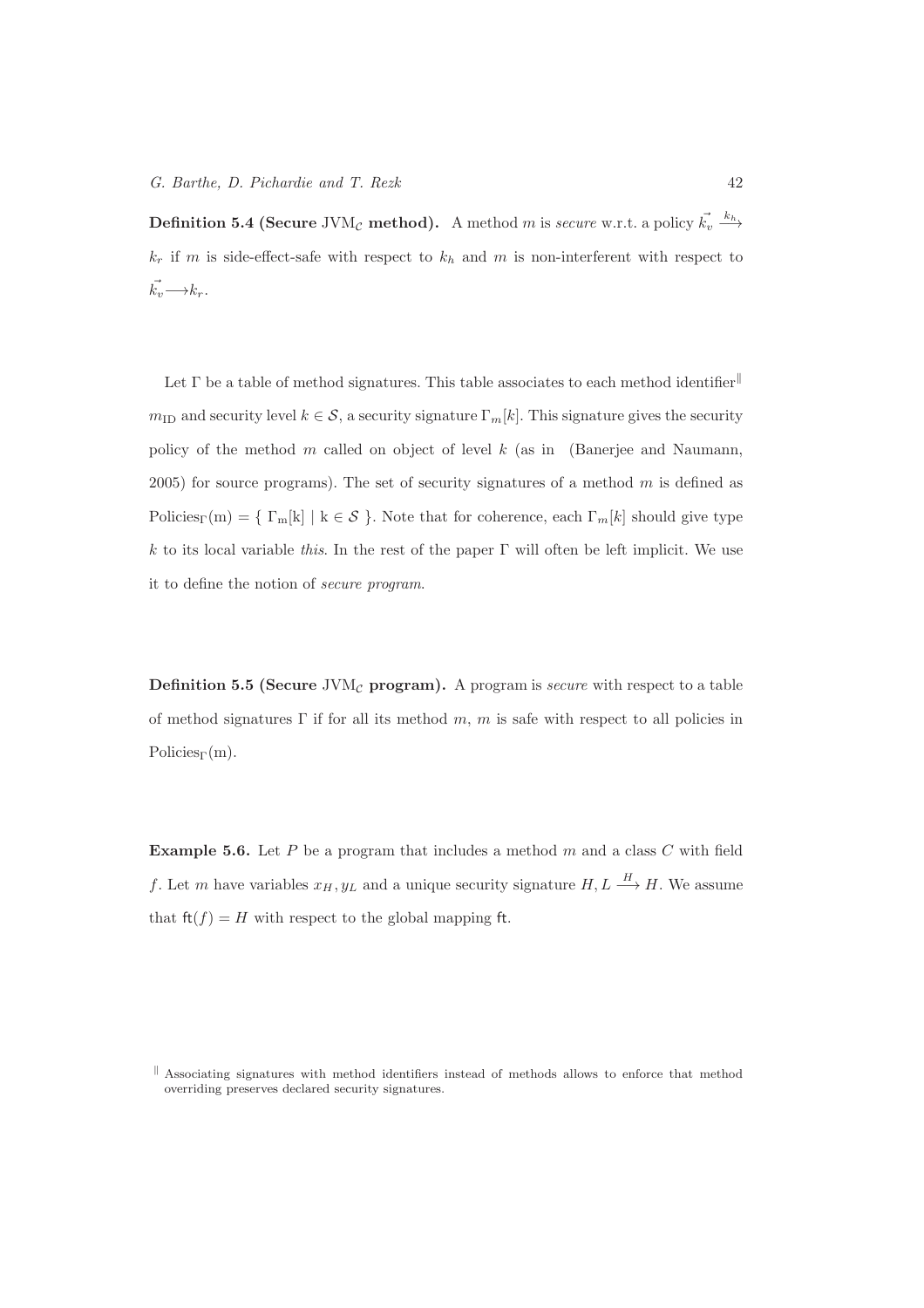**Definition 5.4 (Secure $\mathrm{JVM}_{\mathcal{C}}$ method).** A method $m$ is *secure* w.r.t. a policy $\vec{k_v} \xrightarrow{k_h} k_r$ if $m$ is side-effect-safe with respect to $k_h$ and $m$ is non-interferent with respect to $\vec{k_v} \longrightarrow k_r$.

Let $\Gamma$ be a table of method signatures. This table associates to each method identifier[‖] $m_{\mathrm{ID}}$ and security level $k \in \mathcal{S}$, a security signature $\Gamma_m[k]$. This signature gives the security policy of the method $m$ called on object of level $k$ (as in (Banerjee and Naumann, 2005) for source programs). The set of security signatures of a method $m$ is defined as $\mathrm{Policies}_\Gamma(\mathrm{m}) = \{ \Gamma_{\mathrm{m}}[\mathrm{k}] \mid \mathrm{k} \in \mathcal{S} \}$. Note that for coherence, each $\Gamma_m[k]$ should give type $k$ to its local variable *this*. In the rest of the paper $\Gamma$ will often be left implicit. We use it to define the notion of *secure program*.

**Definition 5.5 (Secure $\mathrm{JVM}_{\mathcal{C}}$ program).** A program is *secure* with respect to a table of method signatures $\Gamma$ if for all its method $m$, $m$ is safe with respect to all policies in $\mathrm{Policies}_\Gamma(\mathrm{m})$.

**Example 5.6.** Let $P$ be a program that includes a method $m$ and a class $C$ with field $f$. Let $m$ have variables $x_H, y_L$ and a unique security signature $H, L \xrightarrow{H} H$. We assume that $\mathsf{ft}(f) = H$ with respect to the global mapping $\mathsf{ft}$.

[‖] Associating signatures with method identifiers instead of methods allows to enforce that method overriding preserves declared security signatures.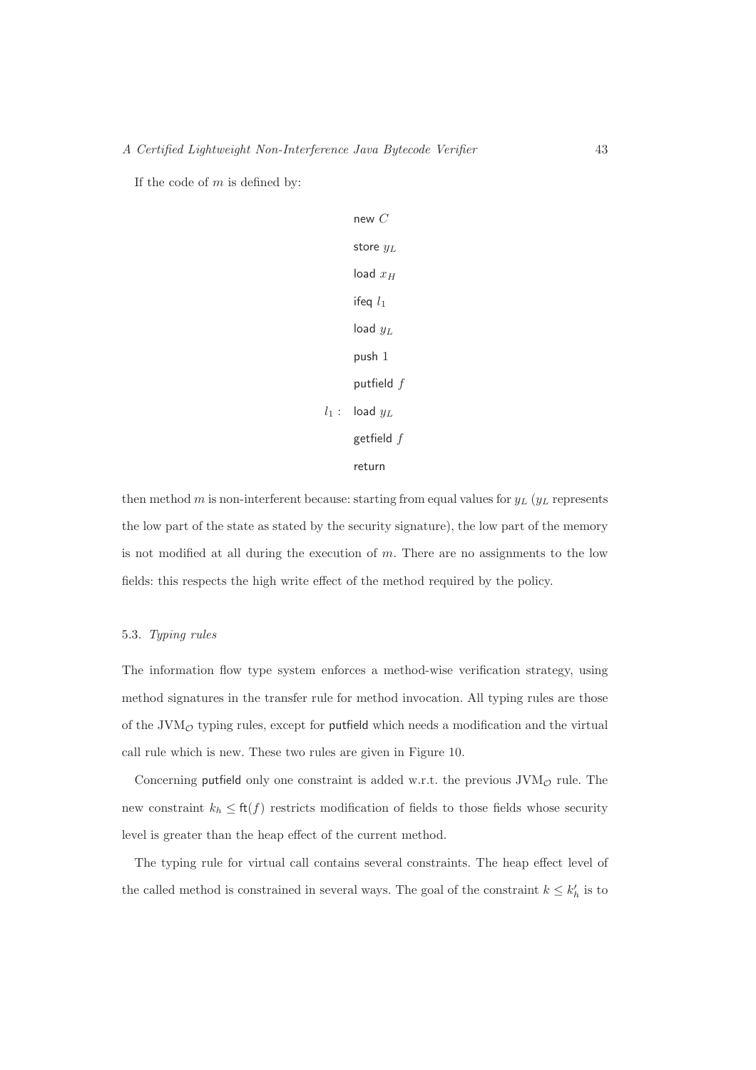If the code of $m$ is defined by:

```
      new C
      store y_L
      load x_H
      ifeq l_1
      load y_L
      push 1
      putfield f
l_1 : load y_L
      getfield f
      return
```

then method $m$ is non-interferent because: starting from equal values for $y_L$ ($y_L$ represents the low part of the state as stated by the security signature), the low part of the memory is not modified at all during the execution of $m$. There are no assignments to the low fields: this respects the high write effect of the method required by the policy.

### 5.3. *Typing rules*

The information flow type system enforces a method-wise verification strategy, using method signatures in the transfer rule for method invocation. All typing rules are those of the $\mathrm{JVM}_{\mathcal{O}}$ typing rules, except for putfield which needs a modification and the virtual call rule which is new. These two rules are given in Figure 10.

Concerning putfield only one constraint is added w.r.t. the previous $\mathrm{JVM}_{\mathcal{O}}$ rule. The new constraint $k_h \leq \mathsf{ft}(f)$ restricts modification of fields to those fields whose security level is greater than the heap effect of the current method.

The typing rule for virtual call contains several constraints. The heap effect level of the called method is constrained in several ways. The goal of the constraint $k \leq k'_h$ is to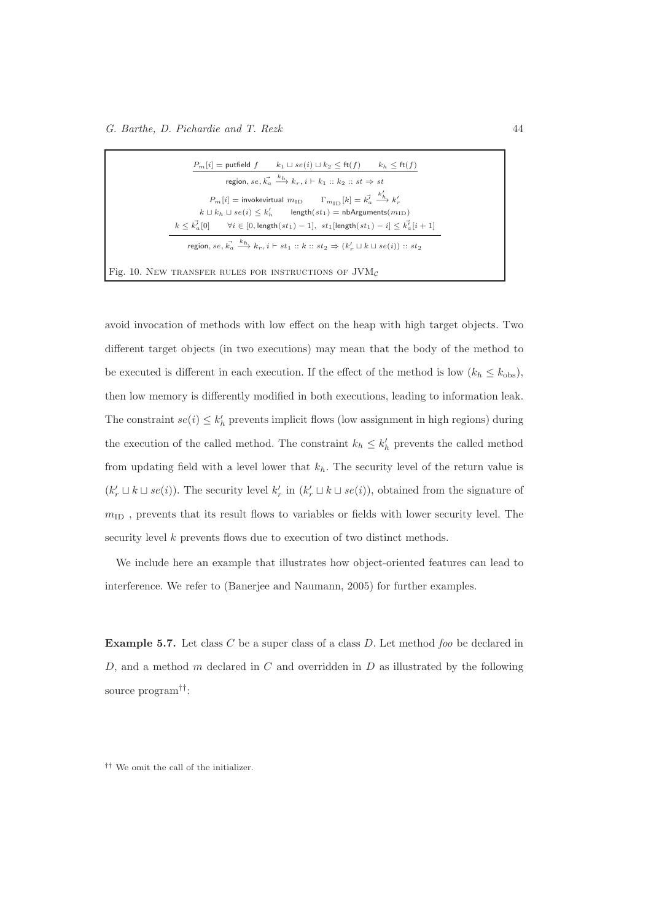$$\frac{P_m[i] = \mathsf{putfield}\ f \qquad k_1 \sqcup se(i) \sqcup k_2 \leq \mathsf{ft}(f) \qquad k_h \leq \mathsf{ft}(f)}{\mathsf{region}, se, \vec{k_a} \xrightarrow{k_h} k_r, i \vdash k_1 :: k_2 :: st \Rightarrow st}$$

$$\frac{\begin{array}{c} P_m[i] = \mathsf{invokevirtual}\ m_{\mathrm{ID}} \qquad \Gamma_{m_{\mathrm{ID}}}[k] = \vec{k'_a} \xrightarrow{k'_h} k'_r \\ k \sqcup k_h \sqcup se(i) \leq k'_h \qquad \mathsf{length}(st_1) = \mathsf{nbArguments}(m_{\mathrm{ID}}) \\ k \leq \vec{k'_a}[0] \qquad \forall i \in [0, \mathsf{length}(st_1) - 1],\ st_1[\mathsf{length}(st_1) - i] \leq \vec{k'_a}[i+1] \end{array}}{\mathsf{region}, se, \vec{k_a} \xrightarrow{k_h} k_r, i \vdash st_1 :: k :: st_2 \Rightarrow (k'_r \sqcup k \sqcup se(i)) :: st_2}$$

Fig. 10. New transfer rules for instructions of $\mathrm{JVM}_{\mathcal{C}}$

avoid invocation of methods with low effect on the heap with high target objects. Two different target objects (in two executions) may mean that the body of the method to be executed is different in each execution. If the effect of the method is low ($k_h \leq k_{\mathrm{obs}}$), then low memory is differently modified in both executions, leading to information leak. The constraint $se(i) \leq k'_h$ prevents implicit flows (low assignment in high regions) during the execution of the called method. The constraint $k_h \leq k'_h$ prevents the called method from updating field with a level lower that $k_h$. The security level of the return value is $(k'_r \sqcup k \sqcup se(i))$. The security level $k'_r$ in $(k'_r \sqcup k \sqcup se(i))$, obtained from the signature of $m_{\mathrm{ID}}$ , prevents that its result flows to variables or fields with lower security level. The security level $k$ prevents flows due to execution of two distinct methods.

We include here an example that illustrates how object-oriented features can lead to interference. We refer to (Banerjee and Naumann, 2005) for further examples.

**Example 5.7.** Let class $C$ be a super class of a class $D$. Let method *foo* be declared in $D$, and a method $m$ declared in $C$ and overridden in $D$ as illustrated by the following source program[††]:

[††] We omit the call of the initializer.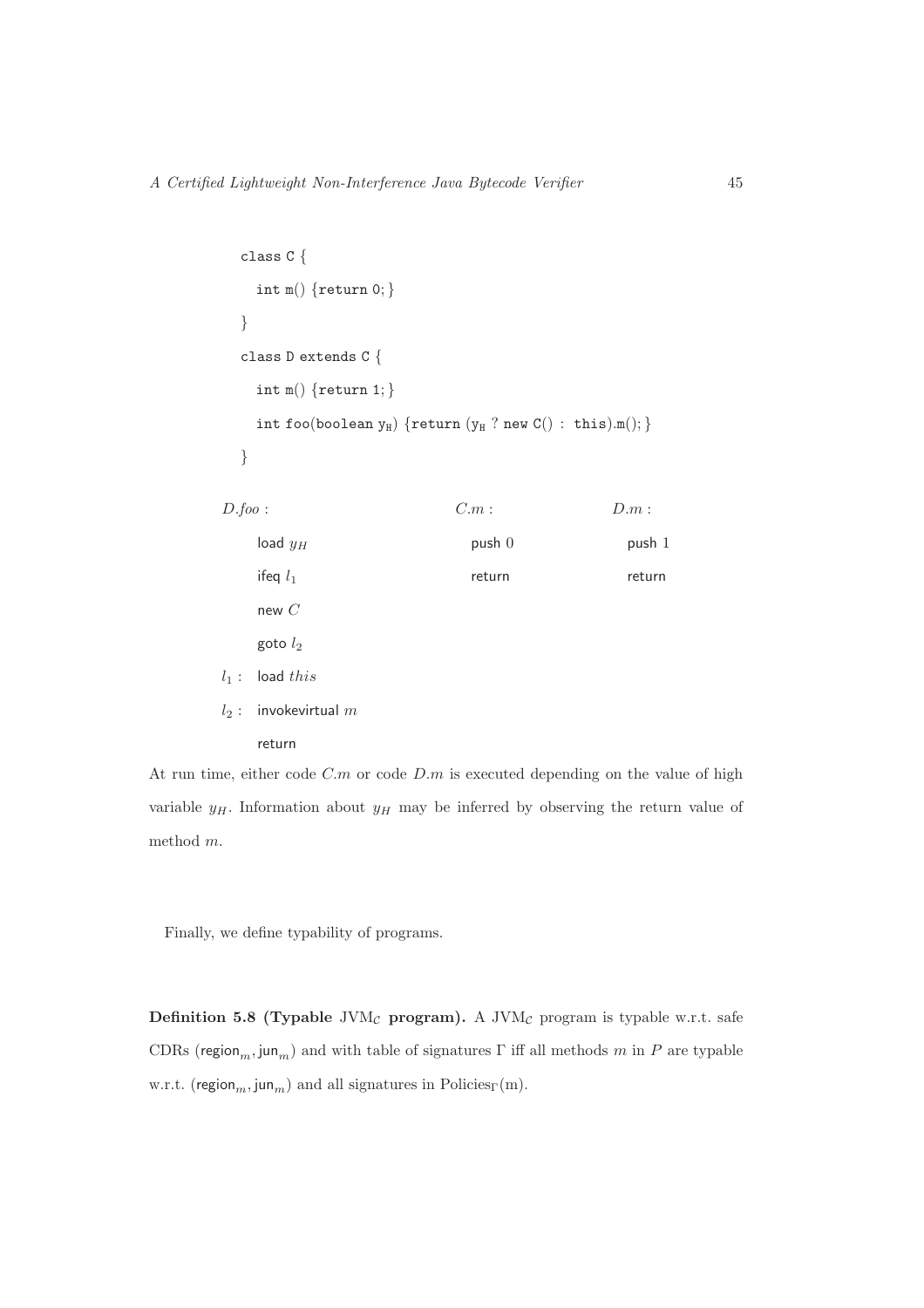```
class C {
  int m() {return 0; }
}
class D extends C {
  int m() {return 1; }
  int foo(boolean y_H) {return (y_H ? new C() : this).m(); }
}
```

```
D.foo :                      C.m :        D.m :
     load y_H                  push 0       push 1
     ifeq l_1                  return       return
     new C
     goto l_2
l_1 : load this
l_2 : invokevirtual m
     return
```

At run time, either code $C.m$ or code $D.m$ is executed depending on the value of high variable $y_H$. Information about $y_H$ may be inferred by observing the return value of method $m$.

Finally, we define typability of programs.

**Definition 5.8 (Typable $\text{JVM}_\mathcal{C}$ program).** A $\text{JVM}_\mathcal{C}$ program is typable w.r.t. safe CDRs $(\mathsf{region}_m, \mathsf{jun}_m)$ and with table of signatures $\Gamma$ iff all methods $m$ in $P$ are typable w.r.t. $(\mathsf{region}_m, \mathsf{jun}_m)$ and all signatures in $\text{Policies}_\Gamma(\text{m})$.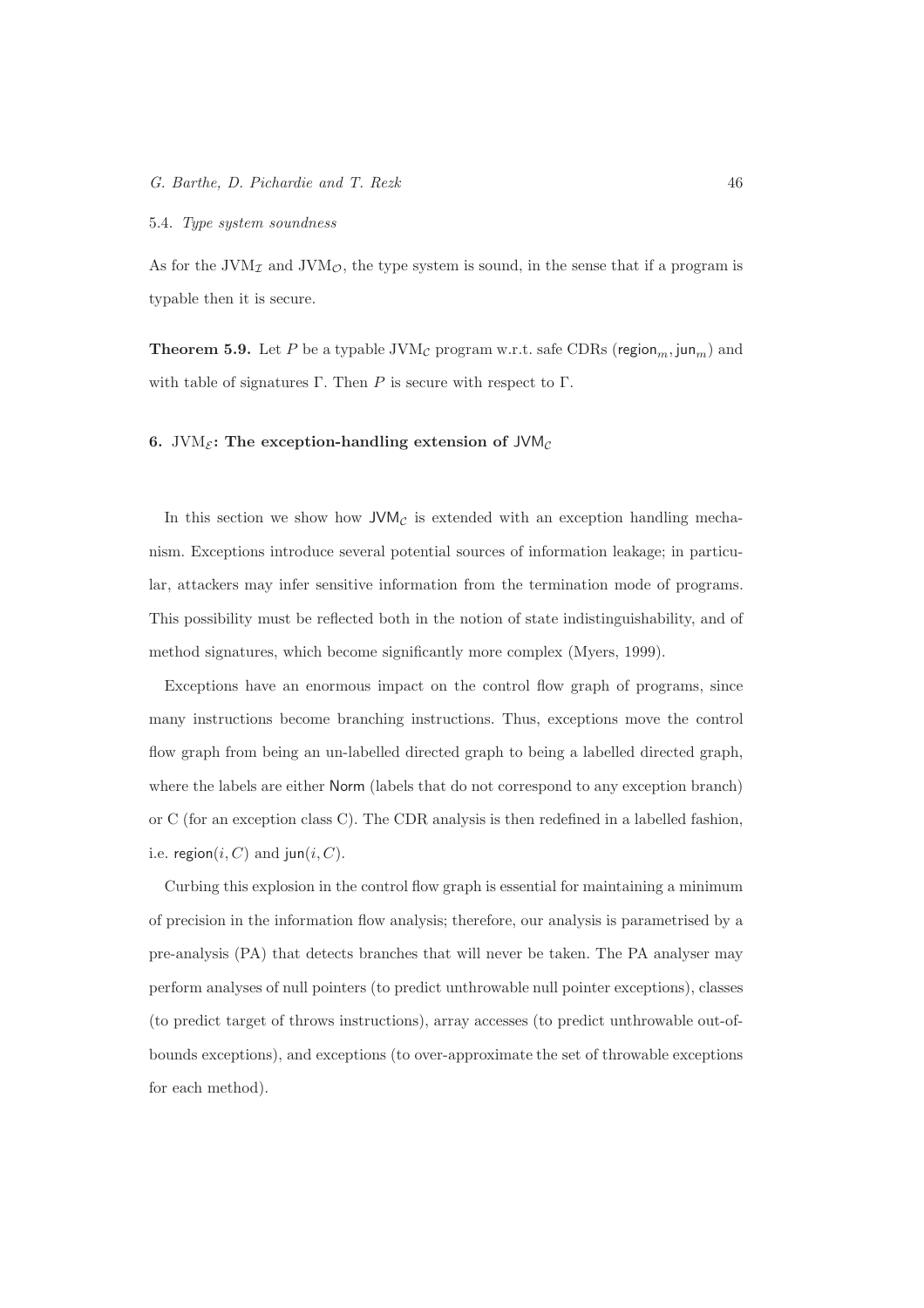### 5.4. *Type system soundness*

As for the $\text{JVM}_{\mathcal{I}}$ and $\text{JVM}_{\mathcal{O}}$, the type system is sound, in the sense that if a program is typable then it is secure.

**Theorem 5.9.** Let $P$ be a typable $\text{JVM}_{\mathcal{C}}$ program w.r.t. safe CDRs $(\mathsf{region}_m, \mathsf{jun}_m)$ and with table of signatures $\Gamma$. Then $P$ is secure with respect to $\Gamma$.

## 6. $\text{JVM}_{\mathcal{E}}$: The exception-handling extension of $\mathsf{JVM}_{\mathcal{C}}$

In this section we show how $\mathsf{JVM}_{\mathcal{C}}$ is extended with an exception handling mechanism. Exceptions introduce several potential sources of information leakage; in particular, attackers may infer sensitive information from the termination mode of programs. This possibility must be reflected both in the notion of state indistinguishability, and of method signatures, which become significantly more complex (Myers, 1999).

Exceptions have an enormous impact on the control flow graph of programs, since many instructions become branching instructions. Thus, exceptions move the control flow graph from being an un-labelled directed graph to being a labelled directed graph, where the labels are either $\mathsf{Norm}$ (labels that do not correspond to any exception branch) or C (for an exception class C). The CDR analysis is then redefined in a labelled fashion, i.e. $\mathsf{region}(i, C)$ and $\mathsf{jun}(i, C)$.

Curbing this explosion in the control flow graph is essential for maintaining a minimum of precision in the information flow analysis; therefore, our analysis is parametrised by a pre-analysis (PA) that detects branches that will never be taken. The PA analyser may perform analyses of null pointers (to predict unthrowable null pointer exceptions), classes (to predict target of throws instructions), array accesses (to predict unthrowable out-of-bounds exceptions), and exceptions (to over-approximate the set of throwable exceptions for each method).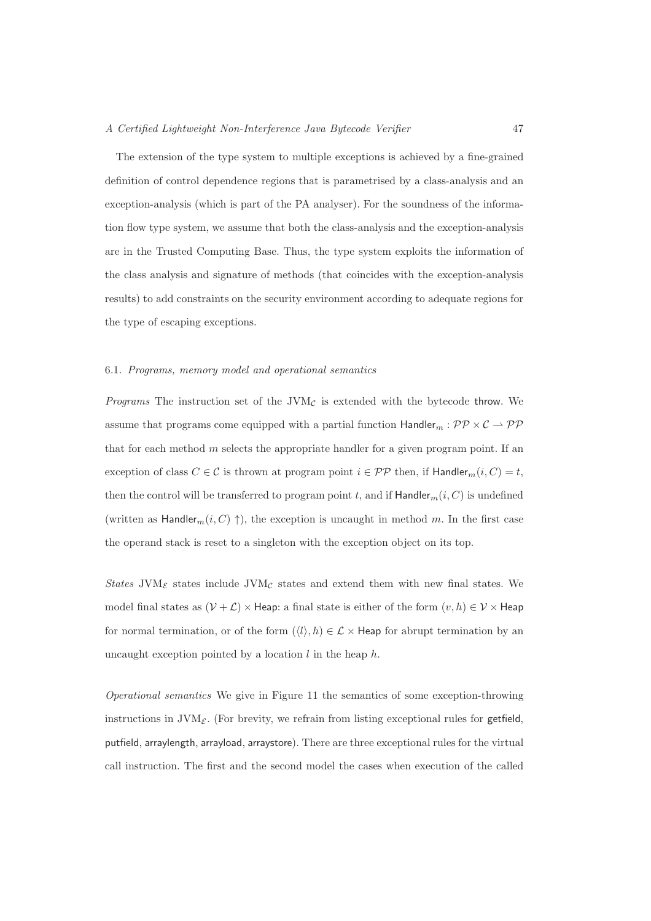The extension of the type system to multiple exceptions is achieved by a fine-grained definition of control dependence regions that is parametrised by a class-analysis and an exception-analysis (which is part of the PA analyser). For the soundness of the information flow type system, we assume that both the class-analysis and the exception-analysis are in the Trusted Computing Base. Thus, the type system exploits the information of the class analysis and signature of methods (that coincides with the exception-analysis results) to add constraints on the security environment according to adequate regions for the type of escaping exceptions.

### 6.1. *Programs, memory model and operational semantics*

*Programs* The instruction set of the $\mathrm{JVM}_{\mathcal{C}}$ is extended with the bytecode throw. We assume that programs come equipped with a partial function $\mathsf{Handler}_m : \mathcal{PP} \times \mathcal{C} \rightharpoonup \mathcal{PP}$ that for each method $m$ selects the appropriate handler for a given program point. If an exception of class $C \in \mathcal{C}$ is thrown at program point $i \in \mathcal{PP}$ then, if $\mathsf{Handler}_m(i, C) = t$, then the control will be transferred to program point $t$, and if $\mathsf{Handler}_m(i, C)$ is undefined (written as $\mathsf{Handler}_m(i, C) \uparrow$), the exception is uncaught in method $m$. In the first case the operand stack is reset to a singleton with the exception object on its top.

*States* $\mathrm{JVM}_{\mathcal{E}}$ states include $\mathrm{JVM}_{\mathcal{C}}$ states and extend them with new final states. We model final states as $(\mathcal{V} + \mathcal{L}) \times \mathsf{Heap}$: a final state is either of the form $(v, h) \in \mathcal{V} \times \mathsf{Heap}$ for normal termination, or of the form $(\langle l \rangle, h) \in \mathcal{L} \times \mathsf{Heap}$ for abrupt termination by an uncaught exception pointed by a location $l$ in the heap $h$.

*Operational semantics* We give in Figure 11 the semantics of some exception-throwing instructions in $\mathrm{JVM}_{\mathcal{E}}$. (For brevity, we refrain from listing exceptional rules for getfield, putfield, arraylength, arrayload, arraystore). There are three exceptional rules for the virtual call instruction. The first and the second model the cases when execution of the called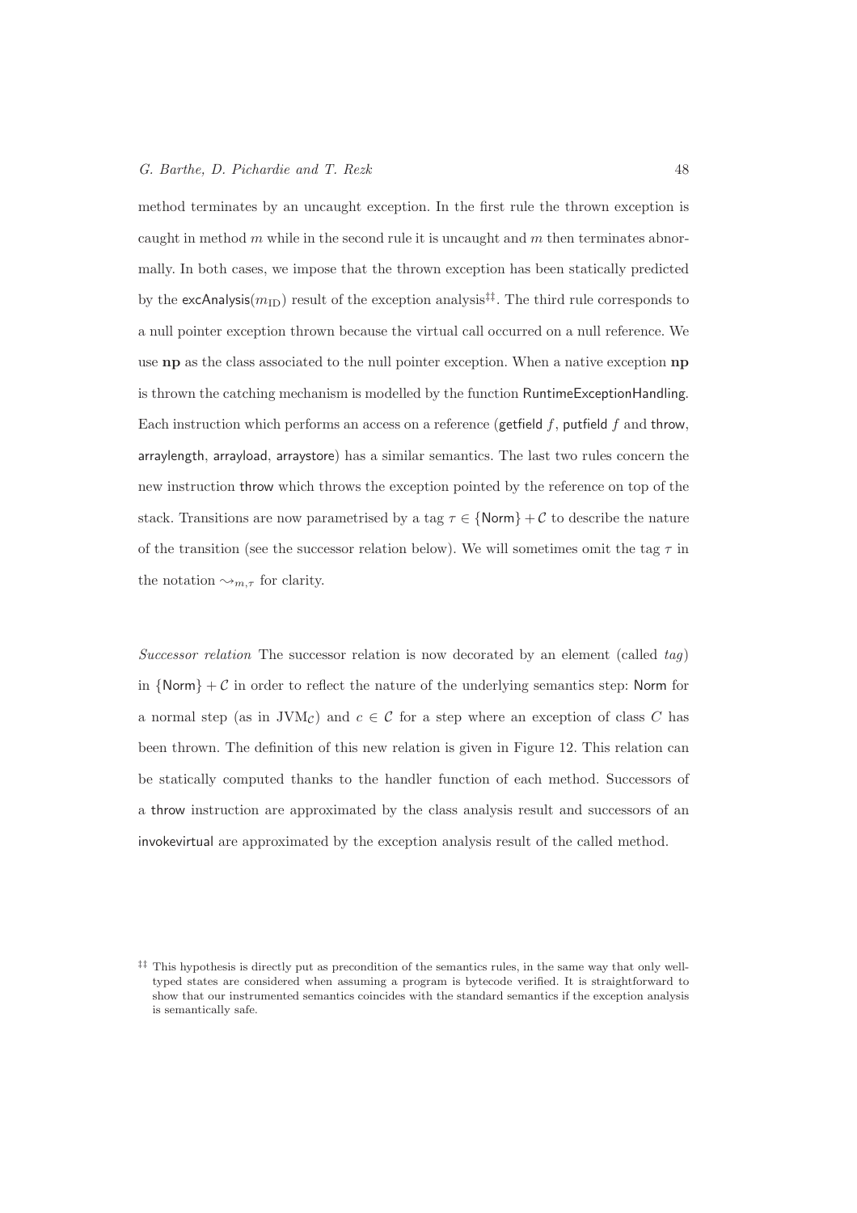method terminates by an uncaught exception. In the first rule the thrown exception is caught in method $m$ while in the second rule it is uncaught and $m$ then terminates abnormally. In both cases, we impose that the thrown exception has been statically predicted by the $\mathsf{excAnalysis}(m_{\mathrm{ID}})$ result of the exception analysis[‡‡]. The third rule corresponds to a null pointer exception thrown because the virtual call occurred on a null reference. We use **np** as the class associated to the null pointer exception. When a native exception **np** is thrown the catching mechanism is modelled by the function RuntimeExceptionHandling. Each instruction which performs an access on a reference (getfield $f$, putfield $f$ and throw, arraylength, arrayload, arraystore) has a similar semantics. The last two rules concern the new instruction throw which throws the exception pointed by the reference on top of the stack. Transitions are now parametrised by a tag $\tau \in \{\mathsf{Norm}\} + \mathcal{C}$ to describe the nature of the transition (see the successor relation below). We will sometimes omit the tag $\tau$ in the notation $\leadsto_{m,\tau}$ for clarity.

*Successor relation* The successor relation is now decorated by an element (called *tag*) in $\{\mathsf{Norm}\} + \mathcal{C}$ in order to reflect the nature of the underlying semantics step: Norm for a normal step (as in $\mathrm{JVM}_{\mathcal{C}}$) and $c \in \mathcal{C}$ for a step where an exception of class $C$ has been thrown. The definition of this new relation is given in Figure 12. This relation can be statically computed thanks to the handler function of each method. Successors of a throw instruction are approximated by the class analysis result and successors of an invokevirtual are approximated by the exception analysis result of the called method.

[‡‡] This hypothesis is directly put as precondition of the semantics rules, in the same way that only well-typed states are considered when assuming a program is bytecode verified. It is straightforward to show that our instrumented semantics coincides with the standard semantics if the exception analysis is semantically safe.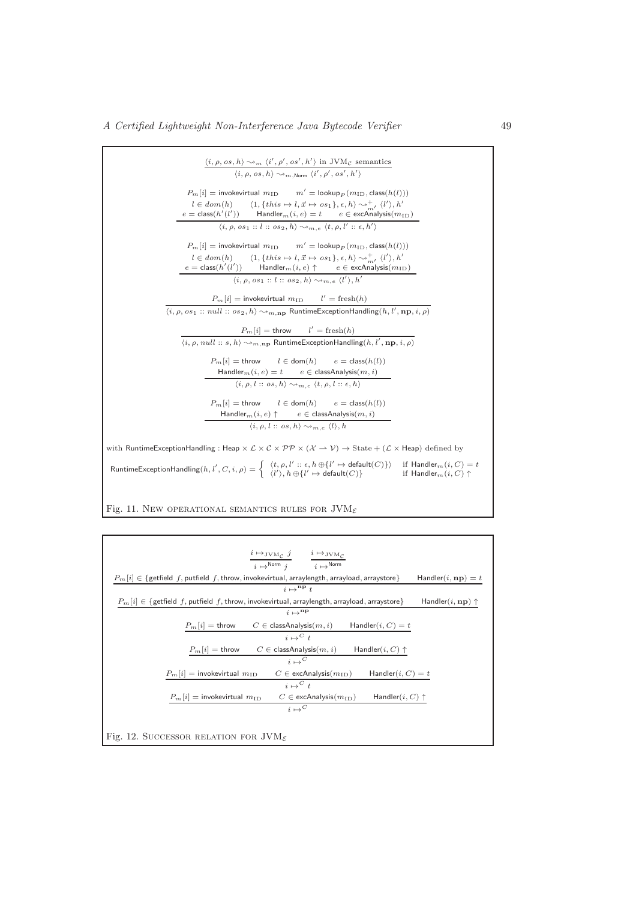$$\frac{\langle i, \rho, os, h\rangle \leadsto_m \langle i', \rho', os', h'\rangle \text{ in JVM}_{\mathcal{C}} \text{ semantics}}{\langle i, \rho, os, h\rangle \leadsto_{m,\mathsf{Norm}} \langle i', \rho', os', h'\rangle}$$

$$\frac{\begin{array}{c} P_m[i] = \mathsf{invokevirtual}\ m_{\mathrm{ID}} \qquad m' = \mathsf{lookup}_P(m_{\mathrm{ID}}, \mathsf{class}(h(l))) \\ l \in dom(h) \qquad \langle 1, \{this \mapsto l, \vec{x} \mapsto os_1\}, \epsilon, h\rangle \leadsto^+_{m'} \langle l'\rangle, h' \\ e = \mathsf{class}(h'(l')) \qquad \mathsf{Handler}_m(i, e) = t \qquad e \in \mathsf{excAnalysis}(m_{\mathrm{ID}}) \end{array}}{\langle i, \rho, os_1 :: l :: os_2, h\rangle \leadsto_{m,e} \langle t, \rho, l' :: \epsilon, h'\rangle}$$

$$\frac{\begin{array}{c} P_m[i] = \mathsf{invokevirtual}\ m_{\mathrm{ID}} \qquad m' = \mathsf{lookup}_P(m_{\mathrm{ID}}, \mathsf{class}(h(l))) \\ l \in dom(h) \qquad \langle 1, \{this \mapsto l, \vec{x} \mapsto os_1\}, \epsilon, h\rangle \leadsto^+_{m'} \langle l'\rangle, h' \\ e = \mathsf{class}(h'(l')) \qquad \mathsf{Handler}_m(i, e) \uparrow \qquad e \in \mathsf{excAnalysis}(m_{\mathrm{ID}}) \end{array}}{\langle i, \rho, os_1 :: l :: os_2, h\rangle \leadsto_{m,e} \langle l'\rangle, h'}$$

$$\frac{P_m[i] = \mathsf{invokevirtual}\ m_{\mathrm{ID}} \qquad l' = \mathrm{fresh}(h)}{\langle i, \rho, os_1 :: null :: os_2, h\rangle \leadsto_{m,\mathbf{np}} \mathsf{RuntimeExceptionHandling}(h, l', \mathbf{np}, i, \rho)}$$

$$\frac{P_m[i] = \mathsf{throw} \qquad l' = \mathrm{fresh}(h)}{\langle i, \rho, null :: s, h\rangle \leadsto_{m,\mathbf{np}} \mathsf{RuntimeExceptionHandling}(h, l', \mathbf{np}, i, \rho)}$$

$$\frac{\begin{array}{c} P_m[i] = \mathsf{throw} \qquad l \in \mathsf{dom}(h) \qquad e = \mathsf{class}(h(l)) \\ \mathsf{Handler}_m(i, e) = t \qquad e \in \mathsf{classAnalysis}(m, i) \end{array}}{\langle i, \rho, l :: os, h\rangle \leadsto_{m,e} \langle t, \rho, l :: \epsilon, h\rangle}$$

$$\frac{\begin{array}{c} P_m[i] = \mathsf{throw} \qquad l \in \mathsf{dom}(h) \qquad e = \mathsf{class}(h(l)) \\ \mathsf{Handler}_m(i, e) \uparrow \qquad e \in \mathsf{classAnalysis}(m, i) \end{array}}{\langle i, \rho, l :: os, h\rangle \leadsto_{m,e} \langle l\rangle, h}$$

with $\mathsf{RuntimeExceptionHandling} : \mathsf{Heap} \times \mathcal{L} \times \mathcal{C} \times \mathcal{PP} \times (\mathcal{X} \rightharpoonup \mathcal{V}) \to \mathrm{State} + (\mathcal{L} \times \mathsf{Heap})$ defined by

$$\mathsf{RuntimeExceptionHandling}(h, l', C, i, \rho) = \begin{cases} \langle t, \rho, l' :: \epsilon, h \oplus \{l' \mapsto \mathsf{default}(C)\}\rangle & \text{if } \mathsf{Handler}_m(i, C) = t \\ \langle l'\rangle, h \oplus \{l' \mapsto \mathsf{default}(C)\} & \text{if } \mathsf{Handler}_m(i, C) \uparrow \end{cases}$$

Fig. 11. New operational semantics rules for $\mathrm{JVM}_{\mathcal{E}}$

$$\frac{i \mapsto_{\mathrm{JVM}_{\mathcal{C}}} j}{i \mapsto^{\mathsf{Norm}} j} \qquad \frac{i \mapsto_{\mathrm{JVM}_{\mathcal{C}}}}{i \mapsto^{\mathsf{Norm}}}$$

$$\frac{P_m[i] \in \{\mathsf{getfield}\ f, \mathsf{putfield}\ f, \mathsf{throw}, \mathsf{invokevirtual}, \mathsf{arraylength}, \mathsf{arrayload}, \mathsf{arraystore}\} \qquad \mathsf{Handler}(i, \mathbf{np}) = t}{i \mapsto^{\mathbf{np}} t}$$

$$\frac{P_m[i] \in \{\mathsf{getfield}\ f, \mathsf{putfield}\ f, \mathsf{throw}, \mathsf{invokevirtual}, \mathsf{arraylength}, \mathsf{arrayload}, \mathsf{arraystore}\} \qquad \mathsf{Handler}(i, \mathbf{np}) \uparrow}{i \mapsto^{\mathbf{np}}}$$

$$\frac{P_m[i] = \mathsf{throw} \qquad C \in \mathsf{classAnalysis}(m, i) \qquad \mathsf{Handler}(i, C) = t}{i \mapsto^{C} t}$$

$$\frac{P_m[i] = \mathsf{throw} \qquad C \in \mathsf{classAnalysis}(m, i) \qquad \mathsf{Handler}(i, C) \uparrow}{i \mapsto^{C}}$$

$$\frac{P_m[i] = \mathsf{invokevirtual}\ m_{\mathrm{ID}} \qquad C \in \mathsf{excAnalysis}(m_{\mathrm{ID}}) \qquad \mathsf{Handler}(i, C) = t}{i \mapsto^{C} t}$$

$$\frac{P_m[i] = \mathsf{invokevirtual}\ m_{\mathrm{ID}} \qquad C \in \mathsf{excAnalysis}(m_{\mathrm{ID}}) \qquad \mathsf{Handler}(i, C) \uparrow}{i \mapsto^{C}}$$

Fig. 12. Successor relation for $\mathrm{JVM}_{\mathcal{E}}$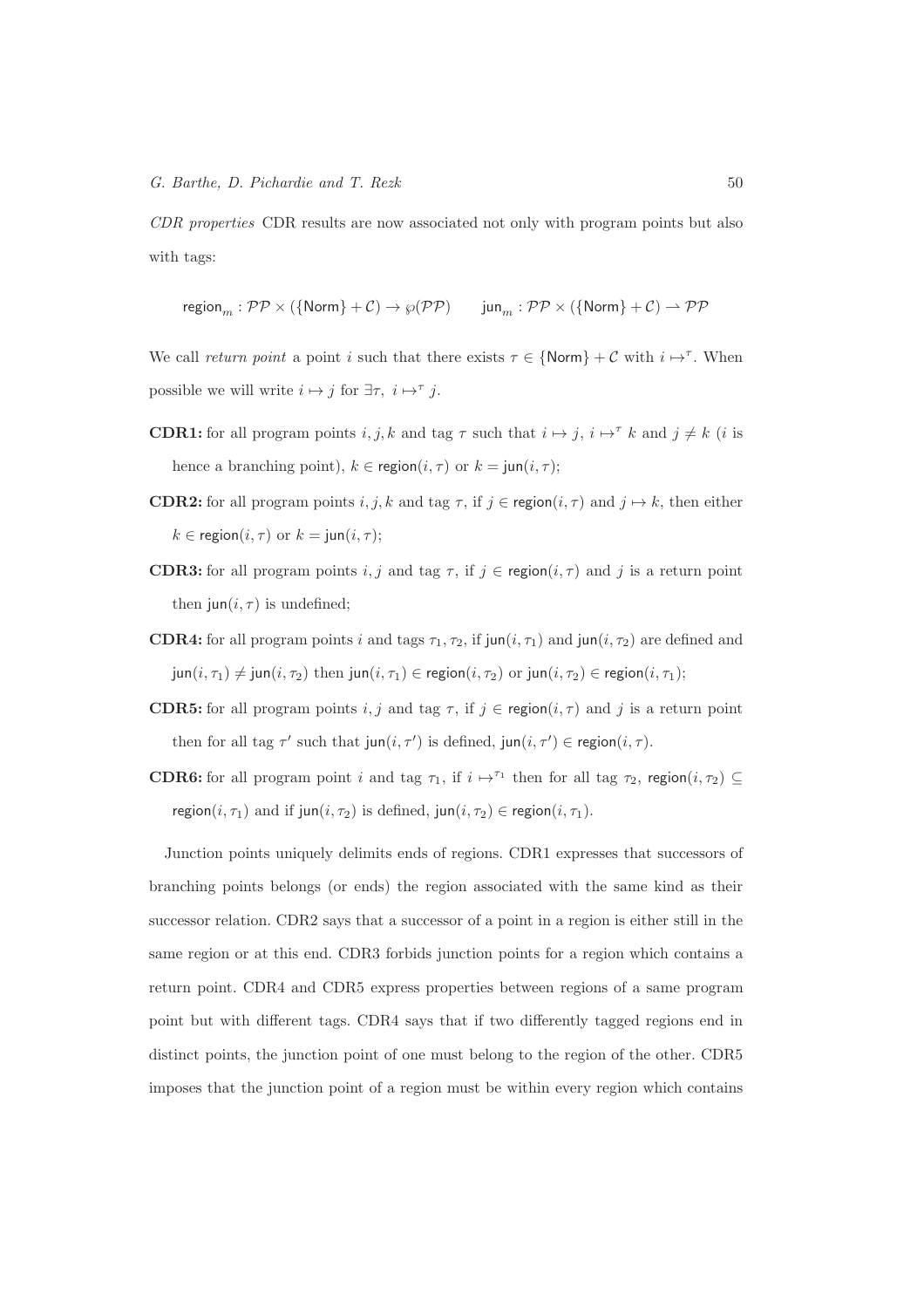*CDR properties* CDR results are now associated not only with program points but also with tags:

$$\mathsf{region}_m : \mathcal{PP} \times (\{\mathsf{Norm}\} + \mathcal{C}) \to \wp(\mathcal{PP}) \qquad \mathsf{jun}_m : \mathcal{PP} \times (\{\mathsf{Norm}\} + \mathcal{C}) \rightharpoonup \mathcal{PP}$$

We call *return point* a point $i$ such that there exists $\tau \in \{\mathsf{Norm}\} + \mathcal{C}$ with $i \mapsto^{\tau}$. When possible we will write $i \mapsto j$ for $\exists \tau,\ i \mapsto^{\tau} j$.

**CDR1:** for all program points $i, j, k$ and tag $\tau$ such that $i \mapsto j$, $i \mapsto^{\tau} k$ and $j \neq k$ ($i$ is hence a branching point), $k \in \mathsf{region}(i, \tau)$ or $k = \mathsf{jun}(i, \tau)$;

**CDR2:** for all program points $i, j, k$ and tag $\tau$, if $j \in \mathsf{region}(i, \tau)$ and $j \mapsto k$, then either $k \in \mathsf{region}(i, \tau)$ or $k = \mathsf{jun}(i, \tau)$;

**CDR3:** for all program points $i, j$ and tag $\tau$, if $j \in \mathsf{region}(i, \tau)$ and $j$ is a return point then $\mathsf{jun}(i, \tau)$ is undefined;

**CDR4:** for all program points $i$ and tags $\tau_1, \tau_2$, if $\mathsf{jun}(i, \tau_1)$ and $\mathsf{jun}(i, \tau_2)$ are defined and $\mathsf{jun}(i, \tau_1) \neq \mathsf{jun}(i, \tau_2)$ then $\mathsf{jun}(i, \tau_1) \in \mathsf{region}(i, \tau_2)$ or $\mathsf{jun}(i, \tau_2) \in \mathsf{region}(i, \tau_1)$;

**CDR5:** for all program points $i, j$ and tag $\tau$, if $j \in \mathsf{region}(i, \tau)$ and $j$ is a return point then for all tag $\tau'$ such that $\mathsf{jun}(i, \tau')$ is defined, $\mathsf{jun}(i, \tau') \in \mathsf{region}(i, \tau)$.

**CDR6:** for all program point $i$ and tag $\tau_1$, if $i \mapsto^{\tau_1}$ then for all tag $\tau_2$, $\mathsf{region}(i, \tau_2) \subseteq \mathsf{region}(i, \tau_1)$ and if $\mathsf{jun}(i, \tau_2)$ is defined, $\mathsf{jun}(i, \tau_2) \in \mathsf{region}(i, \tau_1)$.

Junction points uniquely delimits ends of regions. CDR1 expresses that successors of branching points belongs (or ends) the region associated with the same kind as their successor relation. CDR2 says that a successor of a point in a region is either still in the same region or at this end. CDR3 forbids junction points for a region which contains a return point. CDR4 and CDR5 express properties between regions of a same program point but with different tags. CDR4 says that if two differently tagged regions end in distinct points, the junction point of one must belong to the region of the other. CDR5 imposes that the junction point of a region must be within every region which contains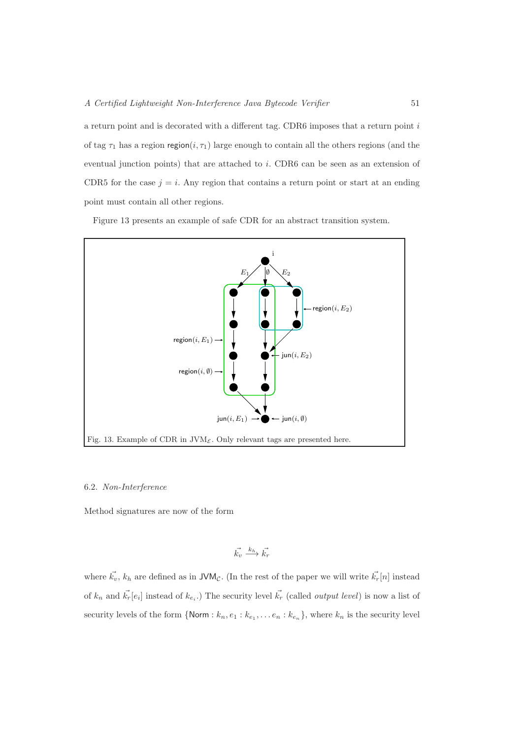a return point and is decorated with a different tag. CDR6 imposes that a return point $i$ of tag $\tau_1$ has a region $\mathsf{region}(i, \tau_1)$ large enough to contain all the others regions (and the eventual junction points) that are attached to $i$. CDR6 can be seen as an extension of CDR5 for the case $j = i$. Any region that contains a return point or start at an ending point must contain all other regions.

Figure 13 presents an example of safe CDR for an abstract transition system.

Fig. 13. Example of CDR in JVM$_\mathcal{E}$. Only relevant tags are presented here.

### 6.2. *Non-Interference*

Method signatures are now of the form

$$\vec{k_v} \xrightarrow{k_h} \vec{k_r}$$

where $\vec{k_v}$, $k_h$ are defined as in $\mathsf{JVM}_\mathcal{C}$. (In the rest of the paper we will write $\vec{k_r}[n]$ instead of $k_n$ and $\vec{k_r}[e_i]$ instead of $k_{e_i}$.) The security level $\vec{k_r}$ (called *output level*) is now a list of security levels of the form $\{\mathsf{Norm} : k_n, e_1 : k_{e_1}, \dots e_n : k_{e_n}\}$, where $k_n$ is the security level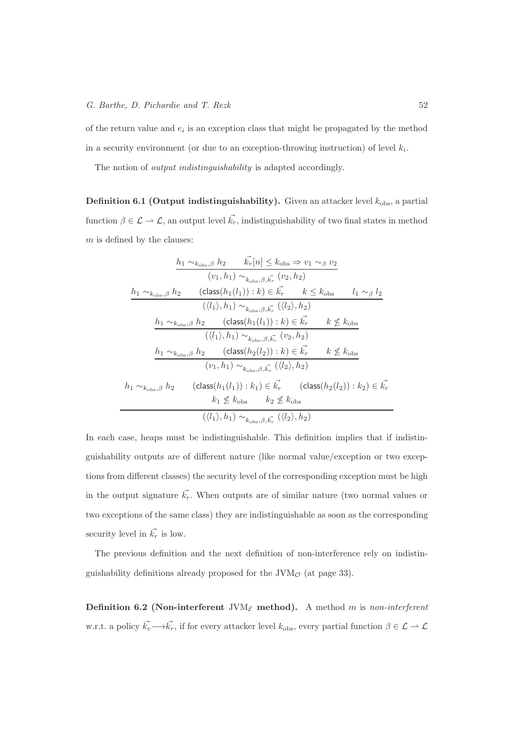of the return value and $e_i$ is an exception class that might be propagated by the method in a security environment (or due to an exception-throwing instruction) of level $k_i$.

The notion of *output indistinguishability* is adapted accordingly.

**Definition 6.1 (Output indistinguishability).** Given an attacker level $k_{\text{obs}}$, a partial function $\beta \in \mathcal{L} \rightharpoonup \mathcal{L}$, an output level $\vec{k_r}$, indistinguishability of two final states in method $m$ is defined by the clauses:

$$\frac{h_1 \sim_{k_{\text{obs}},\beta} h_2 \qquad \vec{k_r}[n] \leq k_{\text{obs}} \Rightarrow v_1 \sim_\beta v_2}{(v_1, h_1) \sim_{k_{\text{obs}},\beta,\vec{k_r}} (v_2, h_2)}$$

$$\frac{h_1 \sim_{k_{\text{obs}},\beta} h_2 \qquad (\mathsf{class}(h_1(l_1)) : k) \in \vec{k_r} \qquad k \leq k_{\text{obs}} \qquad l_1 \sim_\beta l_2}{(\langle l_1 \rangle, h_1) \sim_{k_{\text{obs}},\beta,\vec{k_r}} (\langle l_2 \rangle, h_2)}$$

$$\frac{h_1 \sim_{k_{\text{obs}},\beta} h_2 \qquad (\mathsf{class}(h_1(l_1)) : k) \in \vec{k_r} \qquad k \not\leq k_{\text{obs}}}{(\langle l_1 \rangle, h_1) \sim_{k_{\text{obs}},\beta,\vec{k_r}} (v_2, h_2)}$$

$$\frac{h_1 \sim_{k_{\text{obs}},\beta} h_2 \qquad (\mathsf{class}(h_2(l_2)) : k) \in \vec{k_r} \qquad k \not\leq k_{\text{obs}}}{(v_1, h_1) \sim_{k_{\text{obs}},\beta,\vec{k_r}} (\langle l_2 \rangle, h_2)}$$

$$\frac{\begin{array}{c} h_1 \sim_{k_{\text{obs}},\beta} h_2 \qquad (\mathsf{class}(h_1(l_1)) : k_1) \in \vec{k_r} \qquad (\mathsf{class}(h_2(l_2)) : k_2) \in \vec{k_r} \\ k_1 \not\leq k_{\text{obs}} \qquad k_2 \not\leq k_{\text{obs}} \end{array}}{(\langle l_1 \rangle, h_1) \sim_{k_{\text{obs}},\beta,\vec{k_r}} (\langle l_2 \rangle, h_2)}$$

In each case, heaps must be indistinguishable. This definition implies that if indistinguishability outputs are of different nature (like normal value/exception or two exceptions from different classes) the security level of the corresponding exception must be high in the output signature $\vec{k_r}$. When outputs are of similar nature (two normal values or two exceptions of the same class) they are indistinguishable as soon as the corresponding security level in $\vec{k_r}$ is low.

The previous definition and the next definition of non-interference rely on indistinguishability definitions already proposed for the $\text{JVM}_\mathcal{O}$ (at page 33).

**Definition 6.2 (Non-interferent $\text{JVM}_\mathcal{E}$ method).** A method $m$ is *non-interferent* w.r.t. a policy $\vec{k_v} \longrightarrow \vec{k_r}$, if for every attacker level $k_{\text{obs}}$, every partial function $\beta \in \mathcal{L} \rightharpoonup \mathcal{L}$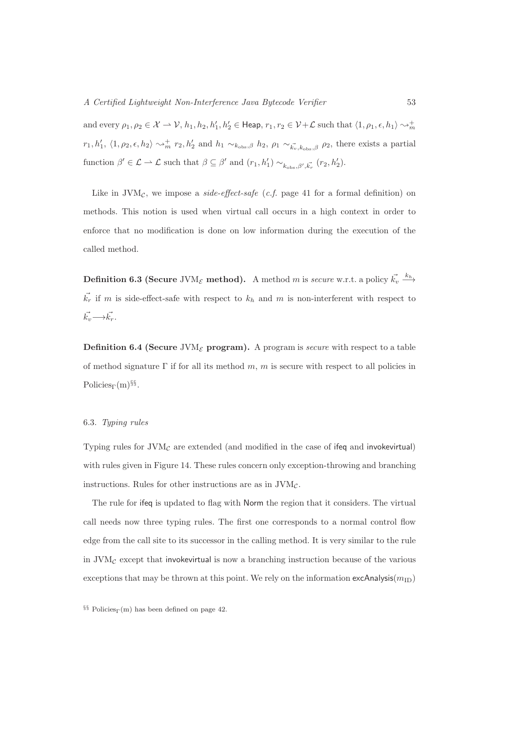and every $\rho_1, \rho_2 \in \mathcal{X} \rightharpoonup \mathcal{V}$, $h_1, h_2, h_1', h_2' \in \mathsf{Heap}$, $r_1, r_2 \in \mathcal{V}+\mathcal{L}$ such that $\langle 1, \rho_1, \epsilon, h_1 \rangle \leadsto_m^+ r_1, h_1'$, $\langle 1, \rho_2, \epsilon, h_2 \rangle \leadsto_m^+ r_2, h_2'$ and $h_1 \sim_{k_{\mathrm{obs}},\beta} h_2$, $\rho_1 \sim_{\vec{k_v},k_{\mathrm{obs}},\beta} \rho_2$, there exists a partial function $\beta' \in \mathcal{L} \rightharpoonup \mathcal{L}$ such that $\beta \subseteq \beta'$ and $(r_1, h_1') \sim_{k_{\mathrm{obs}},\beta',\vec{k_r}} (r_2, h_2')$.

Like in $\mathrm{JVM}_{\mathcal{C}}$, we impose a *side-effect-safe* (*c.f.* page 41 for a formal definition) on methods. This notion is used when virtual call occurs in a high context in order to enforce that no modification is done on low information during the execution of the called method.

**Definition 6.3 (Secure $\mathrm{JVM}_{\mathcal{E}}$ method).** A method $m$ is *secure* w.r.t. a policy $\vec{k_v} \xrightarrow{k_h} \vec{k_r}$ if $m$ is side-effect-safe with respect to $k_h$ and $m$ is non-interferent with respect to $\vec{k_v} \longrightarrow \vec{k_r}$.

**Definition 6.4 (Secure $\mathrm{JVM}_{\mathcal{E}}$ program).** A program is *secure* with respect to a table of method signature $\Gamma$ if for all its method $m$, $m$ is secure with respect to all policies in $\mathrm{Policies}_\Gamma(\mathrm{m})$[§§].

### 6.3. *Typing rules*

Typing rules for $\mathrm{JVM}_{\mathcal{C}}$ are extended (and modified in the case of ifeq and invokevirtual) with rules given in Figure 14. These rules concern only exception-throwing and branching instructions. Rules for other instructions are as in $\mathrm{JVM}_{\mathcal{C}}$.

The rule for ifeq is updated to flag with Norm the region that it considers. The virtual call needs now three typing rules. The first one corresponds to a normal control flow edge from the call site to its successor in the calling method. It is very similar to the rule in $\mathrm{JVM}_{\mathcal{C}}$ except that invokevirtual is now a branching instruction because of the various exceptions that may be thrown at this point. We rely on the information $\mathsf{excAnalysis}(m_{\mathrm{ID}})$

[§§] $\mathrm{Policies}_\Gamma(\mathrm{m})$ has been defined on page 42.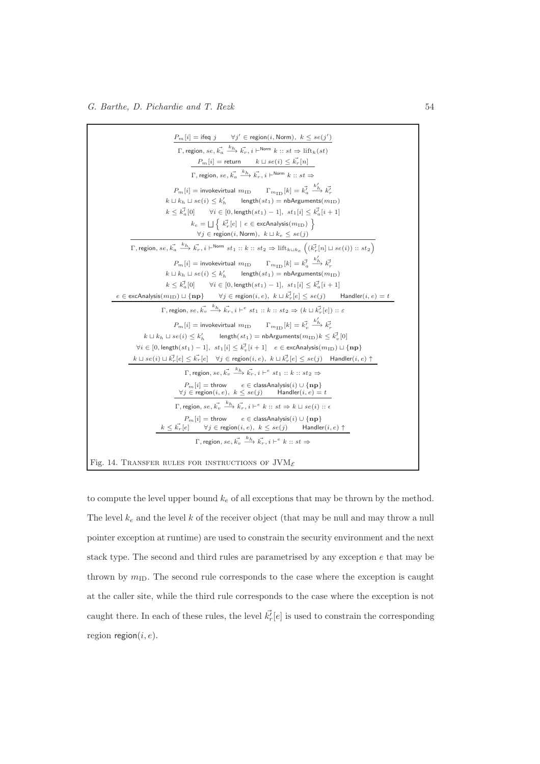$$\frac{P_m[i] = \mathsf{ifeq}\ j \qquad \forall j' \in \mathsf{region}(i, \mathsf{Norm}),\ k \leq se(j')}{\Gamma, \mathsf{region}, se, \vec{k_a} \xrightarrow{k_h} \vec{k_r}, i \vdash^{\mathsf{Norm}} k :: st \Rightarrow \mathrm{lift}_k(st)}$$

$$\frac{P_m[i] = \mathsf{return} \qquad k \sqcup se(i) \leq \vec{k_r}[n]}{\Gamma, \mathsf{region}, se, \vec{k_a} \xrightarrow{k_h} \vec{k_r}, i \vdash^{\mathsf{Norm}} k :: st \Rightarrow}$$

$$\frac{\begin{array}{c} P_m[i] = \mathsf{invokevirtual}\ m_{\mathrm{ID}} \qquad \Gamma_{m_{\mathrm{ID}}}[k] = \vec{k_a'} \xrightarrow{k_h'} \vec{k_r'} \\ k \sqcup k_h \sqcup se(i) \leq k_h' \qquad \mathsf{length}(st_1) = \mathsf{nbArguments}(m_{\mathrm{ID}}) \\ k \leq \vec{k_a'}[0] \qquad \forall i \in [0, \mathsf{length}(st_1) - 1],\ st_1[i] \leq \vec{k_a'}[i+1] \\ k_e = \bigsqcup \left\{ \vec{k_r'}[e] \mid e \in \mathsf{excAnalysis}(m_{\mathrm{ID}}) \right\} \\ \forall j \in \mathsf{region}(i, \mathsf{Norm}),\ k \sqcup k_e \leq se(j) \end{array}}{\Gamma, \mathsf{region}, se, \vec{k_a} \xrightarrow{k_h} \vec{k_r}, i \vdash^{\mathsf{Norm}} st_1 :: k :: st_2 \Rightarrow \mathrm{lift}_{k \sqcup k_e} \left( (\vec{k_r'}[n] \sqcup se(i)) :: st_2 \right)}$$

$$\frac{\begin{array}{c} P_m[i] = \mathsf{invokevirtual}\ m_{\mathrm{ID}} \qquad \Gamma_{m_{\mathrm{ID}}}[k] = \vec{k_a'} \xrightarrow{k_h'} \vec{k_r'} \\ k \sqcup k_h \sqcup se(i) \leq k_h' \qquad \mathsf{length}(st_1) = \mathsf{nbArguments}(m_{\mathrm{ID}}) \\ k \leq \vec{k_a'}[0] \qquad \forall i \in [0, \mathsf{length}(st_1) - 1],\ st_1[i] \leq \vec{k_a'}[i+1] \\ e \in \mathsf{excAnalysis}(m_{\mathrm{ID}}) \sqcup \{\mathbf{np}\} \qquad \forall j \in \mathsf{region}(i, e),\ k \sqcup \vec{k_r'}[e] \leq se(j) \qquad \mathsf{Handler}(i, e) = t \end{array}}{\Gamma, \mathsf{region}, se, \vec{k_v} \xrightarrow{k_h} \vec{k_r}, i \vdash^{e} st_1 :: k :: st_2 \Rightarrow (k \sqcup \vec{k_r'}[e]) :: \varepsilon}$$

$$\frac{\begin{array}{c} P_m[i] = \mathsf{invokevirtual}\ m_{\mathrm{ID}} \qquad \Gamma_{m_{\mathrm{ID}}}[k] = \vec{k_v'} \xrightarrow{k_h'} \vec{k_r'} \\ k \sqcup k_h \sqcup se(i) \leq k_h' \qquad \mathsf{length}(st_1) = \mathsf{nbArguments}(m_{\mathrm{ID}}) k \leq \vec{k_v'}[0] \\ \forall i \in [0, \mathsf{length}(st_1) - 1],\ st_1[i] \leq \vec{k_v'}[i+1] \quad e \in \mathsf{excAnalysis}(m_{\mathrm{ID}}) \sqcup \{\mathbf{np}\} \\ k \sqcup se(i) \sqcup \vec{k_r'}[e] \leq \vec{k_r}[e] \quad \forall j \in \mathsf{region}(i, e),\ k \sqcup \vec{k_r'}[e] \leq se(j) \quad \mathsf{Handler}(i, e) \uparrow \end{array}}{\Gamma, \mathsf{region}, se, \vec{k_v} \xrightarrow{k_h} \vec{k_r}, i \vdash^{e} st_1 :: k :: st_2 \Rightarrow}$$

$$\frac{\begin{array}{c} P_m[i] = \mathsf{throw} \qquad e \in \mathsf{classAnalysis}(i) \cup \{\mathbf{np}\} \\ \forall j \in \mathsf{region}(i, e),\ k \leq se(j) \qquad \mathsf{Handler}(i, e) = t \end{array}}{\Gamma, \mathsf{region}, se, \vec{k_v} \xrightarrow{k_h} \vec{k_r}, i \vdash^{e} k :: st \Rightarrow k \sqcup se(i) :: \epsilon}$$

$$\frac{\begin{array}{c} P_m[i] = \mathsf{throw} \qquad e \in \mathsf{classAnalysis}(i) \cup \{\mathbf{np}\} \\ k \leq \vec{k_r}[e] \qquad \forall j \in \mathsf{region}(i, e),\ k \leq se(j) \qquad \mathsf{Handler}(i, e) \uparrow \end{array}}{\Gamma, \mathsf{region}, se, \vec{k_v} \xrightarrow{k_h} \vec{k_r}, i \vdash^{e} k :: st \Rightarrow}$$

Fig. 14. Transfer rules for instructions of $\mathrm{JVM}_{\mathcal{E}}$

to compute the level upper bound $k_e$ of all exceptions that may be thrown by the method. The level $k_e$ and the level $k$ of the receiver object (that may be null and may throw a null pointer exception at runtime) are used to constrain the security environment and the next stack type. The second and third rules are parametrised by any exception $e$ that may be thrown by $m_{\mathrm{ID}}$. The second rule corresponds to the case where the exception is caught at the caller site, while the third rule corresponds to the case where the exception is not caught there. In each of these rules, the level $\vec{k_r'}[e]$ is used to constrain the corresponding region $\mathsf{region}(i, e)$.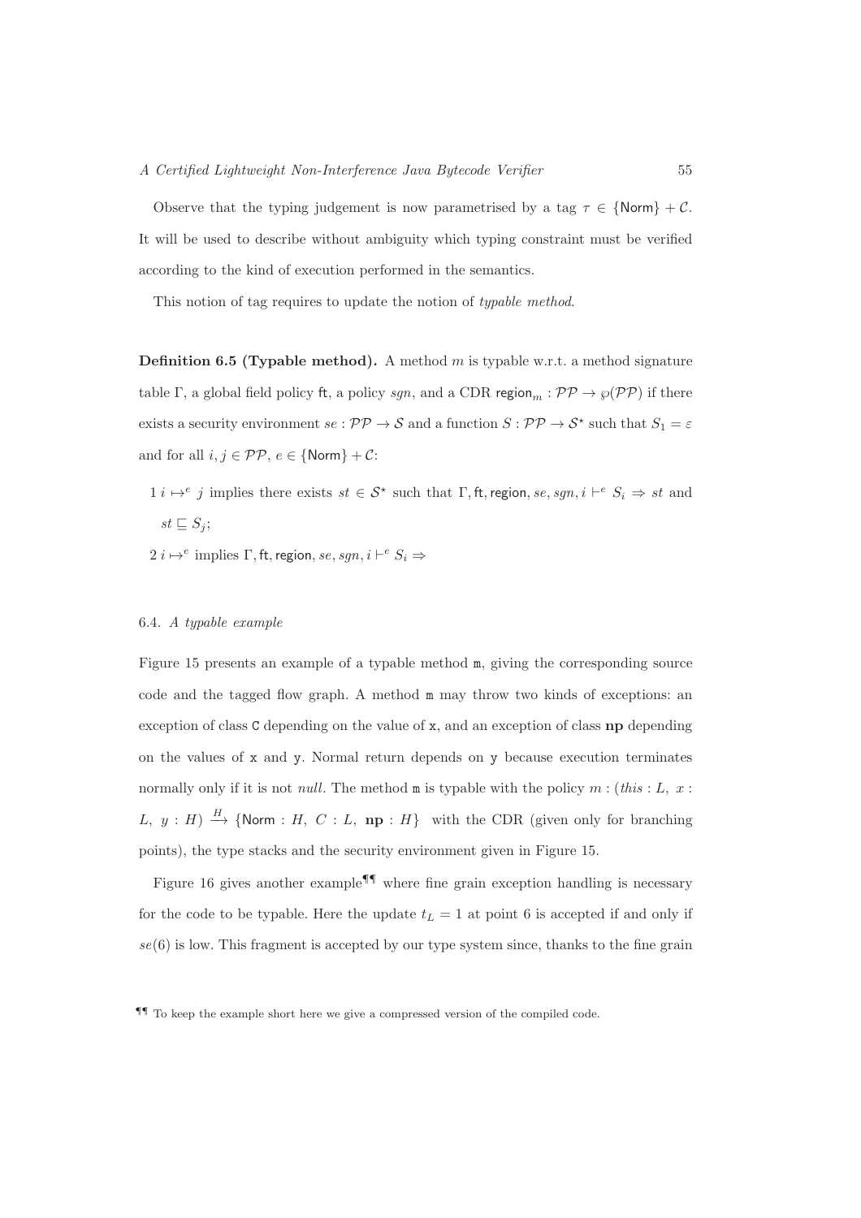Observe that the typing judgement is now parametrised by a tag $\tau \in \{\mathsf{Norm}\} + \mathcal{C}$. It will be used to describe without ambiguity which typing constraint must be verified according to the kind of execution performed in the semantics.

This notion of tag requires to update the notion of *typable method*.

**Definition 6.5 (Typable method).** A method $m$ is typable w.r.t. a method signature table $\Gamma$, a global field policy $\mathsf{ft}$, a policy $sgn$, and a CDR $\mathsf{region}_m : \mathcal{PP} \to \wp(\mathcal{PP})$ if there exists a security environment $se : \mathcal{PP} \to \mathcal{S}$ and a function $S : \mathcal{PP} \to \mathcal{S}^\star$ such that $S_1 = \varepsilon$ and for all $i, j \in \mathcal{PP}$, $e \in \{\mathsf{Norm}\} + \mathcal{C}$:

1 $i \mapsto^e j$ implies there exists $st \in \mathcal{S}^\star$ such that $\Gamma, \mathsf{ft}, \mathsf{region}, se, sgn, i \vdash^e S_i \Rightarrow st$ and $st \sqsubseteq S_j$;

2 $i \mapsto^e$ implies $\Gamma, \mathsf{ft}, \mathsf{region}, se, sgn, i \vdash^e S_i \Rightarrow$

### 6.4. *A typable example*

Figure 15 presents an example of a typable method `m`, giving the corresponding source code and the tagged flow graph. A method `m` may throw two kinds of exceptions: an exception of class `C` depending on the value of `x`, and an exception of class **np** depending on the values of `x` and `y`. Normal return depends on `y` because execution terminates normally only if it is not *null*. The method `m` is typable with the policy $m : (this : L,\ x : L,\ y : H) \xrightarrow{H} \{\mathsf{Norm} : H,\ C : L,\ \mathbf{np} : H\}$ with the CDR (given only for branching points), the type stacks and the security environment given in Figure 15.

Figure 16 gives another example[¶¶] where fine grain exception handling is necessary for the code to be typable. Here the update $t_L = 1$ at point 6 is accepted if and only if $se(6)$ is low. This fragment is accepted by our type system since, thanks to the fine grain

[¶¶] To keep the example short here we give a compressed version of the compiled code.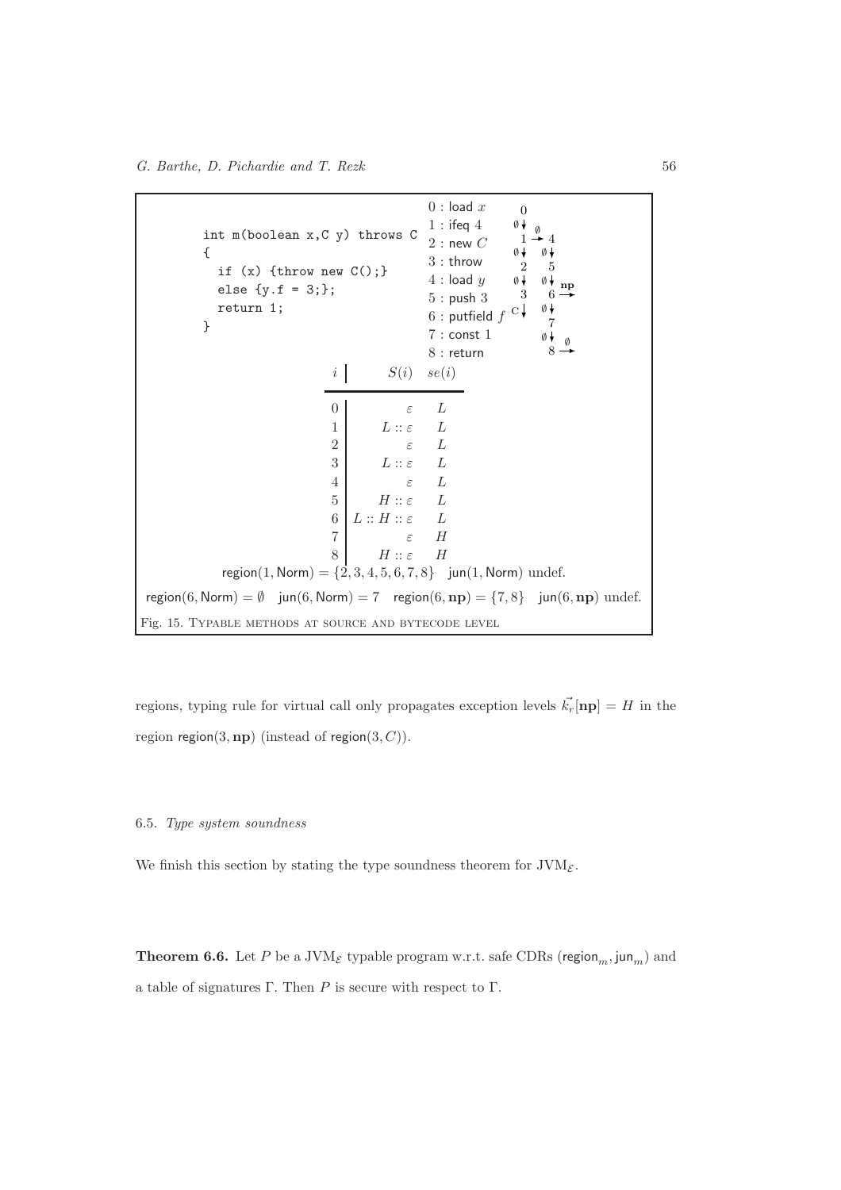```
int m(boolean x,C y) throws C
{
  if (x) {throw new C();}
  else {y.f = 3;};
  return 1;
}
```

0 : load $x$
1 : ifeq 4
2 : new $C$
3 : throw
4 : load $y$
5 : push 3
6 : putfield $f$
7 : const 1
8 : return

| $i$ | $S(i)$ | $se(i)$ |
|---|---|---|
| 0 | $\varepsilon$ | $L$ |
| 1 | $L :: \varepsilon$ | $L$ |
| 2 | $\varepsilon$ | $L$ |
| 3 | $L :: \varepsilon$ | $L$ |
| 4 | $\varepsilon$ | $L$ |
| 5 | $H :: \varepsilon$ | $L$ |
| 6 | $L :: H :: \varepsilon$ | $L$ |
| 7 | $\varepsilon$ | $H$ |
| 8 | $H :: \varepsilon$ | $H$ |

$\mathsf{region}(1, \mathsf{Norm}) = \{2, 3, 4, 5, 6, 7, 8\}$ $\mathsf{jun}(1, \mathsf{Norm})$ undef.

$\mathsf{region}(6, \mathsf{Norm}) = \emptyset$ $\mathsf{jun}(6, \mathsf{Norm}) = 7$ $\mathsf{region}(6, \mathbf{np}) = \{7, 8\}$ $\mathsf{jun}(6, \mathbf{np})$ undef.

Fig. 15. Typable methods at source and bytecode level

regions, typing rule for virtual call only propagates exception levels $\vec{k_r}[\mathbf{np}] = H$ in the region $\mathsf{region}(3, \mathbf{np})$ (instead of $\mathsf{region}(3, C)$).

### 6.5. *Type system soundness*

We finish this section by stating the type soundness theorem for $\mathrm{JVM}_{\mathcal{E}}$.

**Theorem 6.6.** Let $P$ be a $\mathrm{JVM}_{\mathcal{E}}$ typable program w.r.t. safe CDRs ($\mathsf{region}_m, \mathsf{jun}_m$) and a table of signatures $\Gamma$. Then $P$ is secure with respect to $\Gamma$.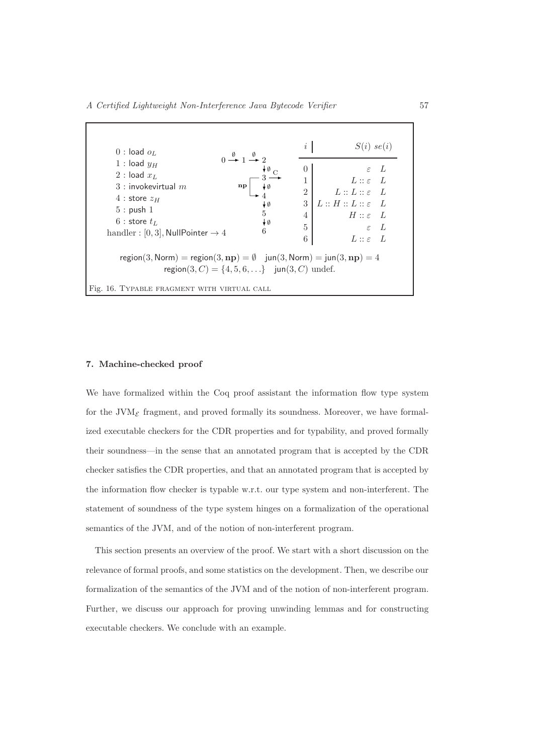```
0 : load o_L
1 : load y_H
2 : load x_L
3 : invokevirtual m
4 : store z_H
5 : push 1
6 : store t_L
handler : [0, 3], NullPointer → 4
```

| $i$ | $S(i)$ | $se(i)$ |
|---|---|---|
| 0 | $\varepsilon$ | $L$ |
| 1 | $L :: \varepsilon$ | $L$ |
| 2 | $L :: L :: \varepsilon$ | $L$ |
| 3 | $L :: H :: L :: \varepsilon$ | $L$ |
| 4 | $H :: \varepsilon$ | $L$ |
| 5 | $\varepsilon$ | $L$ |
| 6 | $L :: \varepsilon$ | $L$ |

$\mathsf{region}(3, \mathsf{Norm}) = \mathsf{region}(3, \mathbf{np}) = \emptyset \quad \mathsf{jun}(3, \mathsf{Norm}) = \mathsf{jun}(3, \mathbf{np}) = 4$

$\mathsf{region}(3, C) = \{4, 5, 6, \ldots\} \quad \mathsf{jun}(3, C)$ undef.

Fig. 16. Typable fragment with virtual call

### 7. Machine-checked proof

We have formalized within the Coq proof assistant the information flow type system for the $\mathrm{JVM}_{\mathcal{E}}$ fragment, and proved formally its soundness. Moreover, we have formalized executable checkers for the CDR properties and for typability, and proved formally their soundness—in the sense that an annotated program that is accepted by the CDR checker satisfies the CDR properties, and that an annotated program that is accepted by the information flow checker is typable w.r.t. our type system and non-interferent. The statement of soundness of the type system hinges on a formalization of the operational semantics of the JVM, and of the notion of non-interferent program.

This section presents an overview of the proof. We start with a short discussion on the relevance of formal proofs, and some statistics on the development. Then, we describe our formalization of the semantics of the JVM and of the notion of non-interferent program. Further, we discuss our approach for proving unwinding lemmas and for constructing executable checkers. We conclude with an example.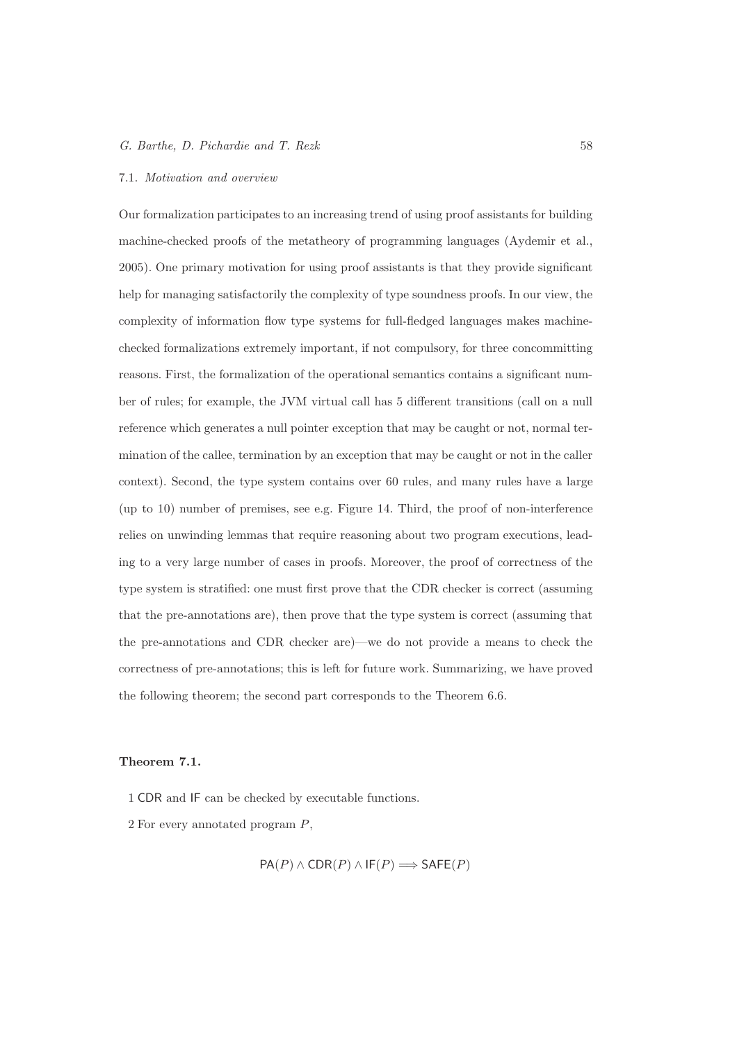### 7.1. *Motivation and overview*

Our formalization participates to an increasing trend of using proof assistants for building machine-checked proofs of the metatheory of programming languages (Aydemir et al., 2005). One primary motivation for using proof assistants is that they provide significant help for managing satisfactorily the complexity of type soundness proofs. In our view, the complexity of information flow type systems for full-fledged languages makes machine-checked formalizations extremely important, if not compulsory, for three concommitting reasons. First, the formalization of the operational semantics contains a significant number of rules; for example, the JVM virtual call has 5 different transitions (call on a null reference which generates a null pointer exception that may be caught or not, normal termination of the callee, termination by an exception that may be caught or not in the caller context). Second, the type system contains over 60 rules, and many rules have a large (up to 10) number of premises, see e.g. Figure 14. Third, the proof of non-interference relies on unwinding lemmas that require reasoning about two program executions, leading to a very large number of cases in proofs. Moreover, the proof of correctness of the type system is stratified: one must first prove that the CDR checker is correct (assuming that the pre-annotations are), then prove that the type system is correct (assuming that the pre-annotations and CDR checker are)—we do not provide a means to check the correctness of pre-annotations; this is left for future work. Summarizing, we have proved the following theorem; the second part corresponds to the Theorem 6.6.

**Theorem 7.1.**

1 CDR and IF can be checked by executable functions.

2 For every annotated program $P$,

$$\mathsf{PA}(P) \wedge \mathsf{CDR}(P) \wedge \mathsf{IF}(P) \Longrightarrow \mathsf{SAFE}(P)$$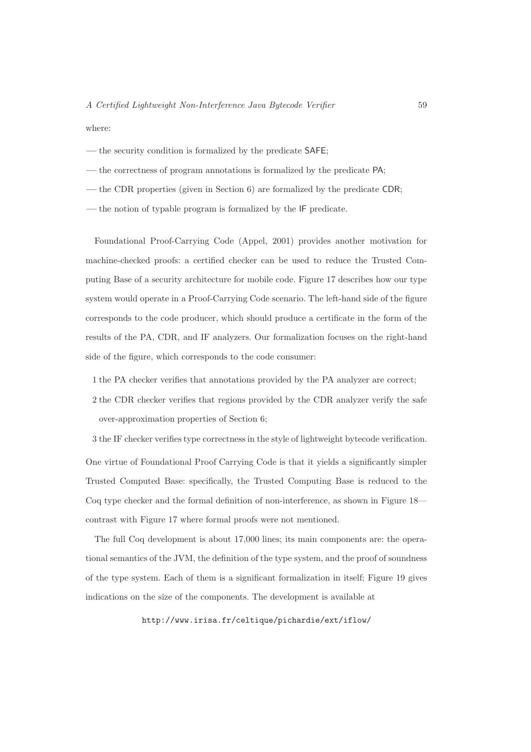where:

- the security condition is formalized by the predicate SAFE;
- the correctness of program annotations is formalized by the predicate PA;
- the CDR properties (given in Section 6) are formalized by the predicate CDR;
- the notion of typable program is formalized by the IF predicate.

Foundational Proof-Carrying Code (Appel, 2001) provides another motivation for machine-checked proofs: a certified checker can be used to reduce the Trusted Computing Base of a security architecture for mobile code. Figure 17 describes how our type system would operate in a Proof-Carrying Code scenario. The left-hand side of the figure corresponds to the code producer, which should produce a certificate in the form of the results of the PA, CDR, and IF analyzers. Our formalization focuses on the right-hand side of the figure, which corresponds to the code consumer:

1. the PA checker verifies that annotations provided by the PA analyzer are correct;
2. the CDR checker verifies that regions provided by the CDR analyzer verify the safe over-approximation properties of Section 6;
3. the IF checker verifies type correctness in the style of lightweight bytecode verification.

One virtue of Foundational Proof Carrying Code is that it yields a significantly simpler Trusted Computed Base: specifically, the Trusted Computing Base is reduced to the Coq type checker and the formal definition of non-interference, as shown in Figure 18—contrast with Figure 17 where formal proofs were not mentioned.

The full Coq development is about 17,000 lines; its main components are: the operational semantics of the JVM, the definition of the type system, and the proof of soundness of the type system. Each of them is a significant formalization in itself; Figure 19 gives indications on the size of the components. The development is available at

http://www.irisa.fr/celtique/pichardie/ext/iflow/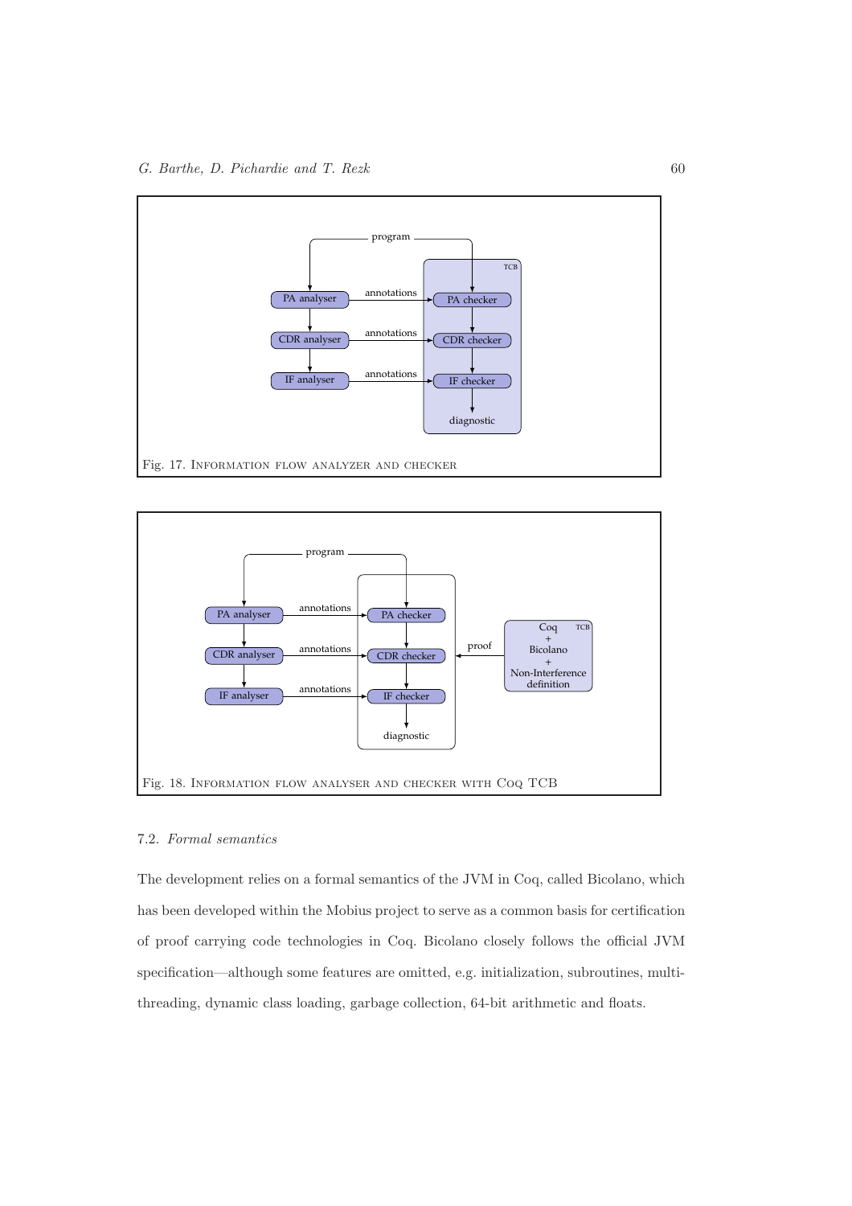Fig. 17. Information flow analyzer and checker

Fig. 18. Information flow analyser and checker with Coq TCB

### 7.2. *Formal semantics*

The development relies on a formal semantics of the JVM in Coq, called Bicolano, which has been developed within the Mobius project to serve as a common basis for certification of proof carrying code technologies in Coq. Bicolano closely follows the official JVM specification—although some features are omitted, e.g. initialization, subroutines, multi-threading, dynamic class loading, garbage collection, 64-bit arithmetic and floats.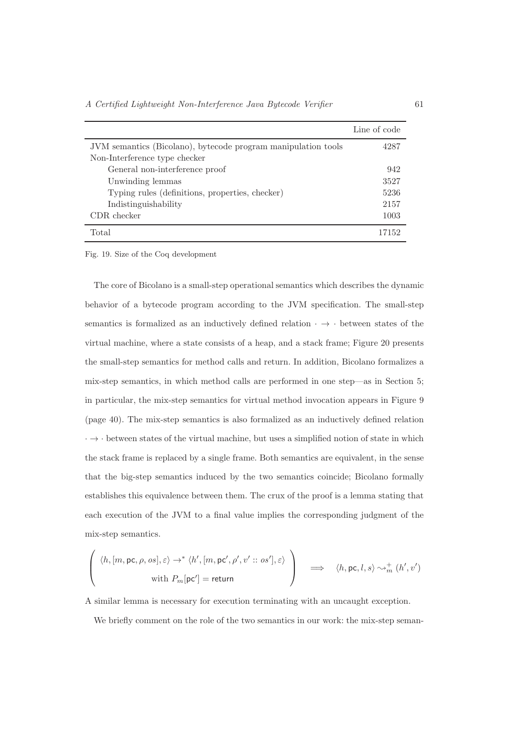| | Line of code |
|---|---|
| JVM semantics (Bicolano), bytecode program manipulation tools | 4287 |
| Non-Interference type checker | |
| General non-interference proof | 942 |
| Unwinding lemmas | 3527 |
| Typing rules (definitions, properties, checker) | 5236 |
| Indistinguishability | 2157 |
| CDR checker | 1003 |
| Total | 17152 |

Fig. 19. Size of the Coq development

The core of Bicolano is a small-step operational semantics which describes the dynamic behavior of a bytecode program according to the JVM specification. The small-step semantics is formalized as an inductively defined relation $\cdot \to \cdot$ between states of the virtual machine, where a state consists of a heap, and a stack frame; Figure 20 presents the small-step semantics for method calls and return. In addition, Bicolano formalizes a mix-step semantics, in which method calls are performed in one step—as in Section 5; in particular, the mix-step semantics for virtual method invocation appears in Figure 9 (page 40). The mix-step semantics is also formalized as an inductively defined relation $\cdot \to \cdot$ between states of the virtual machine, but uses a simplified notion of state in which the stack frame is replaced by a single frame. Both semantics are equivalent, in the sense that the big-step semantics induced by the two semantics coincide; Bicolano formally establishes this equivalence between them. The crux of the proof is a lemma stating that each execution of the JVM to a final value implies the corresponding judgment of the mix-step semantics.

$$\left( \begin{array}{c} \langle h, [m, \mathsf{pc}, \rho, os], \varepsilon \rangle \to^* \langle h', [m, \mathsf{pc}', \rho', v' :: os'], \varepsilon \rangle \\ \text{with } P_m[\mathsf{pc}'] = \mathsf{return} \end{array} \right) \implies \langle h, \mathsf{pc}, l, s \rangle \leadsto_m^+ (h', v')$$

A similar lemma is necessary for execution terminating with an uncaught exception.

We briefly comment on the role of the two semantics in our work: the mix-step seman-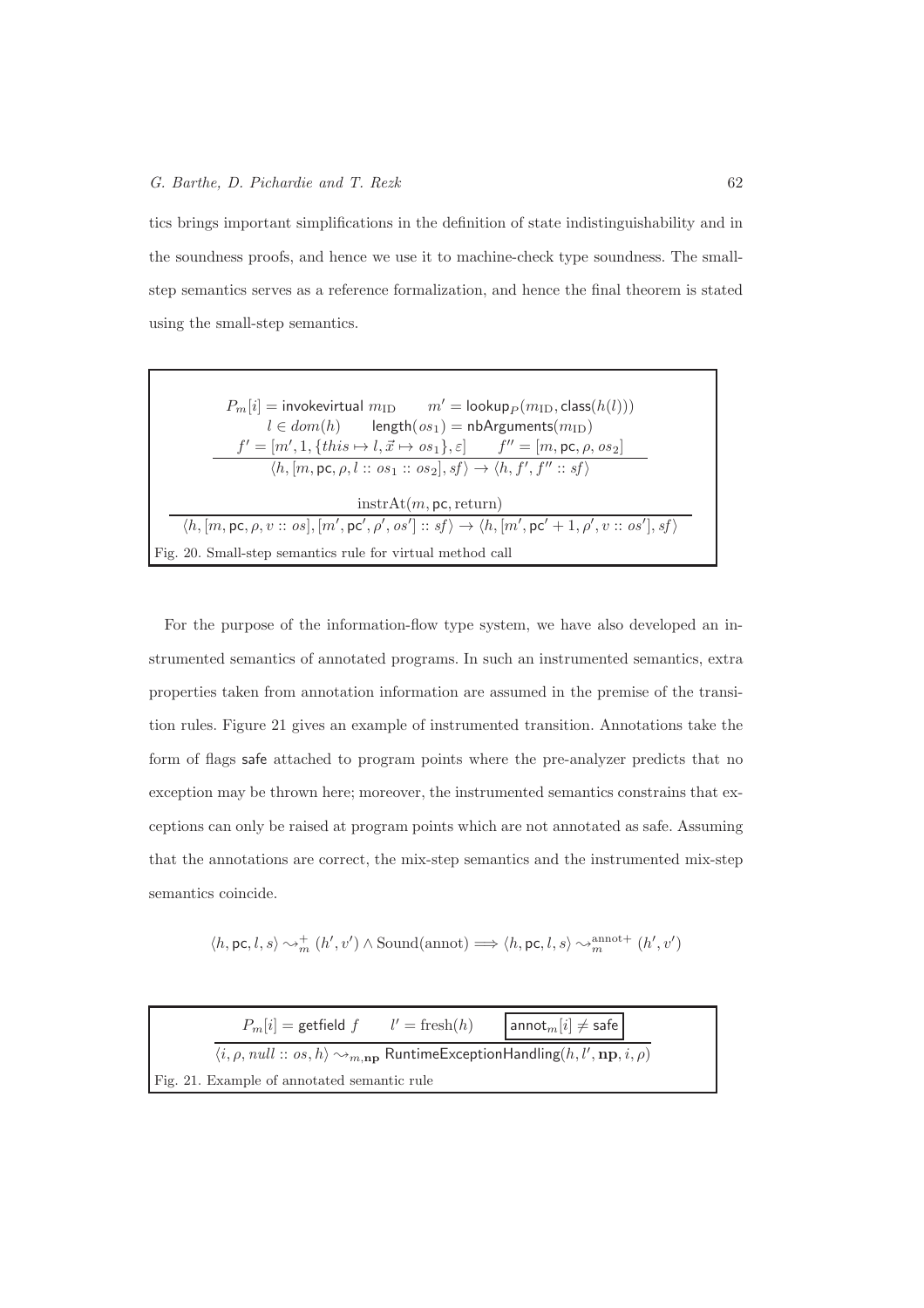tics brings important simplifications in the definition of state indistinguishability and in the soundness proofs, and hence we use it to machine-check type soundness. The small-step semantics serves as a reference formalization, and hence the final theorem is stated using the small-step semantics.

$$\frac{\begin{array}{c} P_m[i] = \mathsf{invokevirtual}\ m_{\mathrm{ID}} \qquad m' = \mathsf{lookup}_P(m_{\mathrm{ID}}, \mathsf{class}(h(l))) \\ l \in dom(h) \qquad \mathsf{length}(os_1) = \mathsf{nbArguments}(m_{\mathrm{ID}}) \\ f' = [m', 1, \{this \mapsto l, \vec{x} \mapsto os_1\}, \varepsilon] \qquad f'' = [m, \mathsf{pc}, \rho, os_2] \end{array}}{\langle h, [m, \mathsf{pc}, \rho, l :: os_1 :: os_2], sf\rangle \to \langle h, f', f'' :: sf\rangle}$$

$$\frac{\mathrm{instrAt}(m, \mathsf{pc}, \mathrm{return})}{\langle h, [m, \mathsf{pc}, \rho, v :: os], [m', \mathsf{pc}', \rho', os'] :: sf\rangle \to \langle h, [m', \mathsf{pc}' + 1, \rho', v :: os'], sf\rangle}$$

Fig. 20. Small-step semantics rule for virtual method call

For the purpose of the information-flow type system, we have also developed an instrumented semantics of annotated programs. In such an instrumented semantics, extra properties taken from annotation information are assumed in the premise of the transition rules. Figure 21 gives an example of instrumented transition. Annotations take the form of flags safe attached to program points where the pre-analyzer predicts that no exception may be thrown here; moreover, the instrumented semantics constrains that exceptions can only be raised at program points which are not annotated as safe. Assuming that the annotations are correct, the mix-step semantics and the instrumented mix-step semantics coincide.

$$\langle h, \mathsf{pc}, l, s\rangle \leadsto_m^+ (h', v') \wedge \mathrm{Sound}(\mathrm{annot}) \Longrightarrow \langle h, \mathsf{pc}, l, s\rangle \leadsto_m^{\mathrm{annot}+} (h', v')$$

$$\frac{P_m[i] = \mathsf{getfield}\ f \qquad l' = \mathrm{fresh}(h) \qquad \boxed{\mathsf{annot}_m[i] \neq \mathsf{safe}}}{\langle i, \rho, null :: os, h\rangle \leadsto_{m,\mathbf{np}} \mathsf{RuntimeExceptionHandling}(h, l', \mathbf{np}, i, \rho)}$$

Fig. 21. Example of annotated semantic rule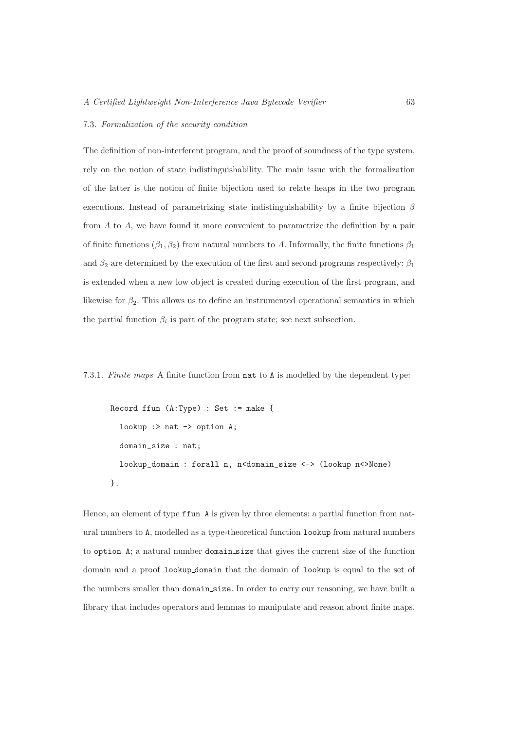### 7.3. *Formalization of the security condition*

The definition of non-interferent program, and the proof of soundness of the type system, rely on the notion of state indistinguishability. The main issue with the formalization of the latter is the notion of finite bijection used to relate heaps in the two program executions. Instead of parametrizing state indistinguishability by a finite bijection $\beta$ from $A$ to $A$, we have found it more convenient to parametrize the definition by a pair of finite functions $(\beta_1, \beta_2)$ from natural numbers to $A$. Informally, the finite functions $\beta_1$ and $\beta_2$ are determined by the execution of the first and second programs respectively: $\beta_1$ is extended when a new low object is created during execution of the first program, and likewise for $\beta_2$. This allows us to define an instrumented operational semantics in which the partial function $\beta_i$ is part of the program state; see next subsection.

7.3.1. *Finite maps* A finite function from `nat` to `A` is modelled by the dependent type:

```
Record ffun (A:Type) : Set := make {
  lookup :> nat -> option A;
  domain_size : nat;
  lookup_domain : forall n, n<domain_size <-> (lookup n<>None)
}.
```

Hence, an element of type `ffun A` is given by three elements: a partial function from natural numbers to `A`, modelled as a type-theoretical function `lookup` from natural numbers to `option A`; a natural number `domain_size` that gives the current size of the function domain and a proof `lookup_domain` that the domain of `lookup` is equal to the set of the numbers smaller than `domain_size`. In order to carry our reasoning, we have built a library that includes operators and lemmas to manipulate and reason about finite maps.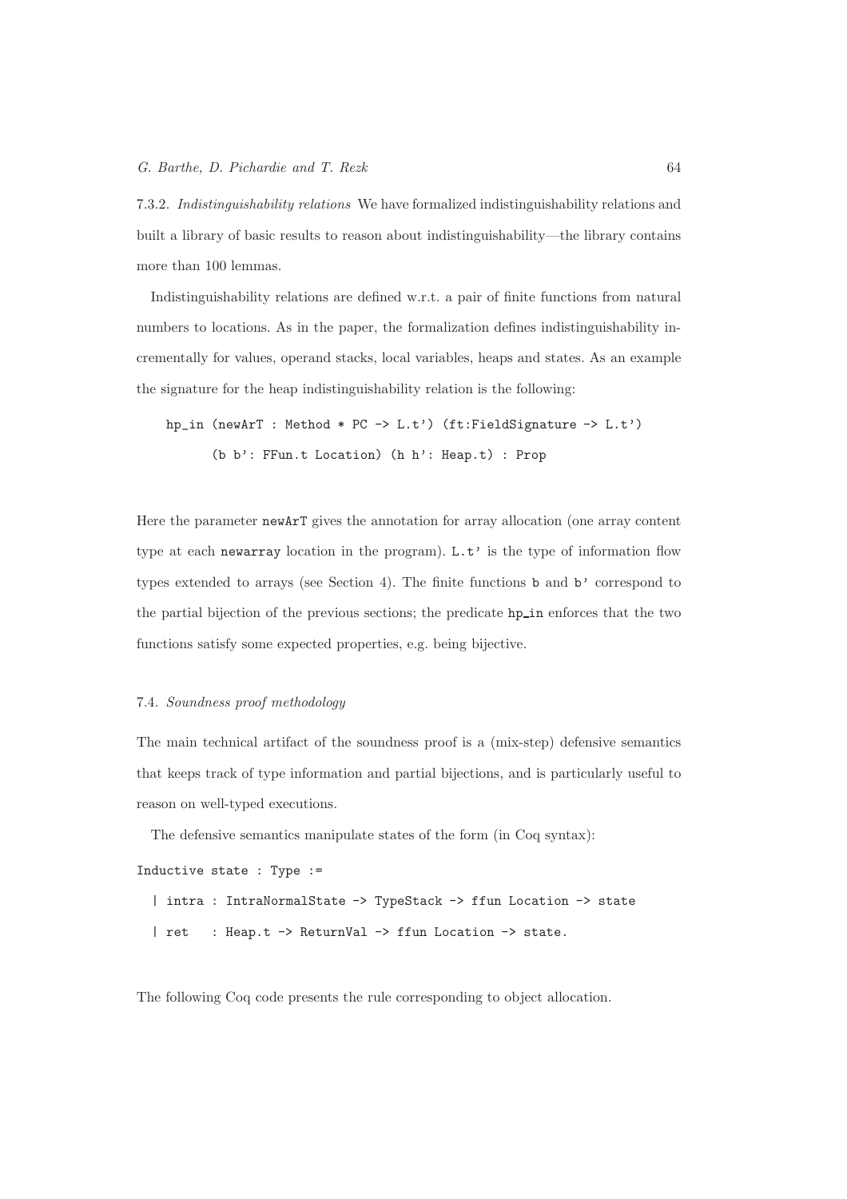7.3.2. *Indistinguishability relations* We have formalized indistinguishability relations and built a library of basic results to reason about indistinguishability—the library contains more than 100 lemmas.

Indistinguishability relations are defined w.r.t. a pair of finite functions from natural numbers to locations. As in the paper, the formalization defines indistinguishability incrementally for values, operand stacks, local variables, heaps and states. As an example the signature for the heap indistinguishability relation is the following:

```
hp_in (newArT : Method * PC -> L.t') (ft:FieldSignature -> L.t')
      (b b': FFun.t Location) (h h': Heap.t) : Prop
```

Here the parameter `newArT` gives the annotation for array allocation (one array content type at each `newarray` location in the program). `L.t'` is the type of information flow types extended to arrays (see Section 4). The finite functions `b` and `b'` correspond to the partial bijection of the previous sections; the predicate `hp_in` enforces that the two functions satisfy some expected properties, e.g. being bijective.

### 7.4. *Soundness proof methodology*

The main technical artifact of the soundness proof is a (mix-step) defensive semantics that keeps track of type information and partial bijections, and is particularly useful to reason on well-typed executions.

The defensive semantics manipulate states of the form (in Coq syntax):

```
Inductive state : Type :=
  | intra : IntraNormalState -> TypeStack -> ffun Location -> state
  | ret   : Heap.t -> ReturnVal -> ffun Location -> state.
```

The following Coq code presents the rule corresponding to object allocation.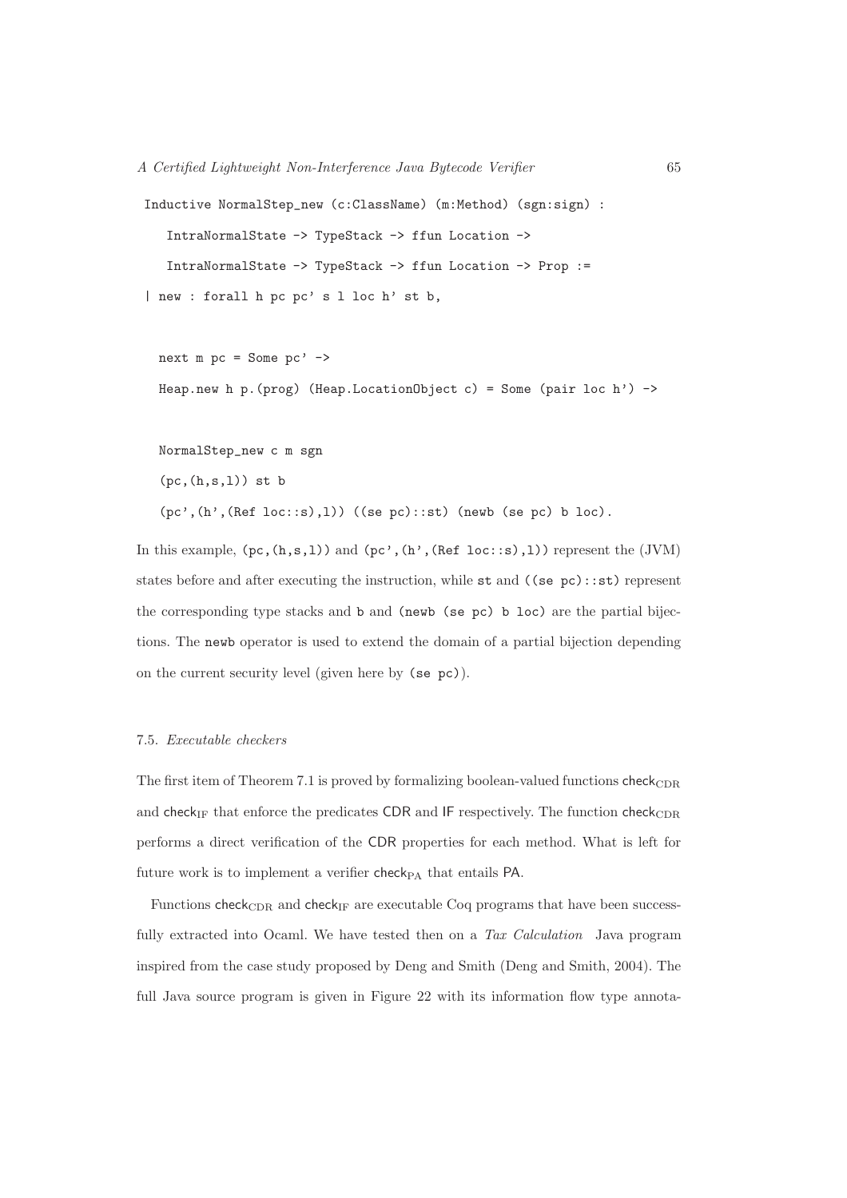```
Inductive NormalStep_new (c:ClassName) (m:Method) (sgn:sign) :
   IntraNormalState -> TypeStack -> ffun Location ->
   IntraNormalState -> TypeStack -> ffun Location -> Prop :=
| new : forall h pc pc' s l loc h' st b,

  next m pc = Some pc' ->
  Heap.new h p.(prog) (Heap.LocationObject c) = Some (pair loc h') ->

  NormalStep_new c m sgn
  (pc,(h,s,l)) st b
  (pc',(h',(Ref loc::s),l)) ((se pc)::st) (newb (se pc) b loc).
```

In this example, `(pc,(h,s,l))` and `(pc',(h',(Ref loc::s),l))` represent the (JVM) states before and after executing the instruction, while `st` and `((se pc)::st)` represent the corresponding type stacks and `b` and `(newb (se pc) b loc)` are the partial bijections. The `newb` operator is used to extend the domain of a partial bijection depending on the current security level (given here by `(se pc)`).

### 7.5. *Executable checkers*

The first item of Theorem 7.1 is proved by formalizing boolean-valued functions $\mathsf{check}_{\mathrm{CDR}}$ and $\mathsf{check}_{\mathrm{IF}}$ that enforce the predicates $\mathsf{CDR}$ and $\mathsf{IF}$ respectively. The function $\mathsf{check}_{\mathrm{CDR}}$ performs a direct verification of the $\mathsf{CDR}$ properties for each method. What is left for future work is to implement a verifier $\mathsf{check}_{\mathrm{PA}}$ that entails $\mathsf{PA}$.

Functions $\mathsf{check}_{\mathrm{CDR}}$ and $\mathsf{check}_{\mathrm{IF}}$ are executable Coq programs that have been successfully extracted into Ocaml. We have tested then on a *Tax Calculation* Java program inspired from the case study proposed by Deng and Smith (Deng and Smith, 2004). The full Java source program is given in Figure 22 with its information flow type annota-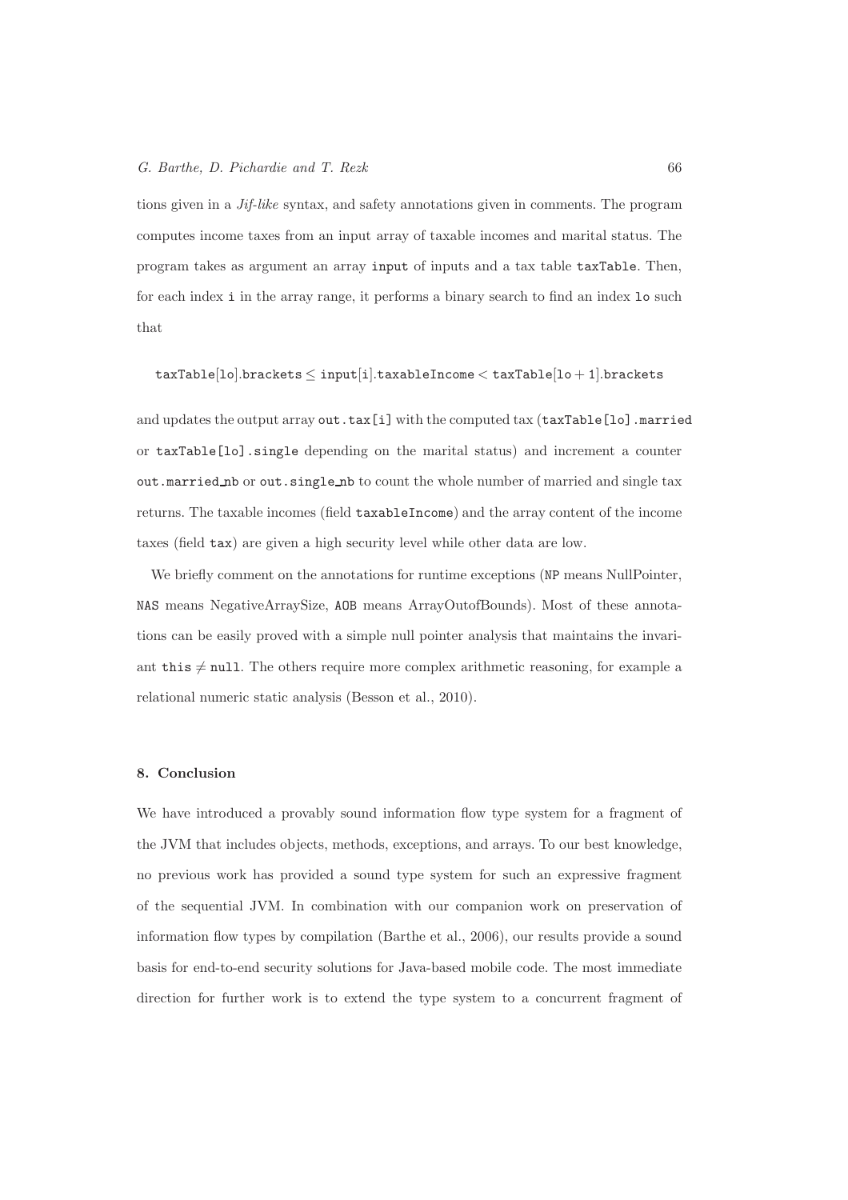tions given in a *Jif-like* syntax, and safety annotations given in comments. The program computes income taxes from an input array of taxable incomes and marital status. The program takes as argument an array `input` of inputs and a tax table `taxTable`. Then, for each index `i` in the array range, it performs a binary search to find an index `lo` such that

$$\texttt{taxTable}[\texttt{lo}].\texttt{brackets} \leq \texttt{input}[\texttt{i}].\texttt{taxableIncome} < \texttt{taxTable}[\texttt{lo}+1].\texttt{brackets}$$

and updates the output array `out.tax[i]` with the computed tax (`taxTable[lo].married` or `taxTable[lo].single` depending on the marital status) and increment a counter `out.married_nb` or `out.single_nb` to count the whole number of married and single tax returns. The taxable incomes (field `taxableIncome`) and the array content of the income taxes (field `tax`) are given a high security level while other data are low.

We briefly comment on the annotations for runtime exceptions (`NP` means NullPointer, `NAS` means NegativeArraySize, `AOB` means ArrayOutofBounds). Most of these annotations can be easily proved with a simple null pointer analysis that maintains the invariant $\texttt{this} \neq \texttt{null}$. The others require more complex arithmetic reasoning, for example a relational numeric static analysis (Besson et al., 2010).

## 8. Conclusion

We have introduced a provably sound information flow type system for a fragment of the JVM that includes objects, methods, exceptions, and arrays. To our best knowledge, no previous work has provided a sound type system for such an expressive fragment of the sequential JVM. In combination with our companion work on preservation of information flow types by compilation (Barthe et al., 2006), our results provide a sound basis for end-to-end security solutions for Java-based mobile code. The most immediate direction for further work is to extend the type system to a concurrent fragment of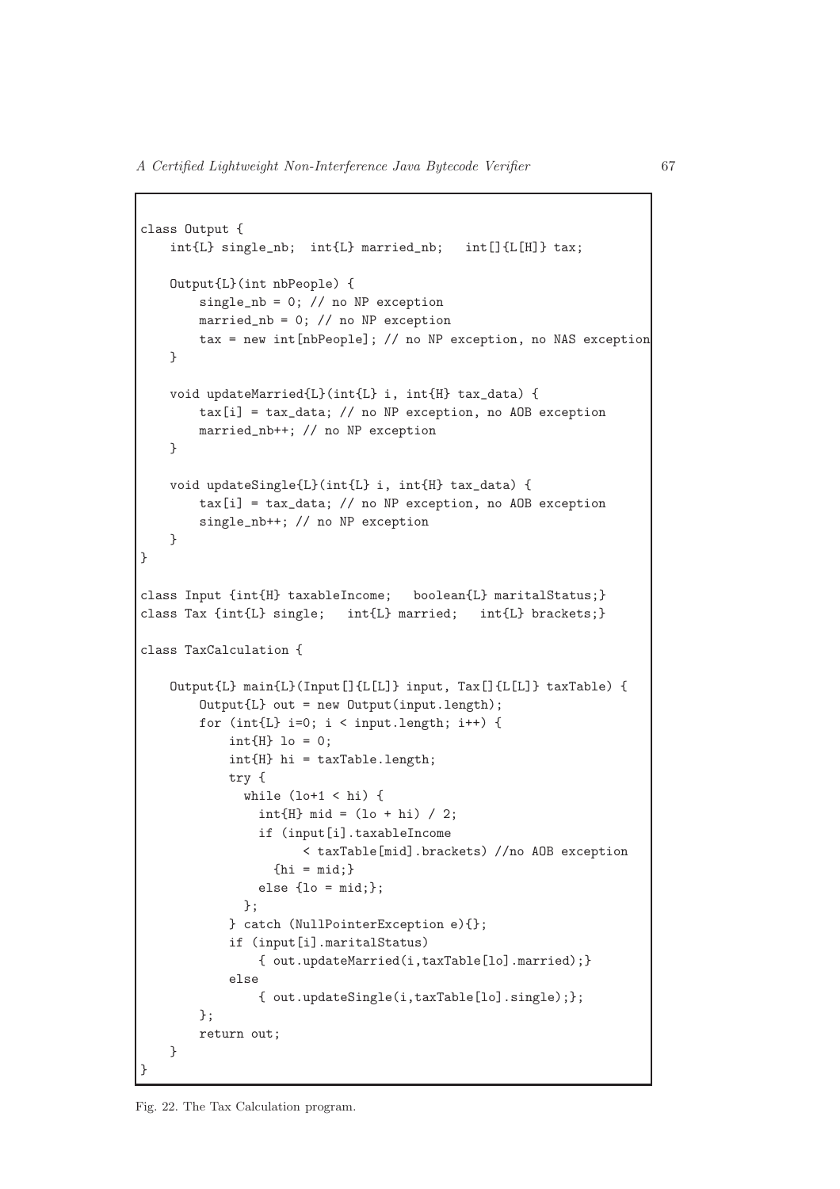```
class Output {
    int{L} single_nb;  int{L} married_nb;   int[]{L[H]} tax;

    Output{L}(int nbPeople) {
        single_nb = 0; // no NP exception
        married_nb = 0; // no NP exception
        tax = new int[nbPeople]; // no NP exception, no NAS exception
    }

    void updateMarried{L}(int{L} i, int{H} tax_data) {
        tax[i] = tax_data; // no NP exception, no AOB exception
        married_nb++; // no NP exception
    }

    void updateSingle{L}(int{L} i, int{H} tax_data) {
        tax[i] = tax_data; // no NP exception, no AOB exception
        single_nb++; // no NP exception
    }
}

class Input {int{H} taxableIncome;   boolean{L} maritalStatus;}
class Tax {int{L} single;   int{L} married;   int{L} brackets;}

class TaxCalculation {

    Output{L} main{L}(Input[]{L[L]} input, Tax[]{L[L]} taxTable) {
        Output{L} out = new Output(input.length);
        for (int{L} i=0; i < input.length; i++) {
            int{H} lo = 0;
            int{H} hi = taxTable.length;
            try {
              while (lo+1 < hi) {
                int{H} mid = (lo + hi) / 2;
                if (input[i].taxableIncome
                      < taxTable[mid].brackets) //no AOB exception
                  {hi = mid;}
                else {lo = mid;};
              };
            } catch (NullPointerException e){};
            if (input[i].maritalStatus)
                { out.updateMarried(i,taxTable[lo].married);}
            else
                { out.updateSingle(i,taxTable[lo].single);};
        };
        return out;
    }
}
```

Fig. 22. The Tax Calculation program.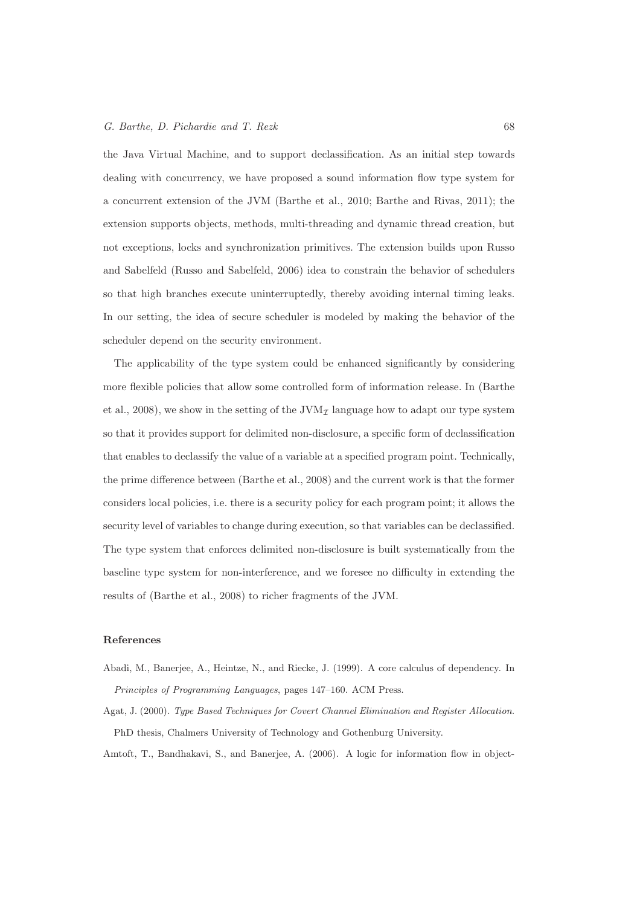the Java Virtual Machine, and to support declassification. As an initial step towards dealing with concurrency, we have proposed a sound information flow type system for a concurrent extension of the JVM (Barthe et al., 2010; Barthe and Rivas, 2011); the extension supports objects, methods, multi-threading and dynamic thread creation, but not exceptions, locks and synchronization primitives. The extension builds upon Russo and Sabelfeld (Russo and Sabelfeld, 2006) idea to constrain the behavior of schedulers so that high branches execute uninterruptedly, thereby avoiding internal timing leaks. In our setting, the idea of secure scheduler is modeled by making the behavior of the scheduler depend on the security environment.

The applicability of the type system could be enhanced significantly by considering more flexible policies that allow some controlled form of information release. In (Barthe et al., 2008), we show in the setting of the $\mathrm{JVM}_{\mathcal{I}}$ language how to adapt our type system so that it provides support for delimited non-disclosure, a specific form of declassification that enables to declassify the value of a variable at a specified program point. Technically, the prime difference between (Barthe et al., 2008) and the current work is that the former considers local policies, i.e. there is a security policy for each program point; it allows the security level of variables to change during execution, so that variables can be declassified. The type system that enforces delimited non-disclosure is built systematically from the baseline type system for non-interference, and we foresee no difficulty in extending the results of (Barthe et al., 2008) to richer fragments of the JVM.

### References

Abadi, M., Banerjee, A., Heintze, N., and Riecke, J. (1999). A core calculus of dependency. In *Principles of Programming Languages*, pages 147–160. ACM Press.

Agat, J. (2000). *Type Based Techniques for Covert Channel Elimination and Register Allocation*. PhD thesis, Chalmers University of Technology and Gothenburg University.

Amtoft, T., Bandhakavi, S., and Banerjee, A. (2006). A logic for information flow in object-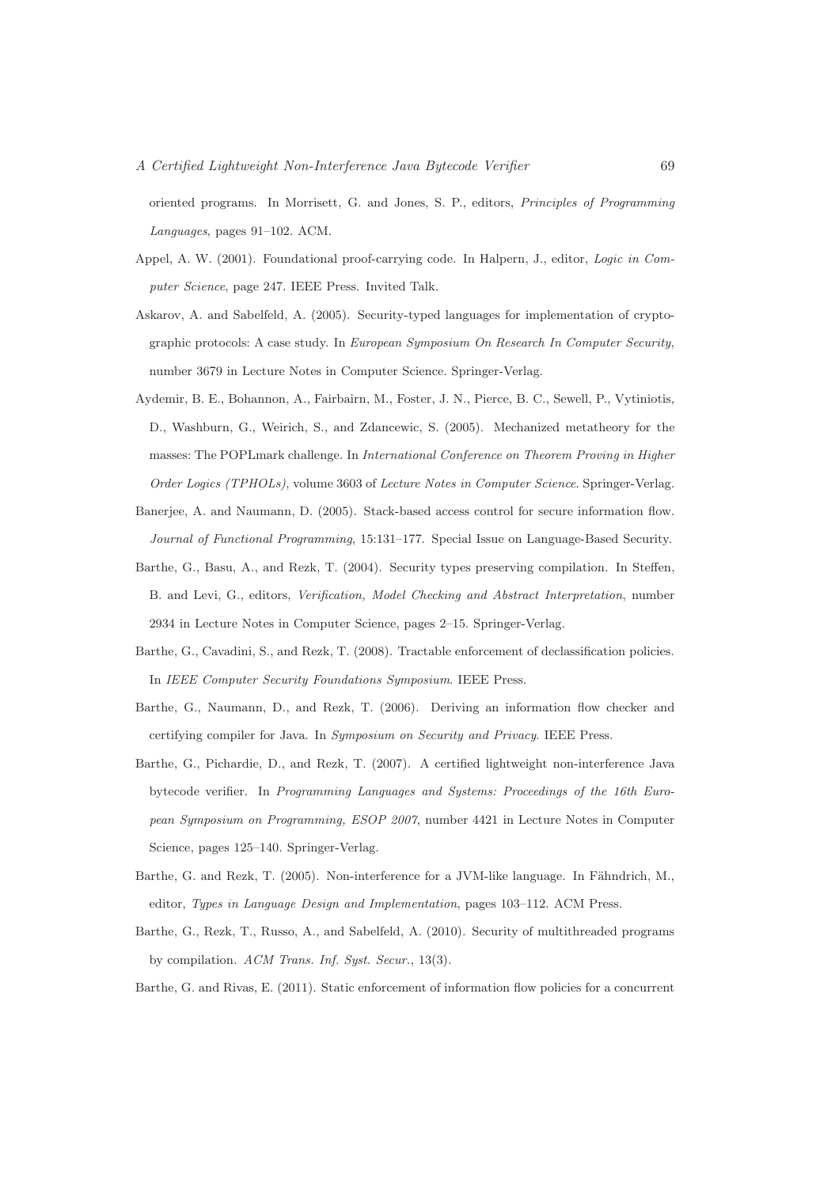oriented programs. In Morrisett, G. and Jones, S. P., editors, *Principles of Programming Languages*, pages 91–102. ACM.

Appel, A. W. (2001). Foundational proof-carrying code. In Halpern, J., editor, *Logic in Computer Science*, page 247. IEEE Press. Invited Talk.

Askarov, A. and Sabelfeld, A. (2005). Security-typed languages for implementation of cryptographic protocols: A case study. In *European Symposium On Research In Computer Security*, number 3679 in Lecture Notes in Computer Science. Springer-Verlag.

Aydemir, B. E., Bohannon, A., Fairbairn, M., Foster, J. N., Pierce, B. C., Sewell, P., Vytiniotis, D., Washburn, G., Weirich, S., and Zdancewic, S. (2005). Mechanized metatheory for the masses: The POPLmark challenge. In *International Conference on Theorem Proving in Higher Order Logics (TPHOLs)*, volume 3603 of *Lecture Notes in Computer Science*. Springer-Verlag.

Banerjee, A. and Naumann, D. (2005). Stack-based access control for secure information flow. *Journal of Functional Programming*, 15:131–177. Special Issue on Language-Based Security.

Barthe, G., Basu, A., and Rezk, T. (2004). Security types preserving compilation. In Steffen, B. and Levi, G., editors, *Verification, Model Checking and Abstract Interpretation*, number 2934 in Lecture Notes in Computer Science, pages 2–15. Springer-Verlag.

Barthe, G., Cavadini, S., and Rezk, T. (2008). Tractable enforcement of declassification policies. In *IEEE Computer Security Foundations Symposium*. IEEE Press.

Barthe, G., Naumann, D., and Rezk, T. (2006). Deriving an information flow checker and certifying compiler for Java. In *Symposium on Security and Privacy*. IEEE Press.

Barthe, G., Pichardie, D., and Rezk, T. (2007). A certified lightweight non-interference Java bytecode verifier. In *Programming Languages and Systems: Proceedings of the 16th European Symposium on Programming, ESOP 2007*, number 4421 in Lecture Notes in Computer Science, pages 125–140. Springer-Verlag.

Barthe, G. and Rezk, T. (2005). Non-interference for a JVM-like language. In Fähndrich, M., editor, *Types in Language Design and Implementation*, pages 103–112. ACM Press.

Barthe, G., Rezk, T., Russo, A., and Sabelfeld, A. (2010). Security of multithreaded programs by compilation. *ACM Trans. Inf. Syst. Secur.*, 13(3).

Barthe, G. and Rivas, E. (2011). Static enforcement of information flow policies for a concurrent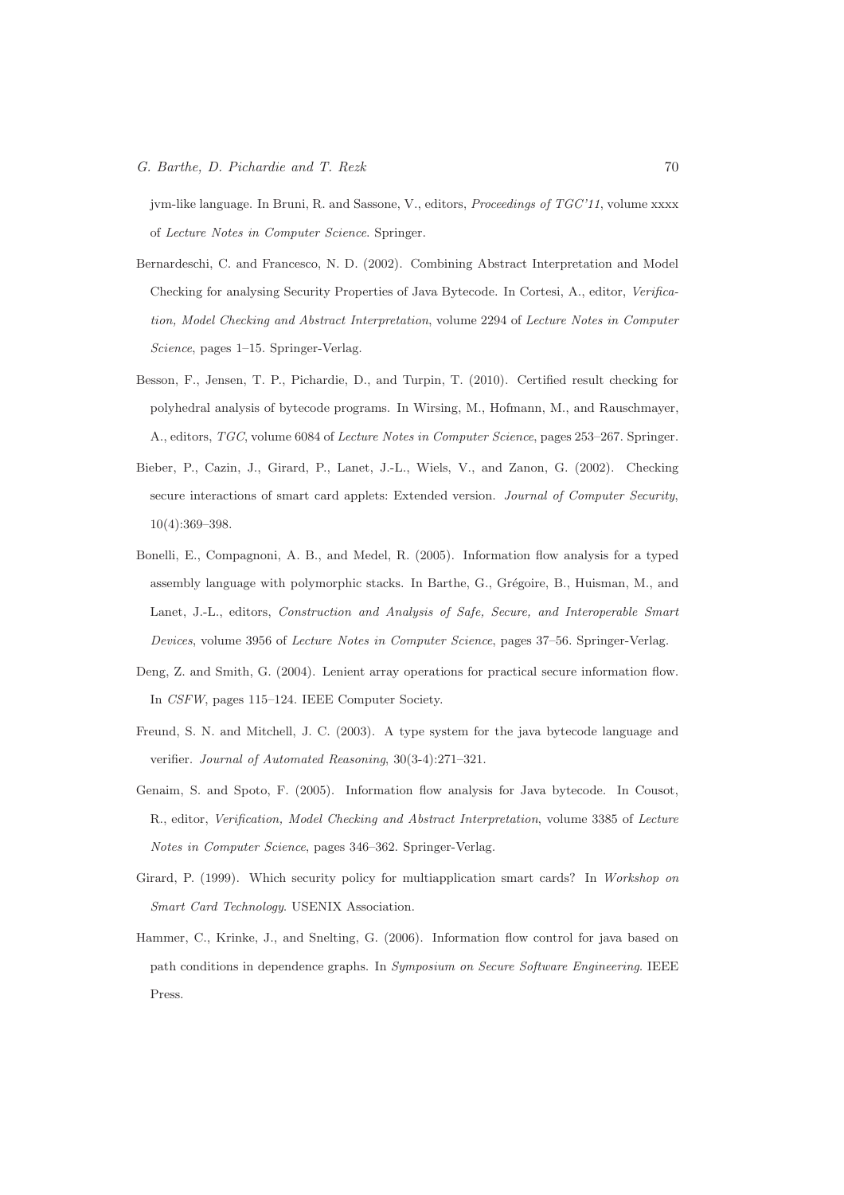jvm-like language. In Bruni, R. and Sassone, V., editors, *Proceedings of TGC'11*, volume xxxx of *Lecture Notes in Computer Science*. Springer.

Bernardeschi, C. and Francesco, N. D. (2002). Combining Abstract Interpretation and Model Checking for analysing Security Properties of Java Bytecode. In Cortesi, A., editor, *Verification, Model Checking and Abstract Interpretation*, volume 2294 of *Lecture Notes in Computer Science*, pages 1–15. Springer-Verlag.

Besson, F., Jensen, T. P., Pichardie, D., and Turpin, T. (2010). Certified result checking for polyhedral analysis of bytecode programs. In Wirsing, M., Hofmann, M., and Rauschmayer, A., editors, *TGC*, volume 6084 of *Lecture Notes in Computer Science*, pages 253–267. Springer.

Bieber, P., Cazin, J., Girard, P., Lanet, J.-L., Wiels, V., and Zanon, G. (2002). Checking secure interactions of smart card applets: Extended version. *Journal of Computer Security*, 10(4):369–398.

Bonelli, E., Compagnoni, A. B., and Medel, R. (2005). Information flow analysis for a typed assembly language with polymorphic stacks. In Barthe, G., Grégoire, B., Huisman, M., and Lanet, J.-L., editors, *Construction and Analysis of Safe, Secure, and Interoperable Smart Devices*, volume 3956 of *Lecture Notes in Computer Science*, pages 37–56. Springer-Verlag.

Deng, Z. and Smith, G. (2004). Lenient array operations for practical secure information flow. In *CSFW*, pages 115–124. IEEE Computer Society.

Freund, S. N. and Mitchell, J. C. (2003). A type system for the java bytecode language and verifier. *Journal of Automated Reasoning*, 30(3-4):271–321.

Genaim, S. and Spoto, F. (2005). Information flow analysis for Java bytecode. In Cousot, R., editor, *Verification, Model Checking and Abstract Interpretation*, volume 3385 of *Lecture Notes in Computer Science*, pages 346–362. Springer-Verlag.

Girard, P. (1999). Which security policy for multiapplication smart cards? In *Workshop on Smart Card Technology*. USENIX Association.

Hammer, C., Krinke, J., and Snelting, G. (2006). Information flow control for java based on path conditions in dependence graphs. In *Symposium on Secure Software Engineering*. IEEE Press.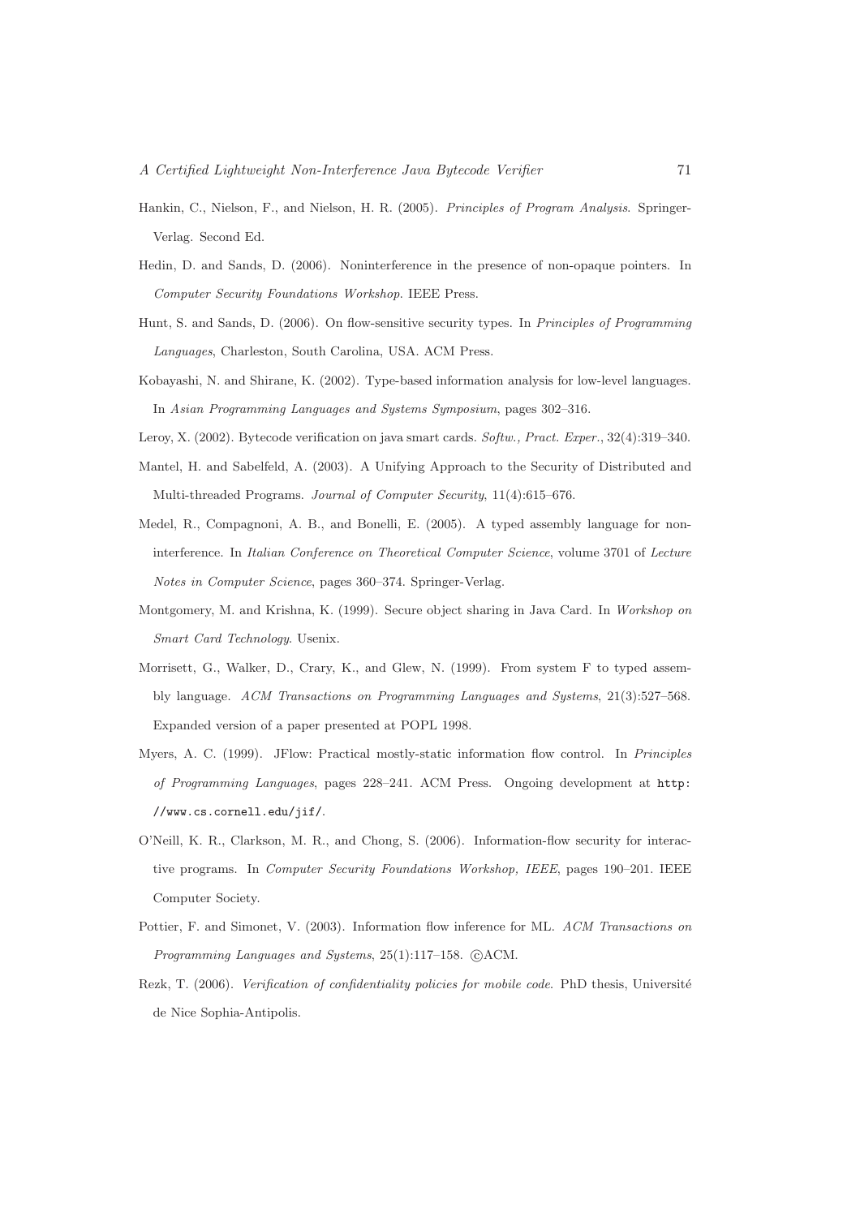Hankin, C., Nielson, F., and Nielson, H. R. (2005). *Principles of Program Analysis*. Springer-Verlag. Second Ed.

Hedin, D. and Sands, D. (2006). Noninterference in the presence of non-opaque pointers. In *Computer Security Foundations Workshop*. IEEE Press.

Hunt, S. and Sands, D. (2006). On flow-sensitive security types. In *Principles of Programming Languages*, Charleston, South Carolina, USA. ACM Press.

Kobayashi, N. and Shirane, K. (2002). Type-based information analysis for low-level languages. In *Asian Programming Languages and Systems Symposium*, pages 302–316.

Leroy, X. (2002). Bytecode verification on java smart cards. *Softw., Pract. Exper.*, 32(4):319–340.

Mantel, H. and Sabelfeld, A. (2003). A Unifying Approach to the Security of Distributed and Multi-threaded Programs. *Journal of Computer Security*, 11(4):615–676.

Medel, R., Compagnoni, A. B., and Bonelli, E. (2005). A typed assembly language for non-interference. In *Italian Conference on Theoretical Computer Science*, volume 3701 of *Lecture Notes in Computer Science*, pages 360–374. Springer-Verlag.

Montgomery, M. and Krishna, K. (1999). Secure object sharing in Java Card. In *Workshop on Smart Card Technology*. Usenix.

Morrisett, G., Walker, D., Crary, K., and Glew, N. (1999). From system F to typed assembly language. *ACM Transactions on Programming Languages and Systems*, 21(3):527–568. Expanded version of a paper presented at POPL 1998.

Myers, A. C. (1999). JFlow: Practical mostly-static information flow control. In *Principles of Programming Languages*, pages 228–241. ACM Press. Ongoing development at `http://www.cs.cornell.edu/jif/`.

O'Neill, K. R., Clarkson, M. R., and Chong, S. (2006). Information-flow security for interactive programs. In *Computer Security Foundations Workshop, IEEE*, pages 190–201. IEEE Computer Society.

Pottier, F. and Simonet, V. (2003). Information flow inference for ML. *ACM Transactions on Programming Languages and Systems*, 25(1):117–158. ©ACM.

Rezk, T. (2006). *Verification of confidentiality policies for mobile code*. PhD thesis, Université de Nice Sophia-Antipolis.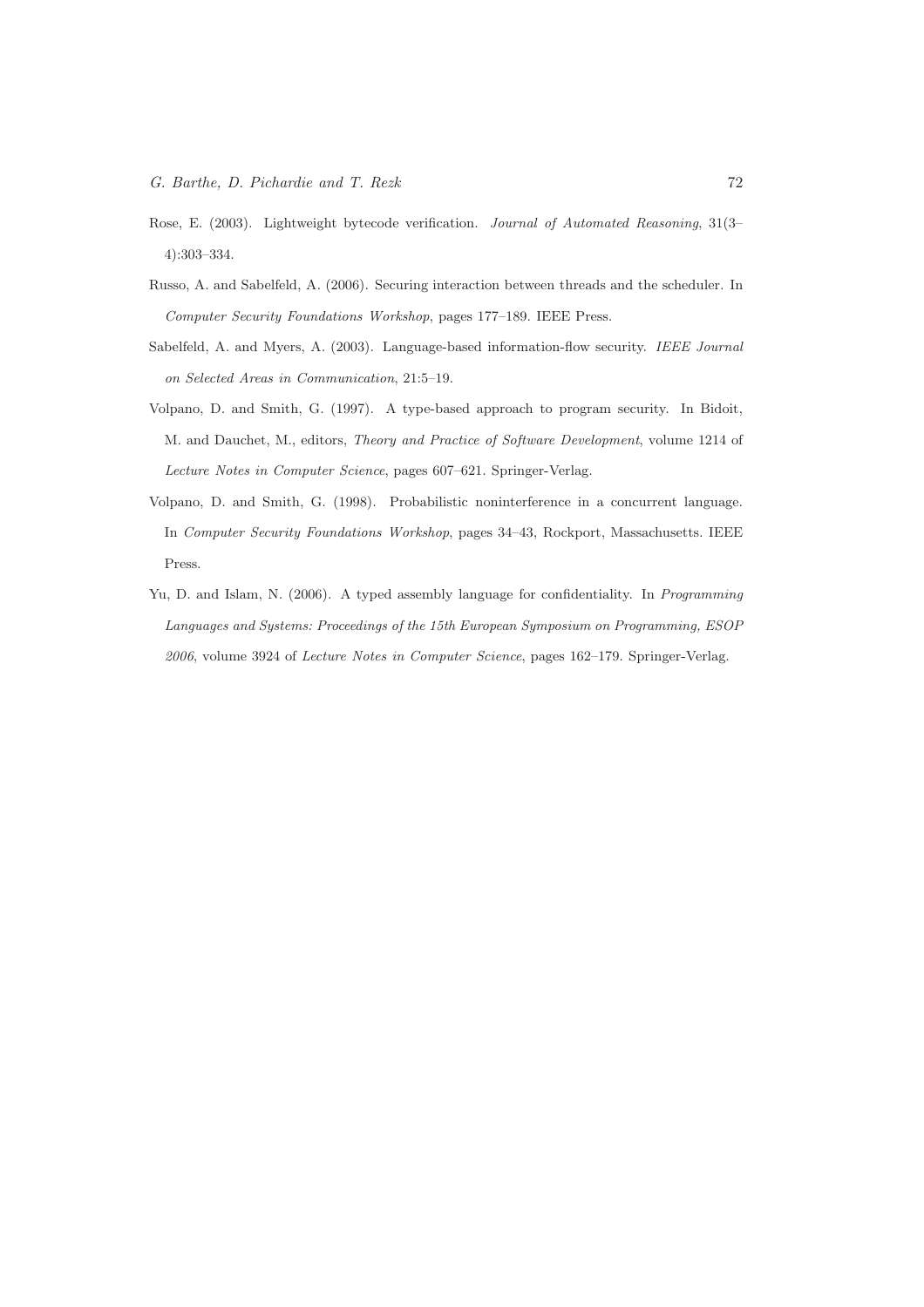Rose, E. (2003). Lightweight bytecode verification. *Journal of Automated Reasoning*, 31(3–4):303–334.

Russo, A. and Sabelfeld, A. (2006). Securing interaction between threads and the scheduler. In *Computer Security Foundations Workshop*, pages 177–189. IEEE Press.

Sabelfeld, A. and Myers, A. (2003). Language-based information-flow security. *IEEE Journal on Selected Areas in Communication*, 21:5–19.

Volpano, D. and Smith, G. (1997). A type-based approach to program security. In Bidoit, M. and Dauchet, M., editors, *Theory and Practice of Software Development*, volume 1214 of *Lecture Notes in Computer Science*, pages 607–621. Springer-Verlag.

Volpano, D. and Smith, G. (1998). Probabilistic noninterference in a concurrent language. In *Computer Security Foundations Workshop*, pages 34–43, Rockport, Massachusetts. IEEE Press.

Yu, D. and Islam, N. (2006). A typed assembly language for confidentiality. In *Programming Languages and Systems: Proceedings of the 15th European Symposium on Programming, ESOP 2006*, volume 3924 of *Lecture Notes in Computer Science*, pages 162–179. Springer-Verlag.